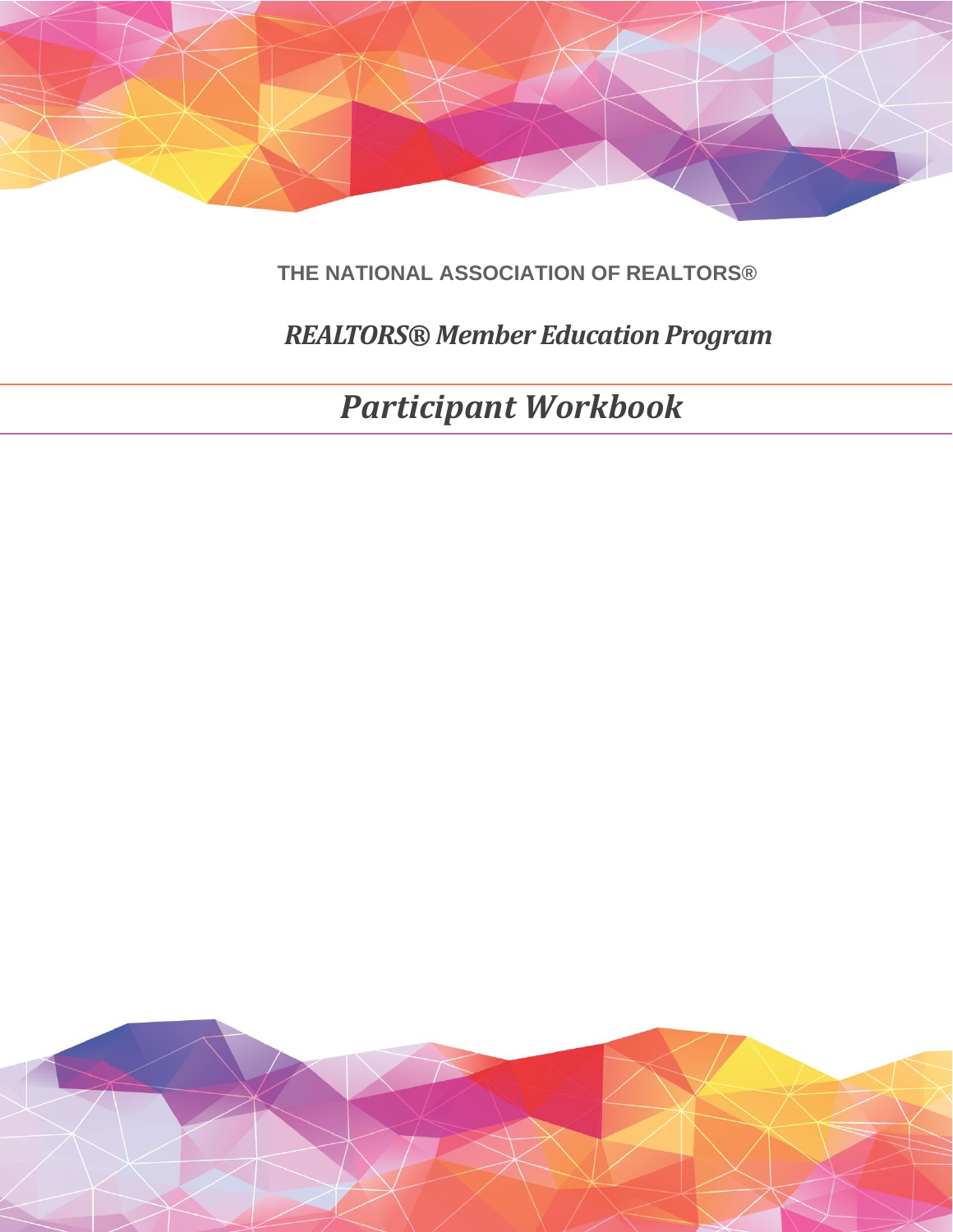THE NATIONAL ASSOCIATION OF REALTORS®

## *REALTORS® Member Education Program*

# *Participant Workbook*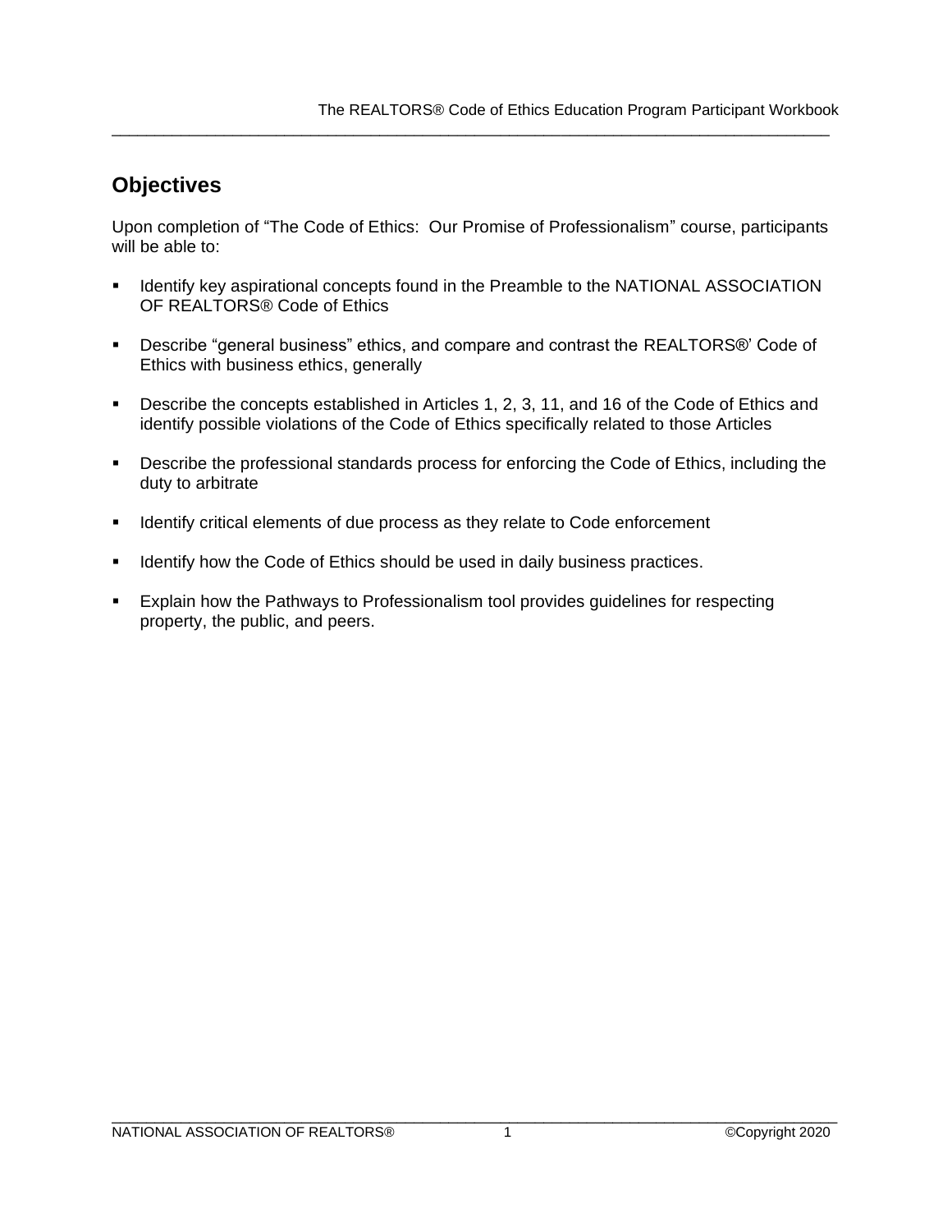## Objectives

Upon completion of “The Code of Ethics: Our Promise of Professionalism” course, participants will be able to:

- Identify key aspirational concepts found in the Preamble to the NATIONAL ASSOCIATION OF REALTORS® Code of Ethics
- Describe “general business” ethics, and compare and contrast the REALTORS®’ Code of Ethics with business ethics, generally
- Describe the concepts established in Articles 1, 2, 3, 11, and 16 of the Code of Ethics and identify possible violations of the Code of Ethics specifically related to those Articles
- Describe the professional standards process for enforcing the Code of Ethics, including the duty to arbitrate
- Identify critical elements of due process as they relate to Code enforcement
- Identify how the Code of Ethics should be used in daily business practices.
- Explain how the Pathways to Professionalism tool provides guidelines for respecting property, the public, and peers.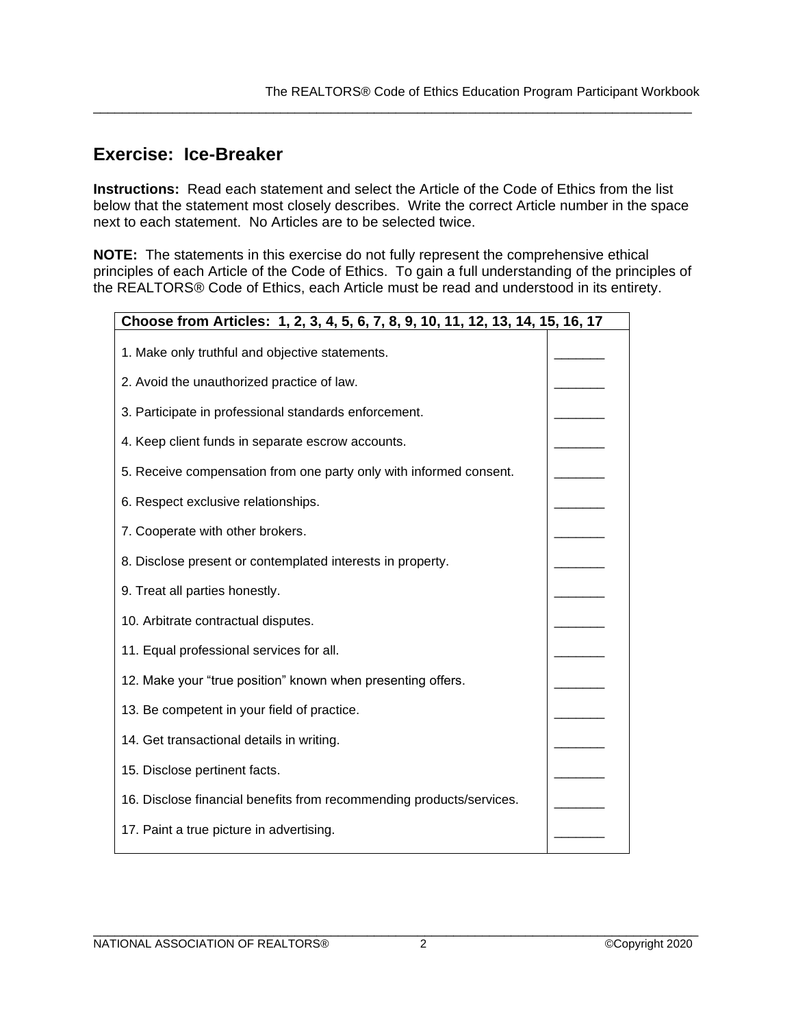## Exercise: Ice-Breaker

**Instructions:** Read each statement and select the Article of the Code of Ethics from the list below that the statement most closely describes. Write the correct Article number in the space next to each statement. No Articles are to be selected twice.

**NOTE:** The statements in this exercise do not fully represent the comprehensive ethical principles of each Article of the Code of Ethics. To gain a full understanding of the principles of the REALTORS® Code of Ethics, each Article must be read and understood in its entirety.

| **Choose from Articles: 1, 2, 3, 4, 5, 6, 7, 8, 9, 10, 11, 12, 13, 14, 15, 16, 17** | |
|---|---|
| 1. Make only truthful and objective statements. | _______ |
| 2. Avoid the unauthorized practice of law. | _______ |
| 3. Participate in professional standards enforcement. | _______ |
| 4. Keep client funds in separate escrow accounts. | _______ |
| 5. Receive compensation from one party only with informed consent. | _______ |
| 6. Respect exclusive relationships. | _______ |
| 7. Cooperate with other brokers. | _______ |
| 8. Disclose present or contemplated interests in property. | _______ |
| 9. Treat all parties honestly. | _______ |
| 10. Arbitrate contractual disputes. | _______ |
| 11. Equal professional services for all. | _______ |
| 12. Make your "true position" known when presenting offers. | _______ |
| 13. Be competent in your field of practice. | _______ |
| 14. Get transactional details in writing. | _______ |
| 15. Disclose pertinent facts. | _______ |
| 16. Disclose financial benefits from recommending products/services. | _______ |
| 17. Paint a true picture in advertising. | _______ |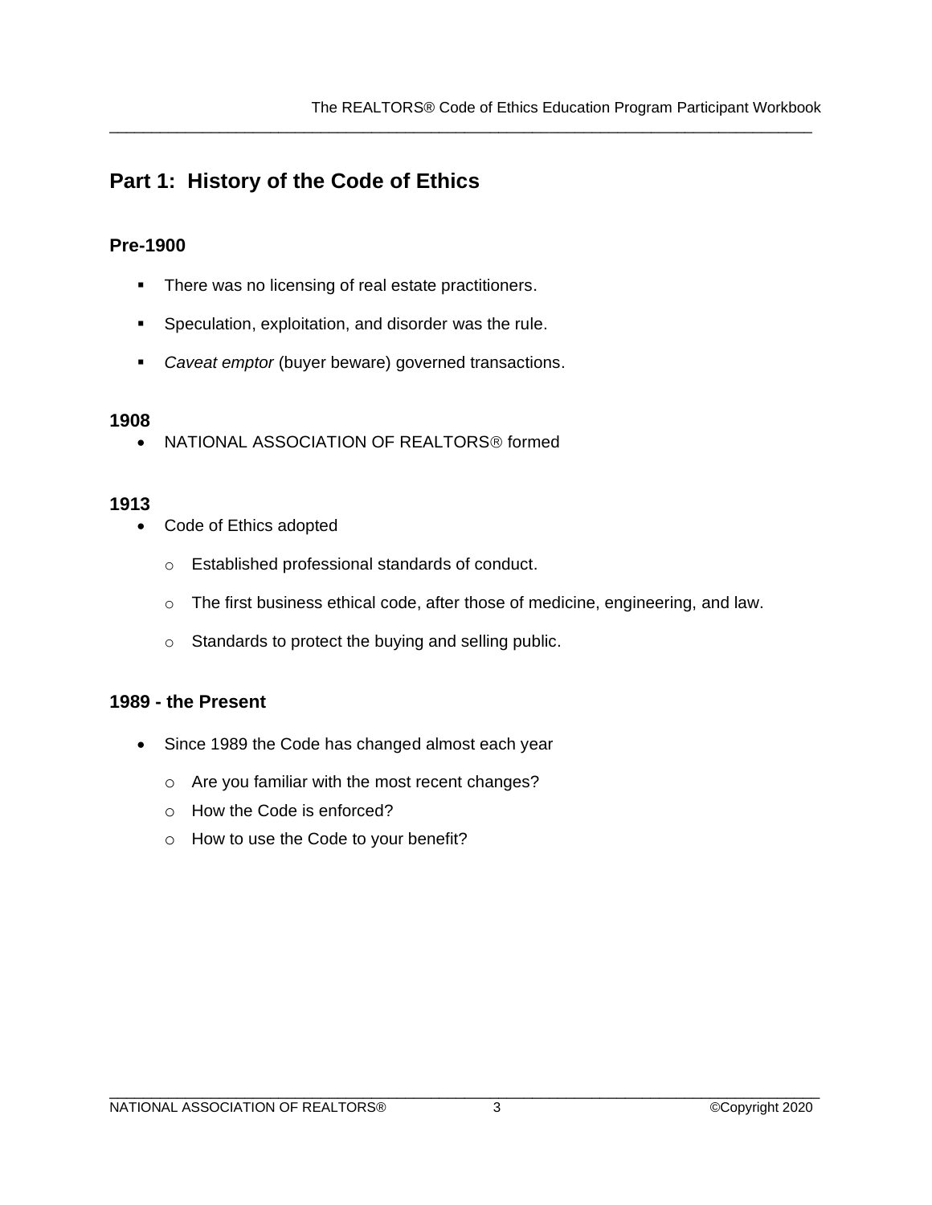## Part 1: History of the Code of Ethics

### Pre-1900

- There was no licensing of real estate practitioners.
- Speculation, exploitation, and disorder was the rule.
- *Caveat emptor* (buyer beware) governed transactions.

### 1908

- NATIONAL ASSOCIATION OF REALTORS® formed

### 1913

- Code of Ethics adopted
  - Established professional standards of conduct.
  - The first business ethical code, after those of medicine, engineering, and law.
  - Standards to protect the buying and selling public.

### 1989 - the Present

- Since 1989 the Code has changed almost each year
  - Are you familiar with the most recent changes?
  - How the Code is enforced?
  - How to use the Code to your benefit?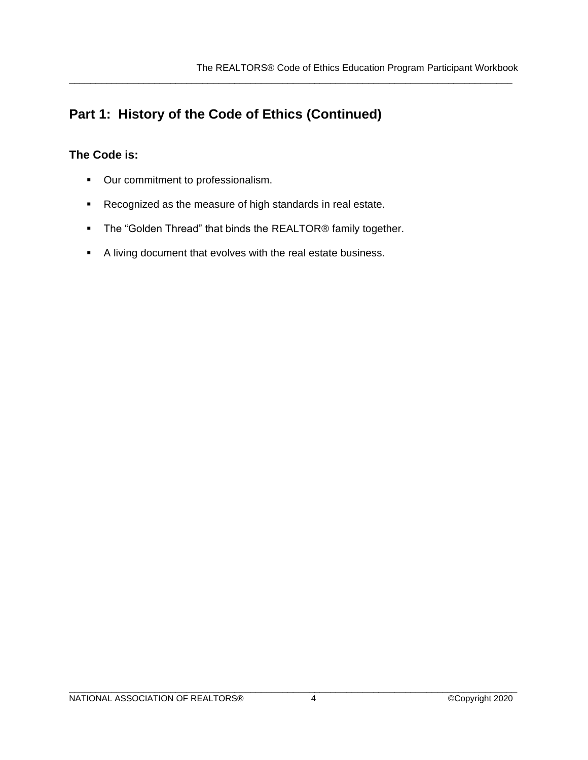## Part 1: History of the Code of Ethics (Continued)

### The Code is:

- Our commitment to professionalism.
- Recognized as the measure of high standards in real estate.
- The “Golden Thread” that binds the REALTOR® family together.
- A living document that evolves with the real estate business.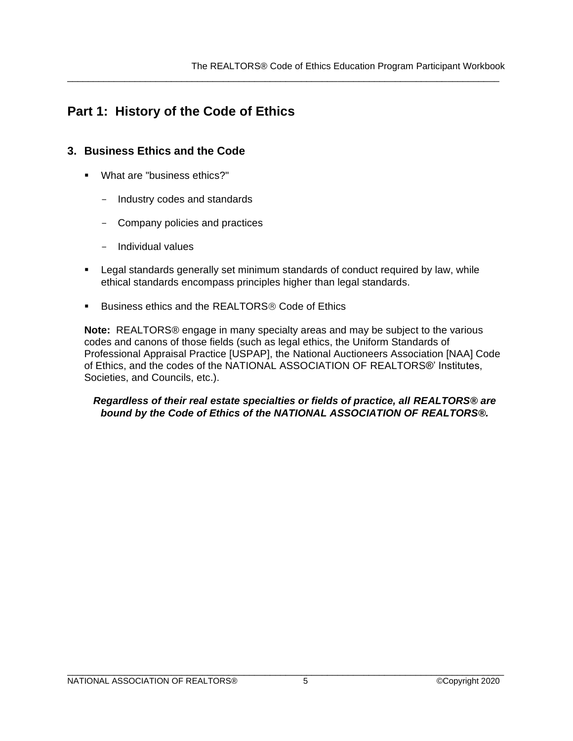## Part 1: History of the Code of Ethics

### 3. Business Ethics and the Code

- What are "business ethics?"
  - Industry codes and standards
  - Company policies and practices
  - Individual values
- Legal standards generally set minimum standards of conduct required by law, while ethical standards encompass principles higher than legal standards.
- Business ethics and the REALTORS® Code of Ethics

**Note:** REALTORS® engage in many specialty areas and may be subject to the various codes and canons of those fields (such as legal ethics, the Uniform Standards of Professional Appraisal Practice [USPAP], the National Auctioneers Association [NAA] Code of Ethics, and the codes of the NATIONAL ASSOCIATION OF REALTORS®' Institutes, Societies, and Councils, etc.).

***Regardless of their real estate specialties or fields of practice, all REALTORS® are bound by the Code of Ethics of the NATIONAL ASSOCIATION OF REALTORS®.***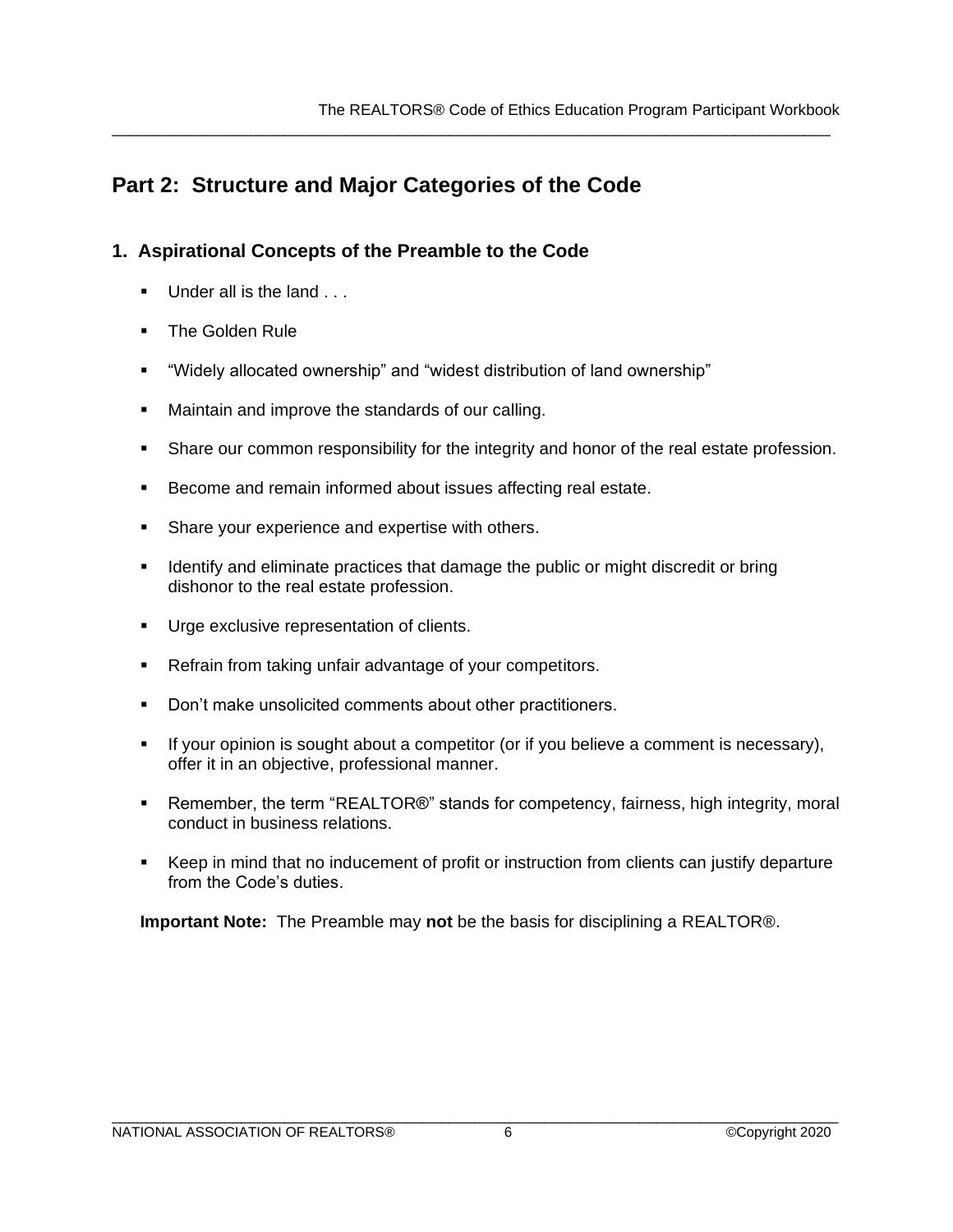## Part 2: Structure and Major Categories of the Code

### 1. Aspirational Concepts of the Preamble to the Code

- Under all is the land . . .
- The Golden Rule
- "Widely allocated ownership" and "widest distribution of land ownership"
- Maintain and improve the standards of our calling.
- Share our common responsibility for the integrity and honor of the real estate profession.
- Become and remain informed about issues affecting real estate.
- Share your experience and expertise with others.
- Identify and eliminate practices that damage the public or might discredit or bring dishonor to the real estate profession.
- Urge exclusive representation of clients.
- Refrain from taking unfair advantage of your competitors.
- Don't make unsolicited comments about other practitioners.
- If your opinion is sought about a competitor (or if you believe a comment is necessary), offer it in an objective, professional manner.
- Remember, the term "REALTOR®" stands for competency, fairness, high integrity, moral conduct in business relations.
- Keep in mind that no inducement of profit or instruction from clients can justify departure from the Code's duties.

**Important Note:** The Preamble may **not** be the basis for disciplining a REALTOR®.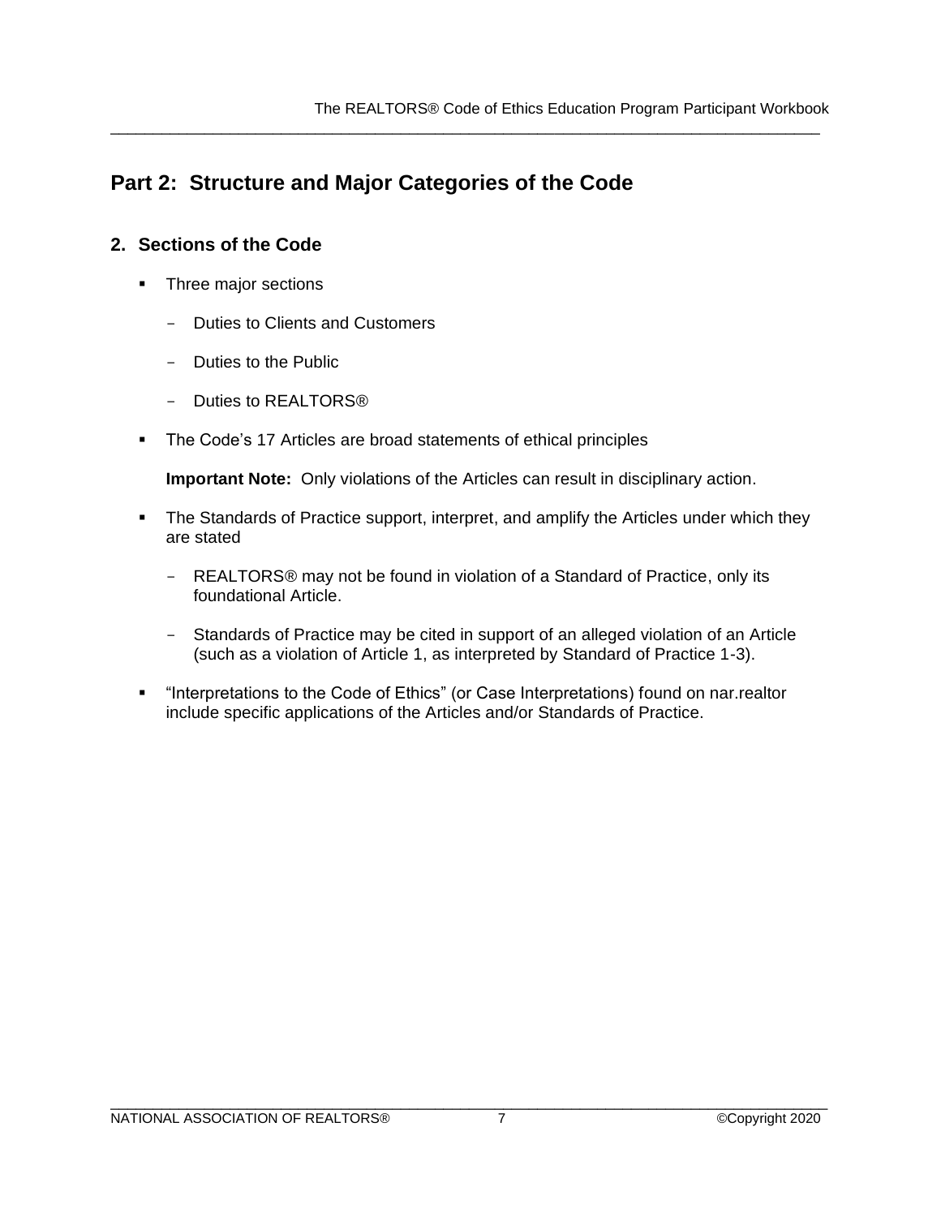## Part 2: Structure and Major Categories of the Code

### 2. Sections of the Code

- Three major sections
  - Duties to Clients and Customers
  - Duties to the Public
  - Duties to REALTORS®
- The Code's 17 Articles are broad statements of ethical principles

  **Important Note:** Only violations of the Articles can result in disciplinary action.

- The Standards of Practice support, interpret, and amplify the Articles under which they are stated
  - REALTORS® may not be found in violation of a Standard of Practice, only its foundational Article.
  - Standards of Practice may be cited in support of an alleged violation of an Article (such as a violation of Article 1, as interpreted by Standard of Practice 1-3).
- "Interpretations to the Code of Ethics" (or Case Interpretations) found on nar.realtor include specific applications of the Articles and/or Standards of Practice.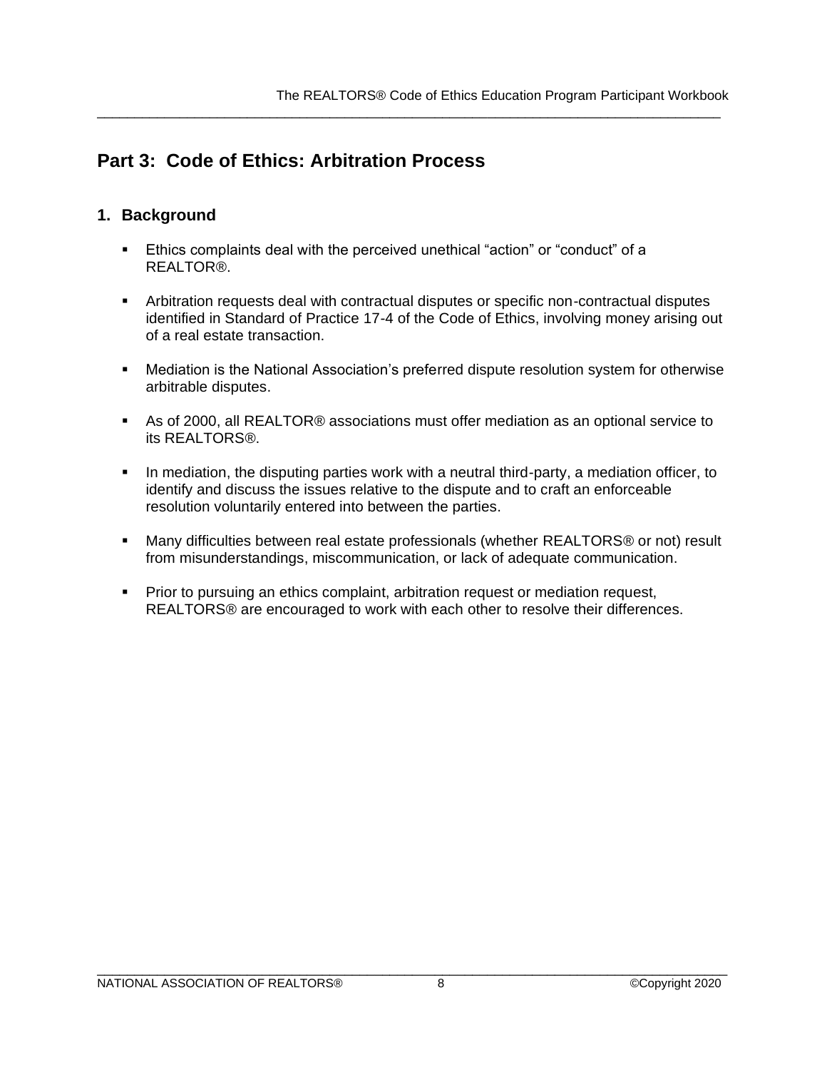## Part 3: Code of Ethics: Arbitration Process

### 1. Background

- Ethics complaints deal with the perceived unethical "action" or "conduct" of a REALTOR®.
- Arbitration requests deal with contractual disputes or specific non-contractual disputes identified in Standard of Practice 17-4 of the Code of Ethics, involving money arising out of a real estate transaction.
- Mediation is the National Association's preferred dispute resolution system for otherwise arbitrable disputes.
- As of 2000, all REALTOR® associations must offer mediation as an optional service to its REALTORS®.
- In mediation, the disputing parties work with a neutral third-party, a mediation officer, to identify and discuss the issues relative to the dispute and to craft an enforceable resolution voluntarily entered into between the parties.
- Many difficulties between real estate professionals (whether REALTORS® or not) result from misunderstandings, miscommunication, or lack of adequate communication.
- Prior to pursuing an ethics complaint, arbitration request or mediation request, REALTORS® are encouraged to work with each other to resolve their differences.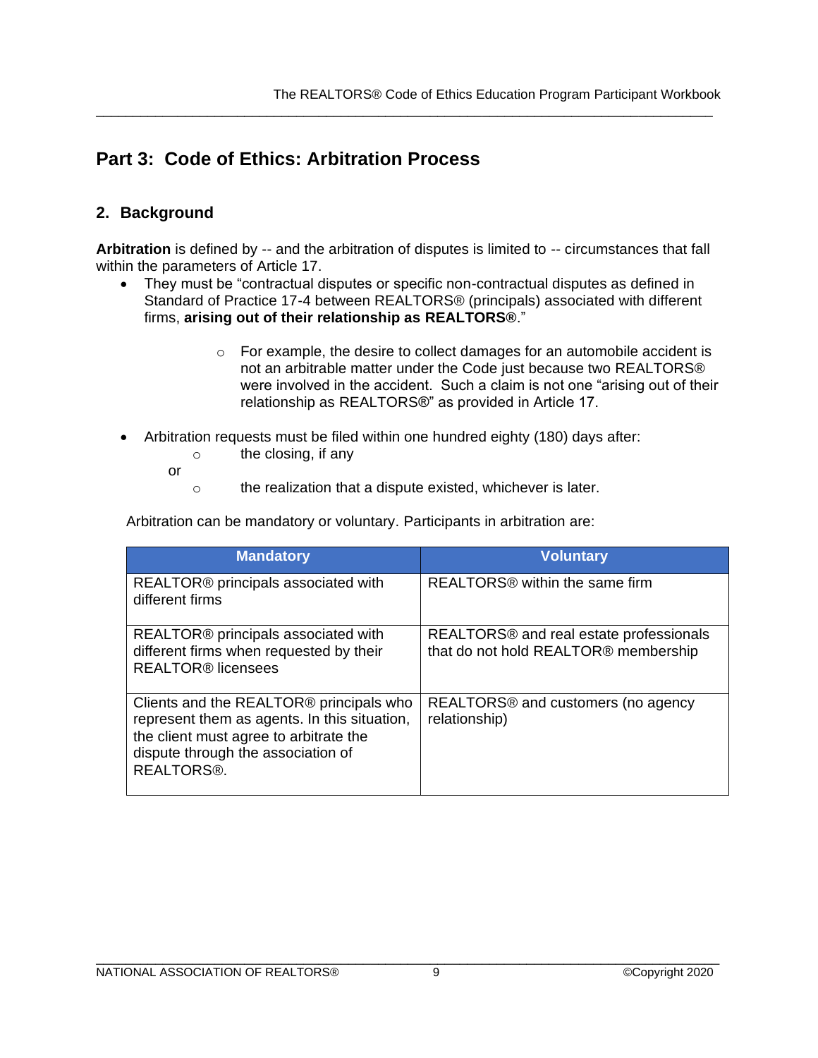## Part 3: Code of Ethics: Arbitration Process

### 2. Background

**Arbitration** is defined by -- and the arbitration of disputes is limited to -- circumstances that fall within the parameters of Article 17.

- They must be "contractual disputes or specific non-contractual disputes as defined in Standard of Practice 17-4 between REALTORS® (principals) associated with different firms, **arising out of their relationship as REALTORS®**."
    - For example, the desire to collect damages for an automobile accident is not an arbitrable matter under the Code just because two REALTORS® were involved in the accident. Such a claim is not one "arising out of their relationship as REALTORS®" as provided in Article 17.
- Arbitration requests must be filed within one hundred eighty (180) days after:
    - the closing, if any

    or

    - the realization that a dispute existed, whichever is later.

Arbitration can be mandatory or voluntary. Participants in arbitration are:

| Mandatory | Voluntary |
|---|---|
| REALTOR® principals associated with different firms | REALTORS® within the same firm |
| REALTOR® principals associated with different firms when requested by their REALTOR® licensees | REALTORS® and real estate professionals that do not hold REALTOR® membership |
| Clients and the REALTOR® principals who represent them as agents. In this situation, the client must agree to arbitrate the dispute through the association of REALTORS®. | REALTORS® and customers (no agency relationship) |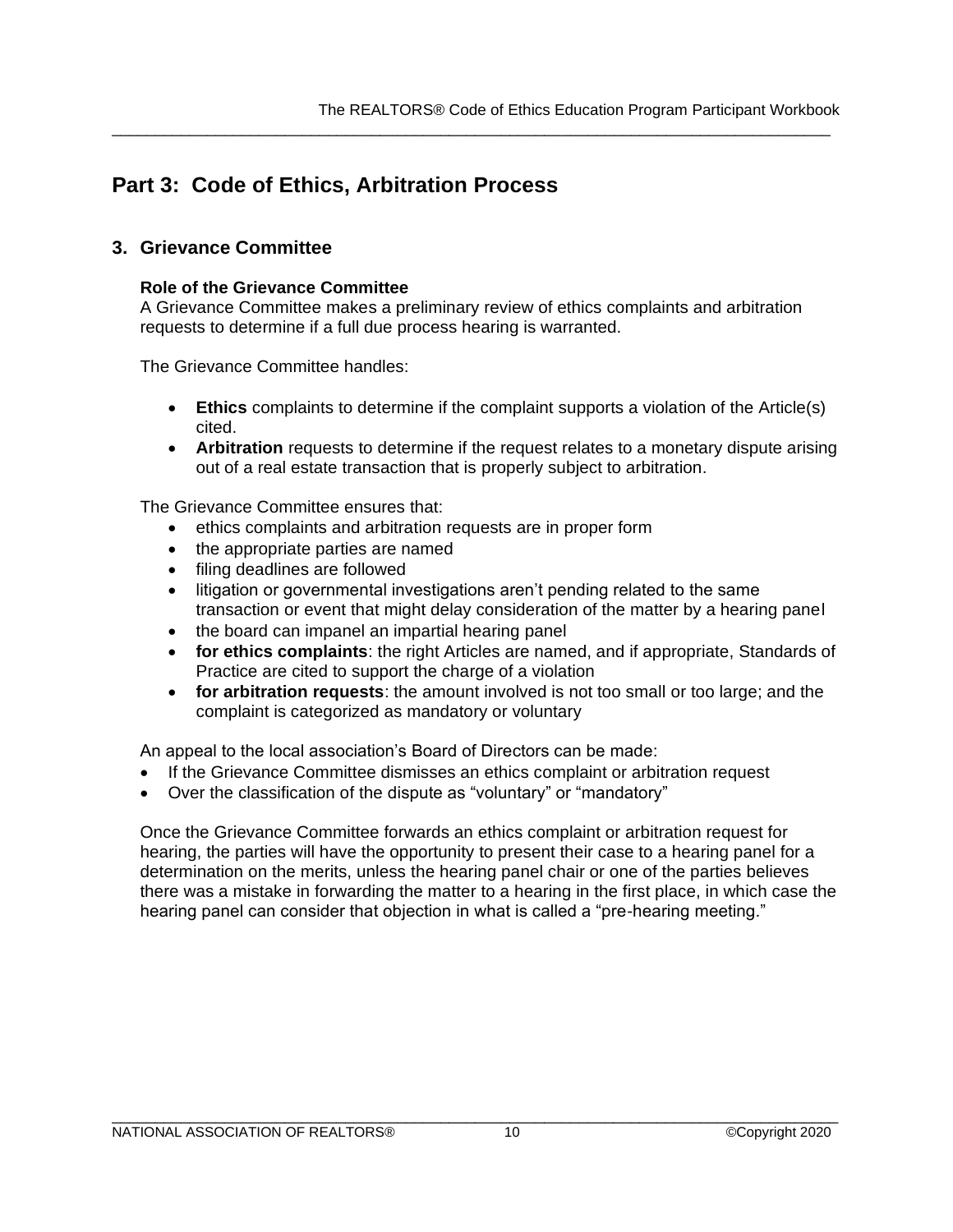## Part 3: Code of Ethics, Arbitration Process

### 3. Grievance Committee

**Role of the Grievance Committee**

A Grievance Committee makes a preliminary review of ethics complaints and arbitration requests to determine if a full due process hearing is warranted.

The Grievance Committee handles:

- **Ethics** complaints to determine if the complaint supports a violation of the Article(s) cited.
- **Arbitration** requests to determine if the request relates to a monetary dispute arising out of a real estate transaction that is properly subject to arbitration.

The Grievance Committee ensures that:

- ethics complaints and arbitration requests are in proper form
- the appropriate parties are named
- filing deadlines are followed
- litigation or governmental investigations aren't pending related to the same transaction or event that might delay consideration of the matter by a hearing panel
- the board can impanel an impartial hearing panel
- **for ethics complaints**: the right Articles are named, and if appropriate, Standards of Practice are cited to support the charge of a violation
- **for arbitration requests**: the amount involved is not too small or too large; and the complaint is categorized as mandatory or voluntary

An appeal to the local association's Board of Directors can be made:

- If the Grievance Committee dismisses an ethics complaint or arbitration request
- Over the classification of the dispute as "voluntary" or "mandatory"

Once the Grievance Committee forwards an ethics complaint or arbitration request for hearing, the parties will have the opportunity to present their case to a hearing panel for a determination on the merits, unless the hearing panel chair or one of the parties believes there was a mistake in forwarding the matter to a hearing in the first place, in which case the hearing panel can consider that objection in what is called a "pre-hearing meeting."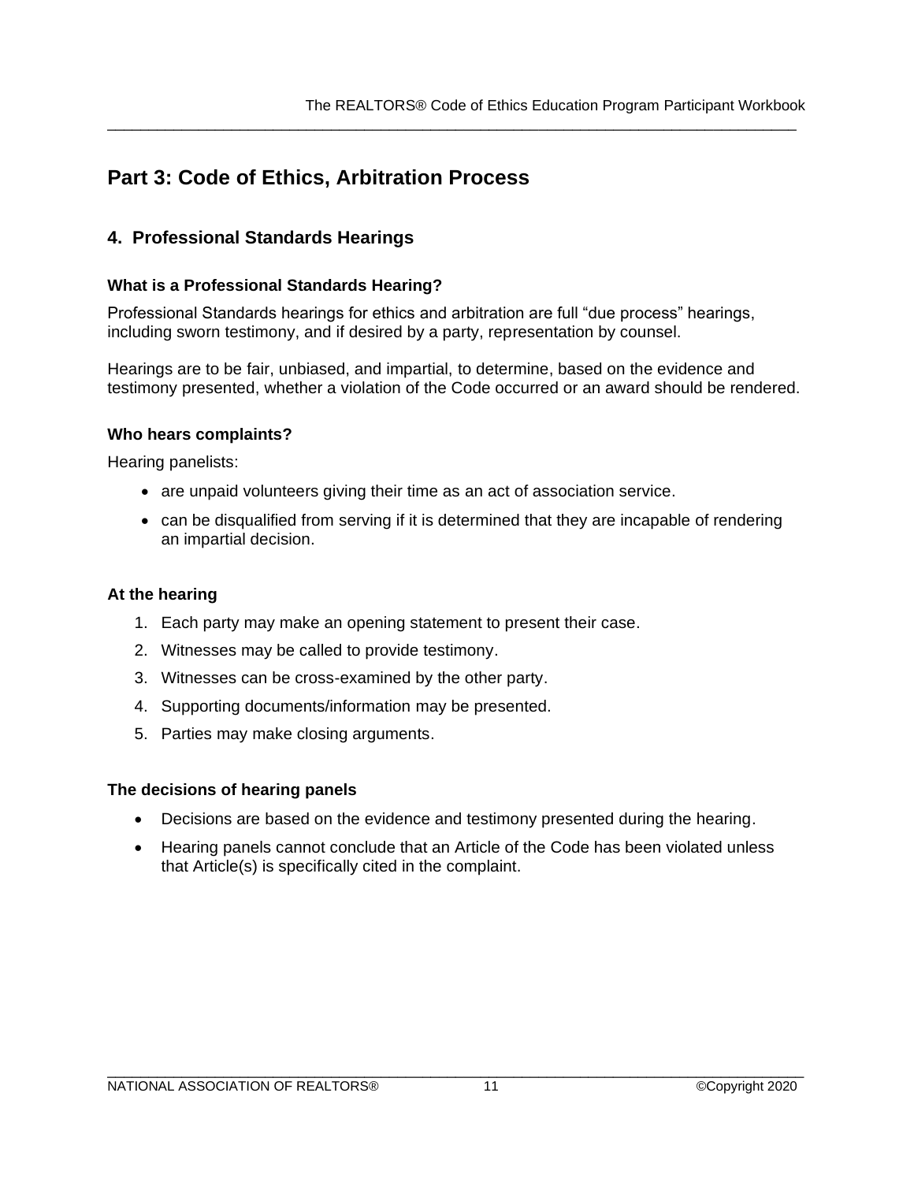## Part 3: Code of Ethics, Arbitration Process

### 4. Professional Standards Hearings

#### What is a Professional Standards Hearing?

Professional Standards hearings for ethics and arbitration are full "due process" hearings, including sworn testimony, and if desired by a party, representation by counsel.

Hearings are to be fair, unbiased, and impartial, to determine, based on the evidence and testimony presented, whether a violation of the Code occurred or an award should be rendered.

#### Who hears complaints?

Hearing panelists:

- are unpaid volunteers giving their time as an act of association service.
- can be disqualified from serving if it is determined that they are incapable of rendering an impartial decision.

#### At the hearing

1. Each party may make an opening statement to present their case.
2. Witnesses may be called to provide testimony.
3. Witnesses can be cross-examined by the other party.
4. Supporting documents/information may be presented.
5. Parties may make closing arguments.

#### The decisions of hearing panels

- Decisions are based on the evidence and testimony presented during the hearing.
- Hearing panels cannot conclude that an Article of the Code has been violated unless that Article(s) is specifically cited in the complaint.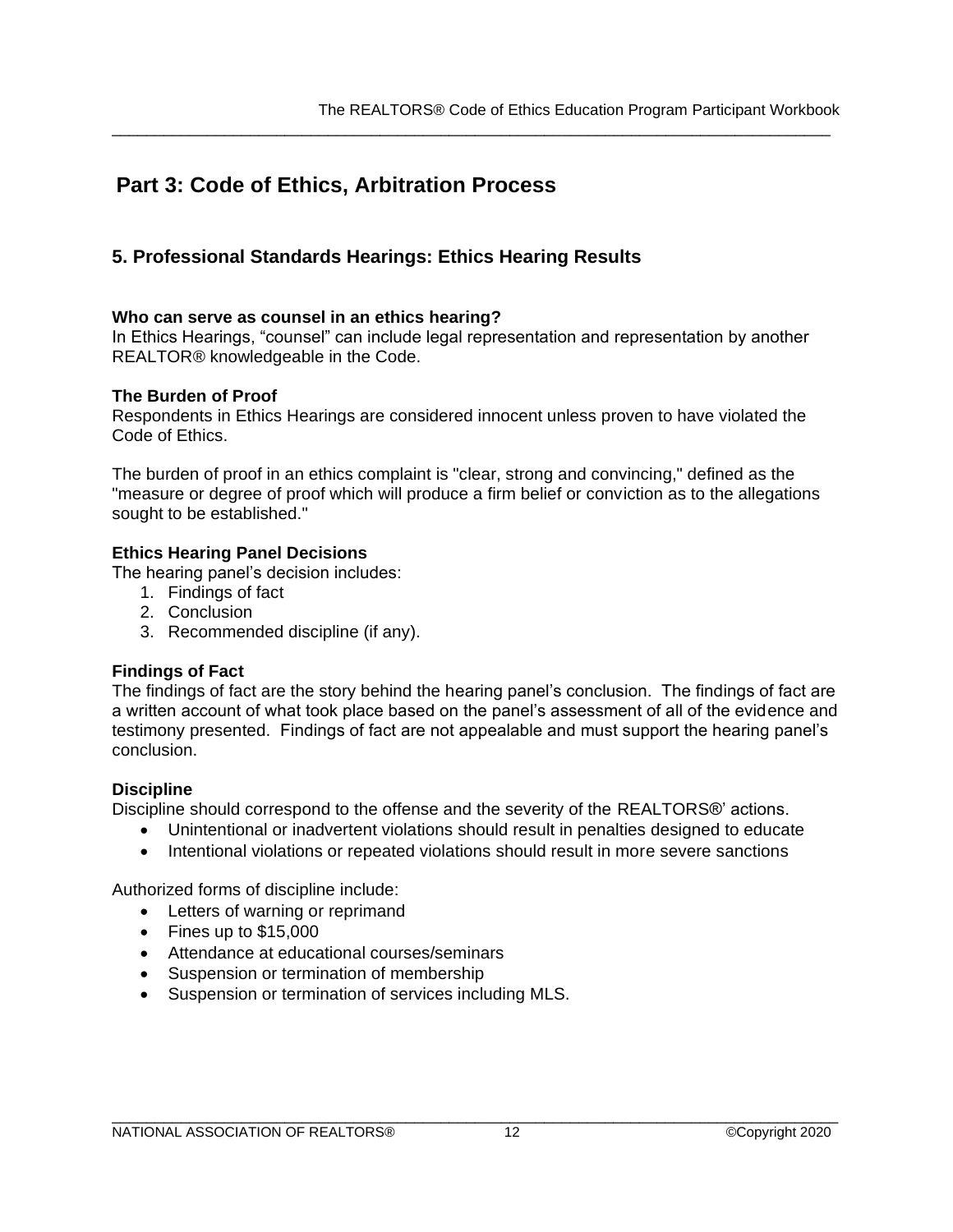# Part 3: Code of Ethics, Arbitration Process

## 5. Professional Standards Hearings: Ethics Hearing Results

**Who can serve as counsel in an ethics hearing?**
In Ethics Hearings, “counsel” can include legal representation and representation by another REALTOR® knowledgeable in the Code.

**The Burden of Proof**
Respondents in Ethics Hearings are considered innocent unless proven to have violated the Code of Ethics.

The burden of proof in an ethics complaint is "clear, strong and convincing," defined as the "measure or degree of proof which will produce a firm belief or conviction as to the allegations sought to be established."

**Ethics Hearing Panel Decisions**
The hearing panel’s decision includes:

1. Findings of fact
2. Conclusion
3. Recommended discipline (if any).

**Findings of Fact**
The findings of fact are the story behind the hearing panel’s conclusion. The findings of fact are a written account of what took place based on the panel’s assessment of all of the evidence and testimony presented. Findings of fact are not appealable and must support the hearing panel’s conclusion.

**Discipline**
Discipline should correspond to the offense and the severity of the REALTORS®’ actions.

- Unintentional or inadvertent violations should result in penalties designed to educate
- Intentional violations or repeated violations should result in more severe sanctions

Authorized forms of discipline include:

- Letters of warning or reprimand
- Fines up to $15,000
- Attendance at educational courses/seminars
- Suspension or termination of membership
- Suspension or termination of services including MLS.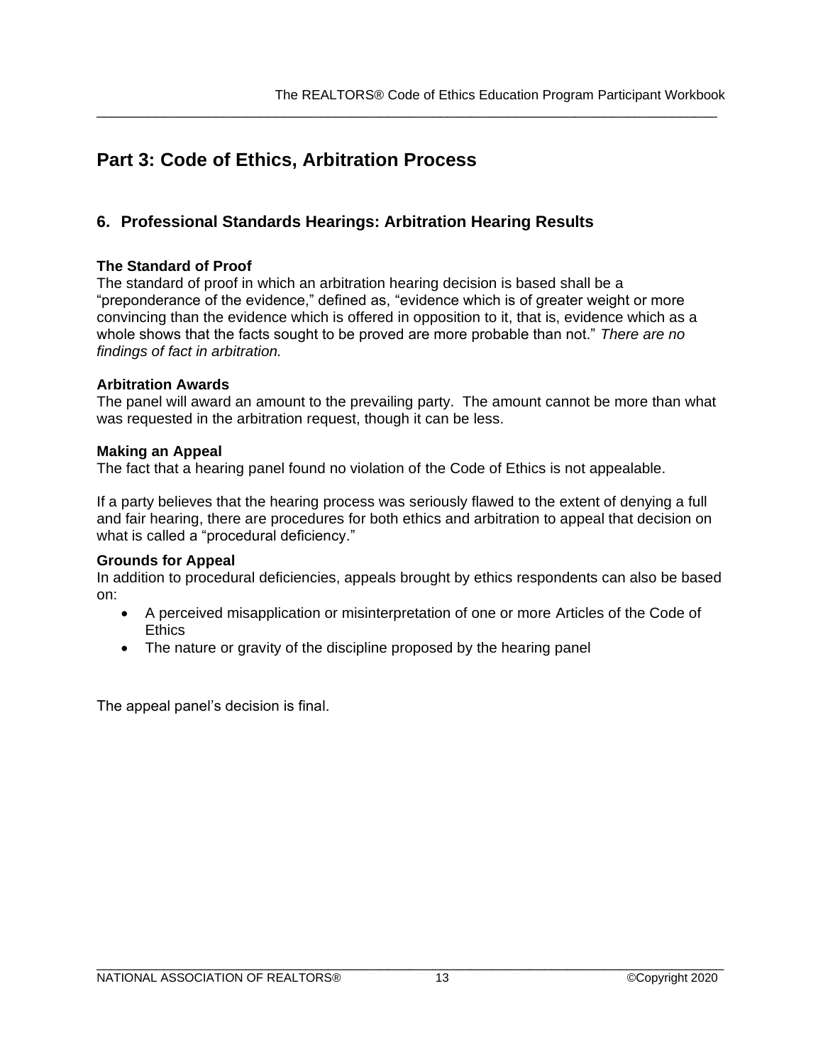# Part 3: Code of Ethics, Arbitration Process

## 6. Professional Standards Hearings: Arbitration Hearing Results

**The Standard of Proof**

The standard of proof in which an arbitration hearing decision is based shall be a "preponderance of the evidence," defined as, "evidence which is of greater weight or more convincing than the evidence which is offered in opposition to it, that is, evidence which as a whole shows that the facts sought to be proved are more probable than not." *There are no findings of fact in arbitration.*

**Arbitration Awards**

The panel will award an amount to the prevailing party. The amount cannot be more than what was requested in the arbitration request, though it can be less.

**Making an Appeal**

The fact that a hearing panel found no violation of the Code of Ethics is not appealable.

If a party believes that the hearing process was seriously flawed to the extent of denying a full and fair hearing, there are procedures for both ethics and arbitration to appeal that decision on what is called a "procedural deficiency."

**Grounds for Appeal**

In addition to procedural deficiencies, appeals brought by ethics respondents can also be based on:

- A perceived misapplication or misinterpretation of one or more Articles of the Code of Ethics
- The nature or gravity of the discipline proposed by the hearing panel

The appeal panel's decision is final.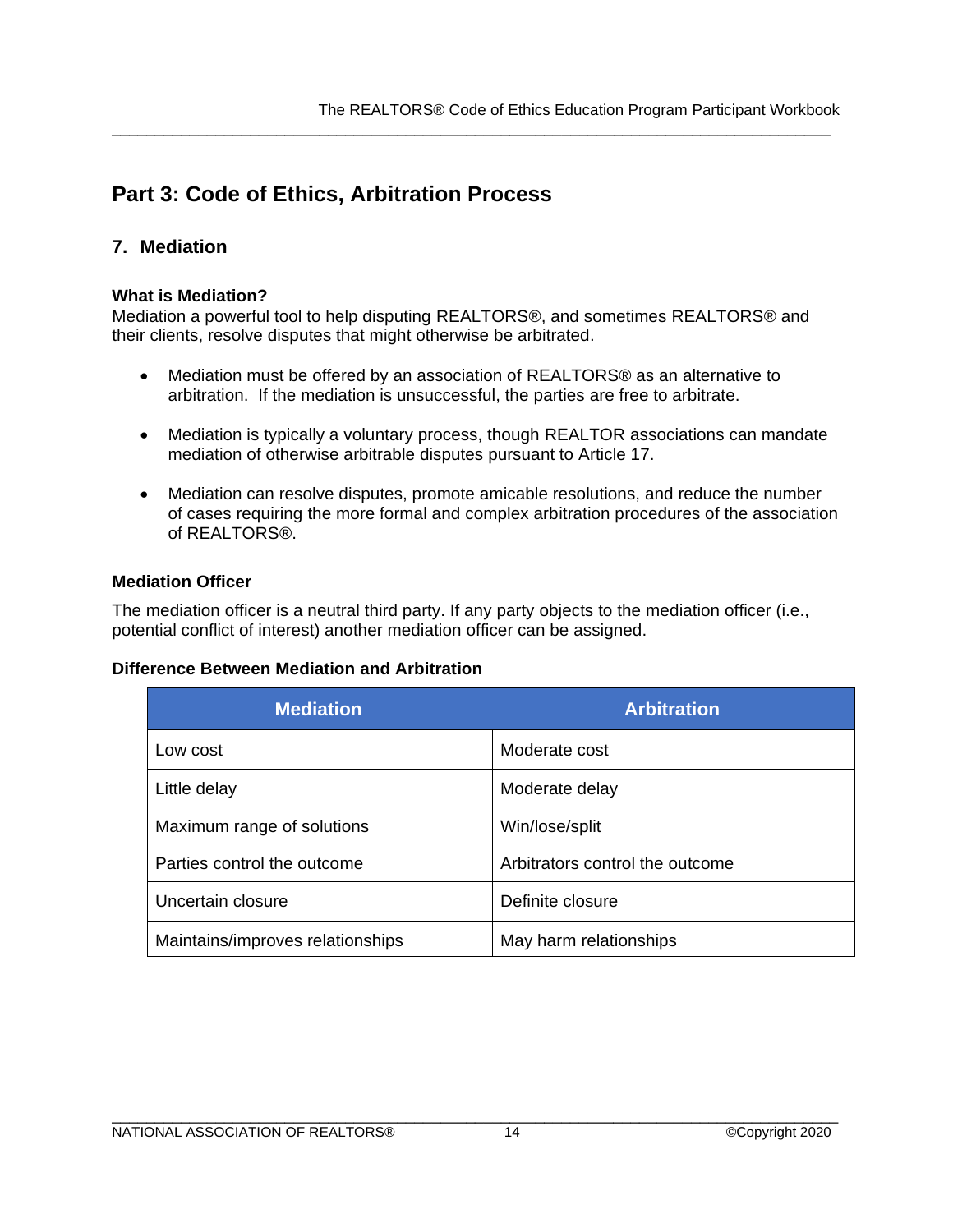## Part 3: Code of Ethics, Arbitration Process

### 7. Mediation

**What is Mediation?**
Mediation a powerful tool to help disputing REALTORS®, and sometimes REALTORS® and their clients, resolve disputes that might otherwise be arbitrated.

- Mediation must be offered by an association of REALTORS® as an alternative to arbitration. If the mediation is unsuccessful, the parties are free to arbitrate.
- Mediation is typically a voluntary process, though REALTOR associations can mandate mediation of otherwise arbitrable disputes pursuant to Article 17.
- Mediation can resolve disputes, promote amicable resolutions, and reduce the number of cases requiring the more formal and complex arbitration procedures of the association of REALTORS®.

**Mediation Officer**

The mediation officer is a neutral third party. If any party objects to the mediation officer (i.e., potential conflict of interest) another mediation officer can be assigned.

**Difference Between Mediation and Arbitration**

| Mediation | Arbitration |
|---|---|
| Low cost | Moderate cost |
| Little delay | Moderate delay |
| Maximum range of solutions | Win/lose/split |
| Parties control the outcome | Arbitrators control the outcome |
| Uncertain closure | Definite closure |
| Maintains/improves relationships | May harm relationships |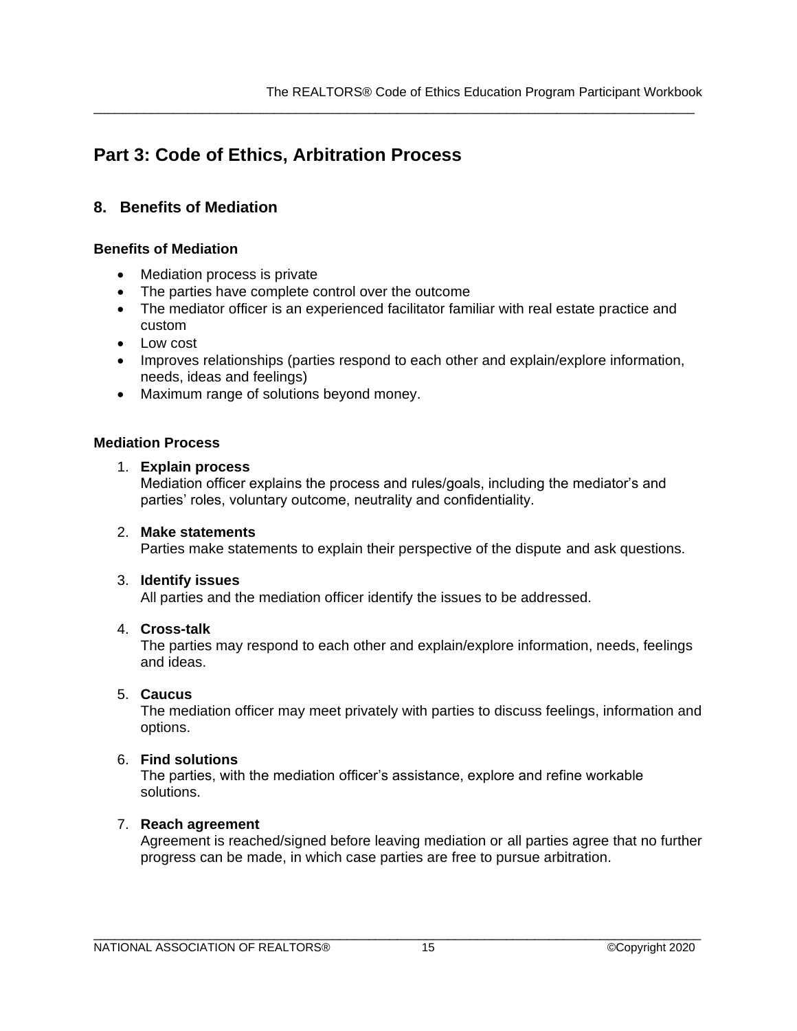# Part 3: Code of Ethics, Arbitration Process

## 8. Benefits of Mediation

### Benefits of Mediation

- Mediation process is private
- The parties have complete control over the outcome
- The mediator officer is an experienced facilitator familiar with real estate practice and custom
- Low cost
- Improves relationships (parties respond to each other and explain/explore information, needs, ideas and feelings)
- Maximum range of solutions beyond money.

### Mediation Process

1. **Explain process**
   Mediation officer explains the process and rules/goals, including the mediator's and parties' roles, voluntary outcome, neutrality and confidentiality.

2. **Make statements**
   Parties make statements to explain their perspective of the dispute and ask questions.

3. **Identify issues**
   All parties and the mediation officer identify the issues to be addressed.

4. **Cross-talk**
   The parties may respond to each other and explain/explore information, needs, feelings and ideas.

5. **Caucus**
   The mediation officer may meet privately with parties to discuss feelings, information and options.

6. **Find solutions**
   The parties, with the mediation officer's assistance, explore and refine workable solutions.

7. **Reach agreement**
   Agreement is reached/signed before leaving mediation or all parties agree that no further progress can be made, in which case parties are free to pursue arbitration.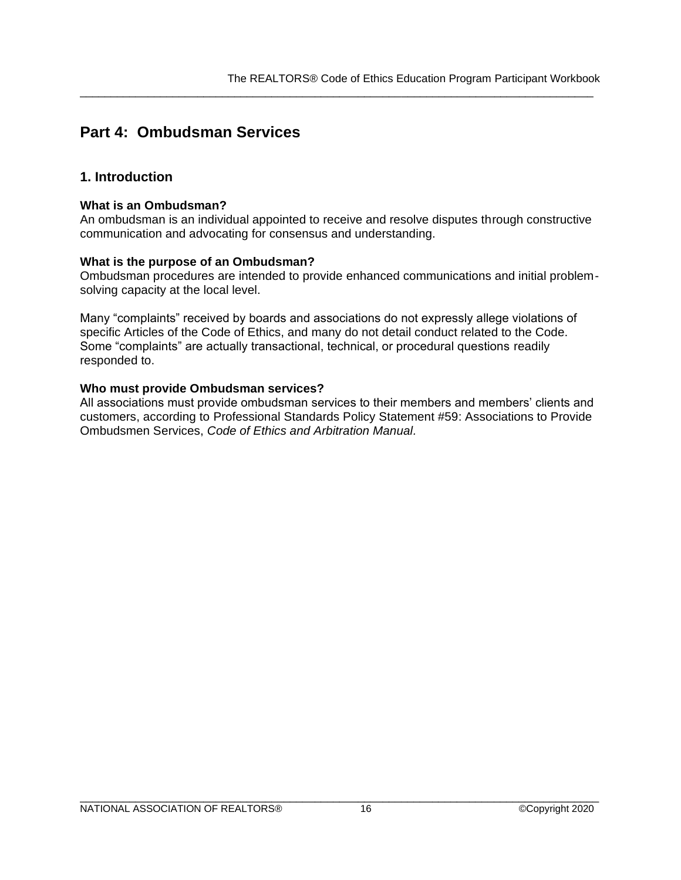# Part 4: Ombudsman Services

## 1. Introduction

**What is an Ombudsman?**
An ombudsman is an individual appointed to receive and resolve disputes through constructive communication and advocating for consensus and understanding.

**What is the purpose of an Ombudsman?**
Ombudsman procedures are intended to provide enhanced communications and initial problem-solving capacity at the local level.

Many "complaints" received by boards and associations do not expressly allege violations of specific Articles of the Code of Ethics, and many do not detail conduct related to the Code. Some "complaints" are actually transactional, technical, or procedural questions readily responded to.

**Who must provide Ombudsman services?**
All associations must provide ombudsman services to their members and members' clients and customers, according to Professional Standards Policy Statement #59: Associations to Provide Ombudsmen Services, *Code of Ethics and Arbitration Manual.*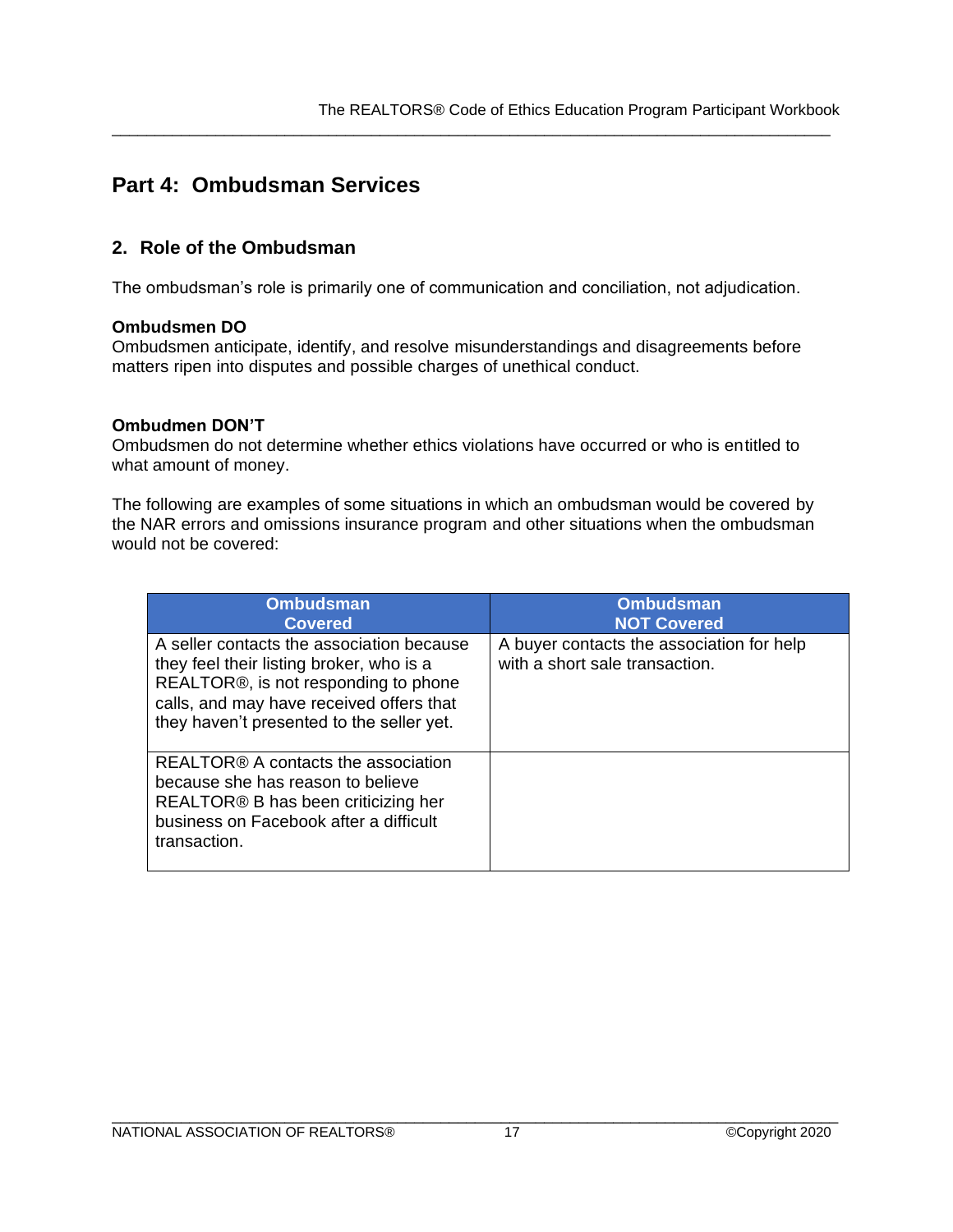# Part 4: Ombudsman Services

## 2. Role of the Ombudsman

The ombudsman's role is primarily one of communication and conciliation, not adjudication.

**Ombudsmen DO**
Ombudsmen anticipate, identify, and resolve misunderstandings and disagreements before matters ripen into disputes and possible charges of unethical conduct.

**Ombudmen DON'T**
Ombudsmen do not determine whether ethics violations have occurred or who is entitled to what amount of money.

The following are examples of some situations in which an ombudsman would be covered by the NAR errors and omissions insurance program and other situations when the ombudsman would not be covered:

| Ombudsman Covered | Ombudsman NOT Covered |
|---|---|
| A seller contacts the association because they feel their listing broker, who is a REALTOR®, is not responding to phone calls, and may have received offers that they haven't presented to the seller yet. | A buyer contacts the association for help with a short sale transaction. |
| REALTOR® A contacts the association because she has reason to believe REALTOR® B has been criticizing her business on Facebook after a difficult transaction. | |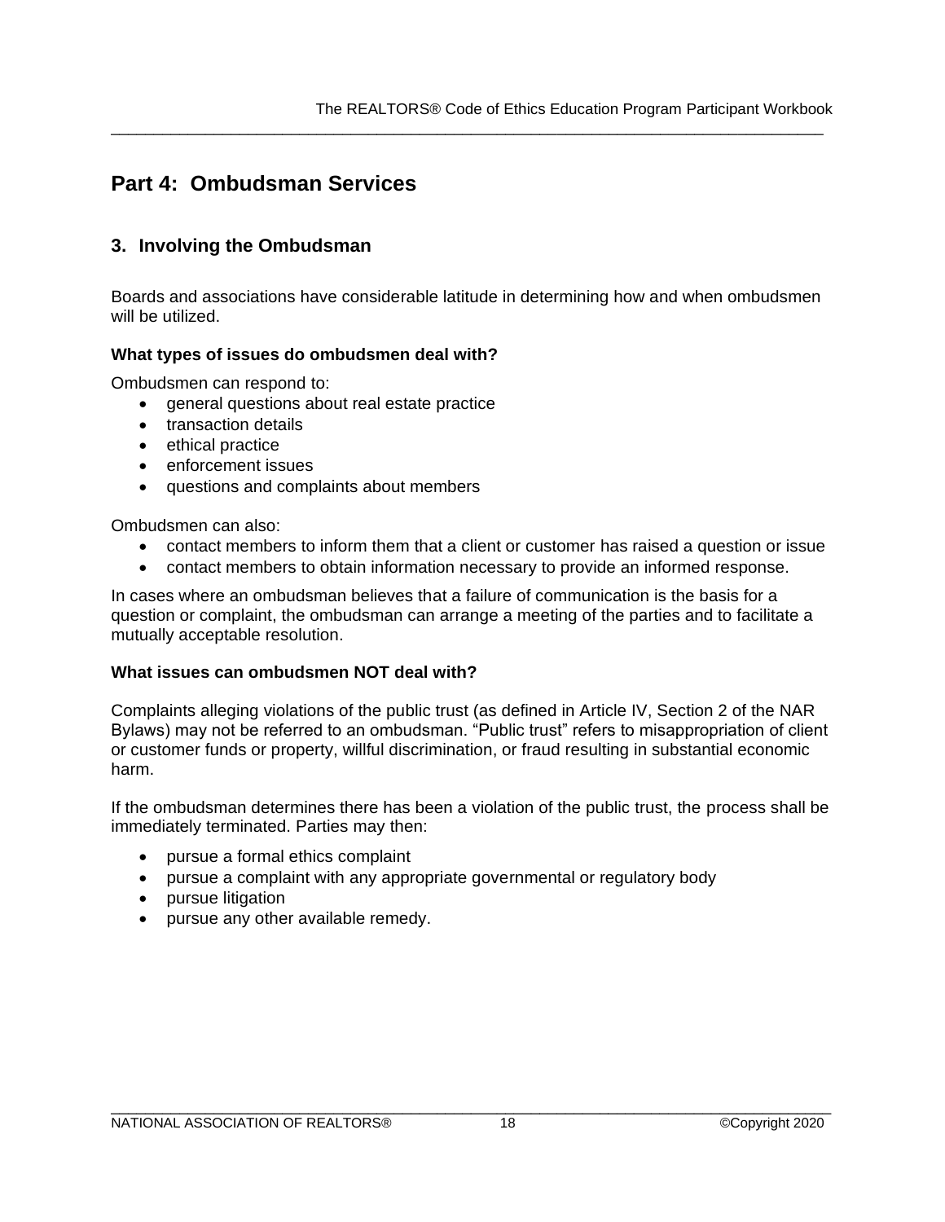## Part 4: Ombudsman Services

### 3. Involving the Ombudsman

Boards and associations have considerable latitude in determining how and when ombudsmen will be utilized.

**What types of issues do ombudsmen deal with?**

Ombudsmen can respond to:

- general questions about real estate practice
- transaction details
- ethical practice
- enforcement issues
- questions and complaints about members

Ombudsmen can also:

- contact members to inform them that a client or customer has raised a question or issue
- contact members to obtain information necessary to provide an informed response.

In cases where an ombudsman believes that a failure of communication is the basis for a question or complaint, the ombudsman can arrange a meeting of the parties and to facilitate a mutually acceptable resolution.

**What issues can ombudsmen NOT deal with?**

Complaints alleging violations of the public trust (as defined in Article IV, Section 2 of the NAR Bylaws) may not be referred to an ombudsman. "Public trust" refers to misappropriation of client or customer funds or property, willful discrimination, or fraud resulting in substantial economic harm.

If the ombudsman determines there has been a violation of the public trust, the process shall be immediately terminated. Parties may then:

- pursue a formal ethics complaint
- pursue a complaint with any appropriate governmental or regulatory body
- pursue litigation
- pursue any other available remedy.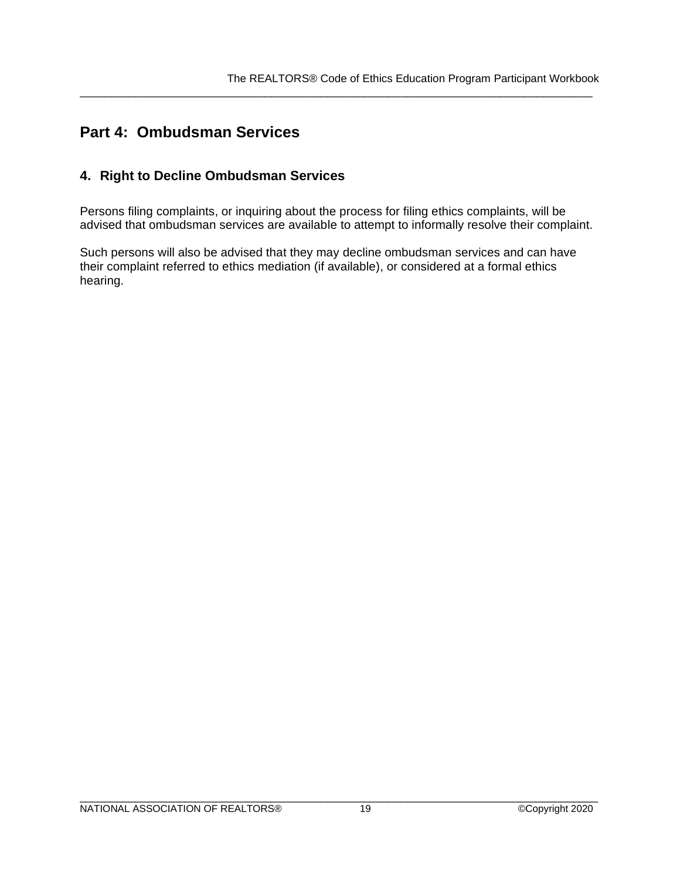# Part 4: Ombudsman Services

## 4. Right to Decline Ombudsman Services

Persons filing complaints, or inquiring about the process for filing ethics complaints, will be advised that ombudsman services are available to attempt to informally resolve their complaint.

Such persons will also be advised that they may decline ombudsman services and can have their complaint referred to ethics mediation (if available), or considered at a formal ethics hearing.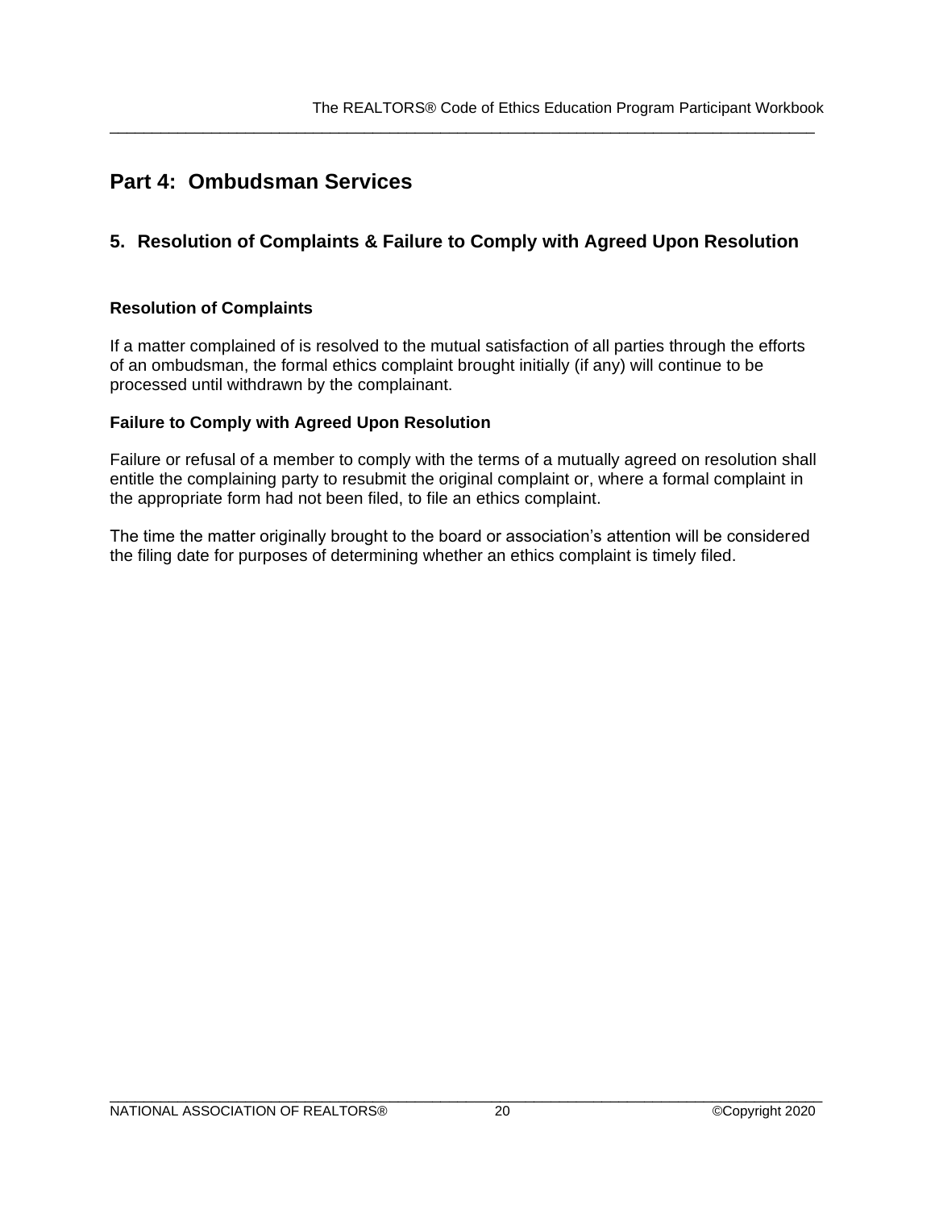## Part 4: Ombudsman Services

### 5. Resolution of Complaints & Failure to Comply with Agreed Upon Resolution

#### Resolution of Complaints

If a matter complained of is resolved to the mutual satisfaction of all parties through the efforts of an ombudsman, the formal ethics complaint brought initially (if any) will continue to be processed until withdrawn by the complainant.

#### Failure to Comply with Agreed Upon Resolution

Failure or refusal of a member to comply with the terms of a mutually agreed on resolution shall entitle the complaining party to resubmit the original complaint or, where a formal complaint in the appropriate form had not been filed, to file an ethics complaint.

The time the matter originally brought to the board or association's attention will be considered the filing date for purposes of determining whether an ethics complaint is timely filed.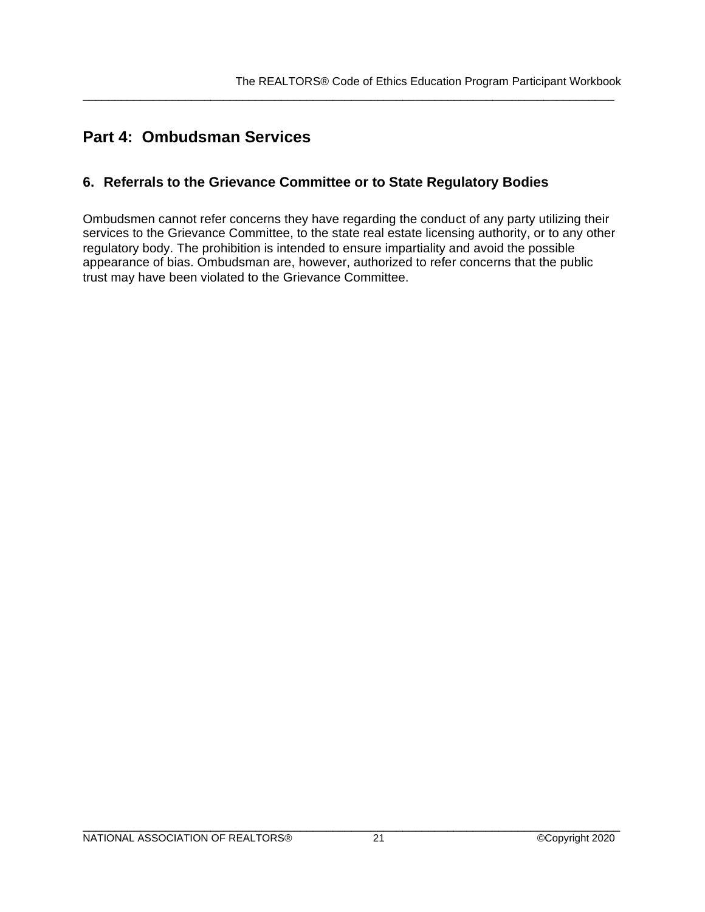## Part 4: Ombudsman Services

### 6. Referrals to the Grievance Committee or to State Regulatory Bodies

Ombudsmen cannot refer concerns they have regarding the conduct of any party utilizing their services to the Grievance Committee, to the state real estate licensing authority, or to any other regulatory body. The prohibition is intended to ensure impartiality and avoid the possible appearance of bias. Ombudsman are, however, authorized to refer concerns that the public trust may have been violated to the Grievance Committee.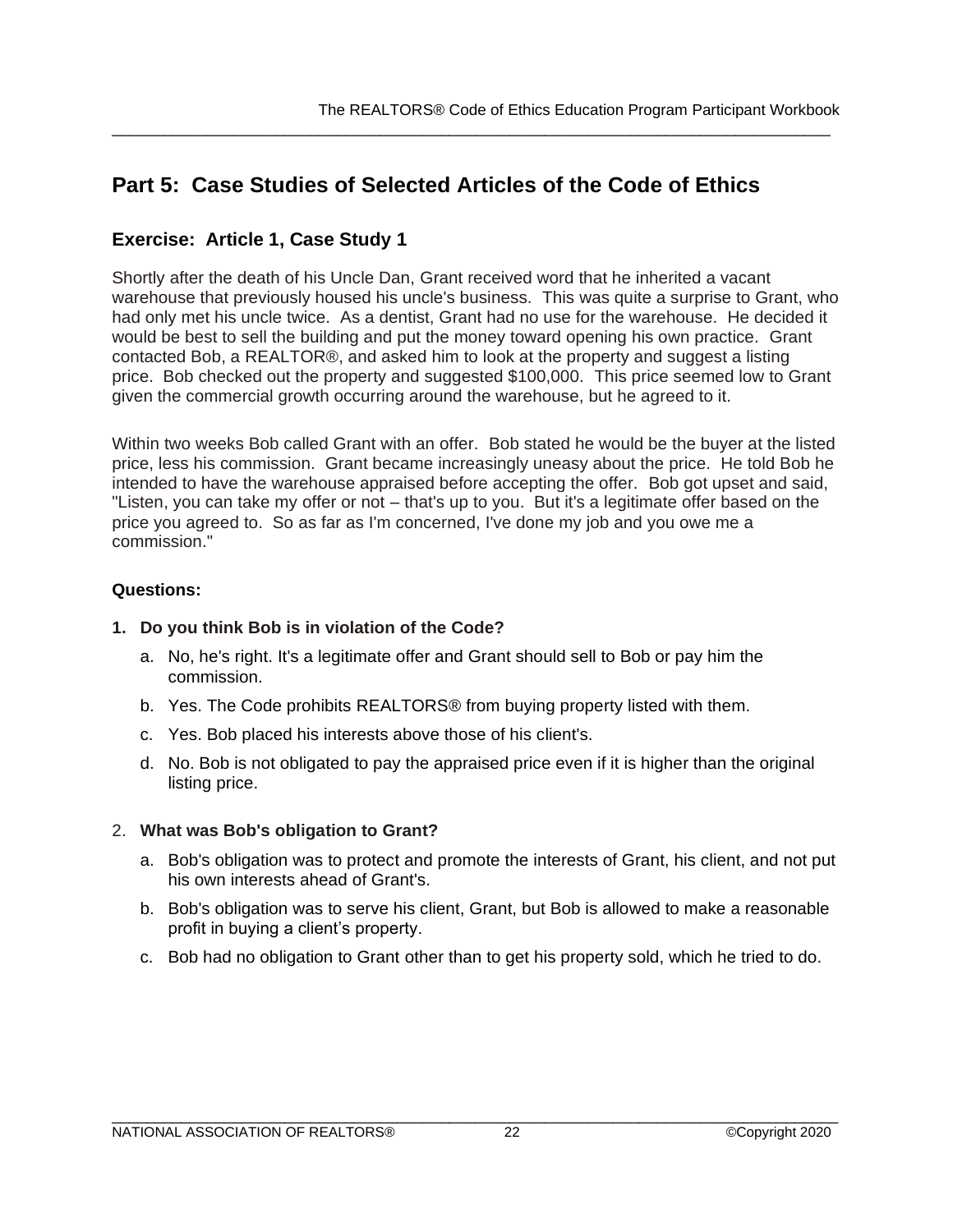## Part 5: Case Studies of Selected Articles of the Code of Ethics

### Exercise: Article 1, Case Study 1

Shortly after the death of his Uncle Dan, Grant received word that he inherited a vacant warehouse that previously housed his uncle's business. This was quite a surprise to Grant, who had only met his uncle twice. As a dentist, Grant had no use for the warehouse. He decided it would be best to sell the building and put the money toward opening his own practice. Grant contacted Bob, a REALTOR®, and asked him to look at the property and suggest a listing price. Bob checked out the property and suggested $100,000. This price seemed low to Grant given the commercial growth occurring around the warehouse, but he agreed to it.

Within two weeks Bob called Grant with an offer. Bob stated he would be the buyer at the listed price, less his commission. Grant became increasingly uneasy about the price. He told Bob he intended to have the warehouse appraised before accepting the offer. Bob got upset and said, "Listen, you can take my offer or not – that's up to you. But it's a legitimate offer based on the price you agreed to. So as far as I'm concerned, I've done my job and you owe me a commission."

**Questions:**

1. **Do you think Bob is in violation of the Code?**
   a. No, he's right. It's a legitimate offer and Grant should sell to Bob or pay him the commission.
   b. Yes. The Code prohibits REALTORS® from buying property listed with them.
   c. Yes. Bob placed his interests above those of his client's.
   d. No. Bob is not obligated to pay the appraised price even if it is higher than the original listing price.

2. **What was Bob's obligation to Grant?**
   a. Bob's obligation was to protect and promote the interests of Grant, his client, and not put his own interests ahead of Grant's.
   b. Bob's obligation was to serve his client, Grant, but Bob is allowed to make a reasonable profit in buying a client's property.
   c. Bob had no obligation to Grant other than to get his property sold, which he tried to do.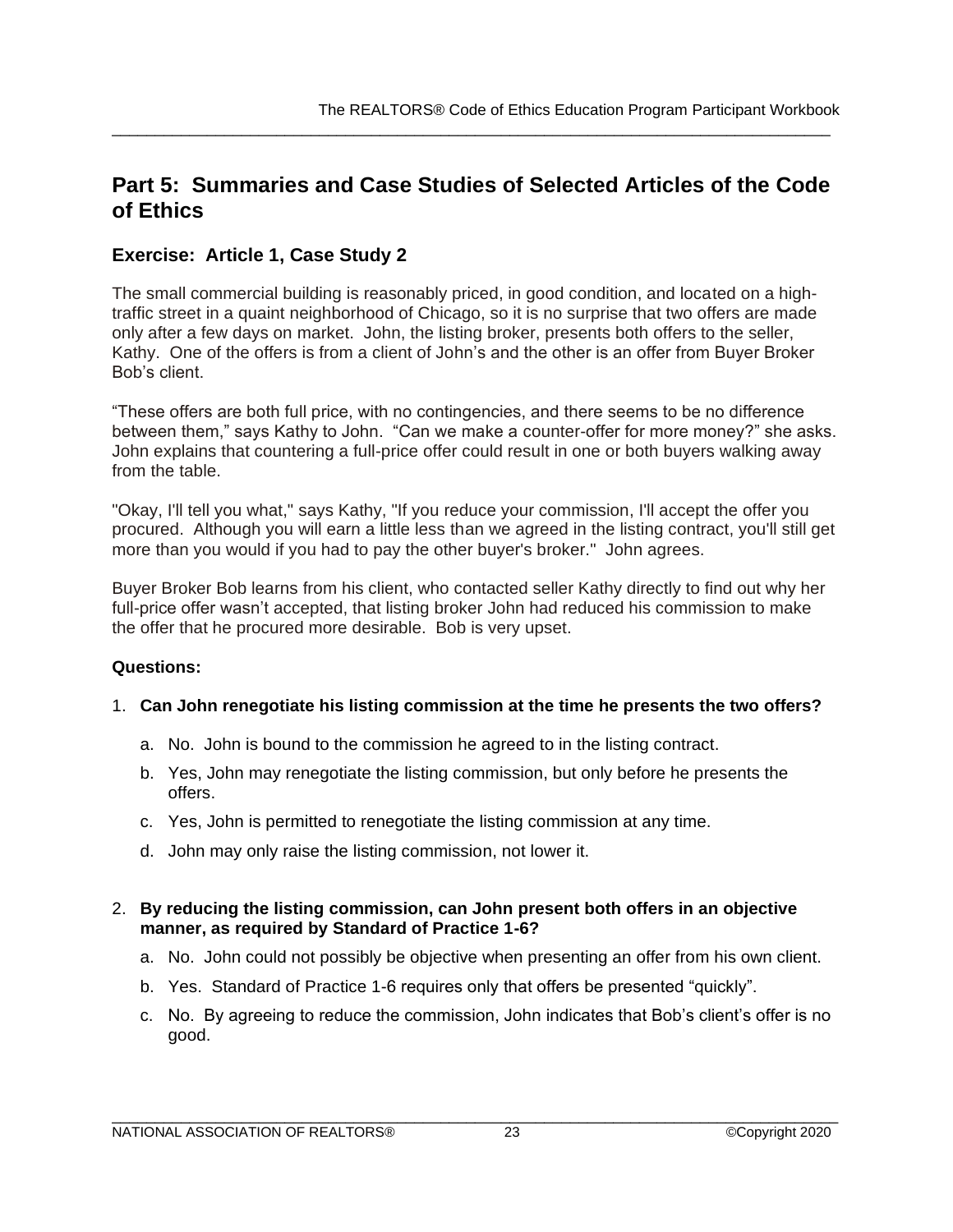## Part 5: Summaries and Case Studies of Selected Articles of the Code of Ethics

### Exercise: Article 1, Case Study 2

The small commercial building is reasonably priced, in good condition, and located on a high-traffic street in a quaint neighborhood of Chicago, so it is no surprise that two offers are made only after a few days on market. John, the listing broker, presents both offers to the seller, Kathy. One of the offers is from a client of John's and the other is an offer from Buyer Broker Bob's client.

"These offers are both full price, with no contingencies, and there seems to be no difference between them," says Kathy to John. "Can we make a counter-offer for more money?" she asks. John explains that countering a full-price offer could result in one or both buyers walking away from the table.

"Okay, I'll tell you what," says Kathy, "If you reduce your commission, I'll accept the offer you procured. Although you will earn a little less than we agreed in the listing contract, you'll still get more than you would if you had to pay the other buyer's broker." John agrees.

Buyer Broker Bob learns from his client, who contacted seller Kathy directly to find out why her full-price offer wasn't accepted, that listing broker John had reduced his commission to make the offer that he procured more desirable. Bob is very upset.

**Questions:**

1. **Can John renegotiate his listing commission at the time he presents the two offers?**
   a. No. John is bound to the commission he agreed to in the listing contract.
   b. Yes, John may renegotiate the listing commission, but only before he presents the offers.
   c. Yes, John is permitted to renegotiate the listing commission at any time.
   d. John may only raise the listing commission, not lower it.

2. **By reducing the listing commission, can John present both offers in an objective manner, as required by Standard of Practice 1-6?**
   a. No. John could not possibly be objective when presenting an offer from his own client.
   b. Yes. Standard of Practice 1-6 requires only that offers be presented "quickly".
   c. No. By agreeing to reduce the commission, John indicates that Bob's client's offer is no good.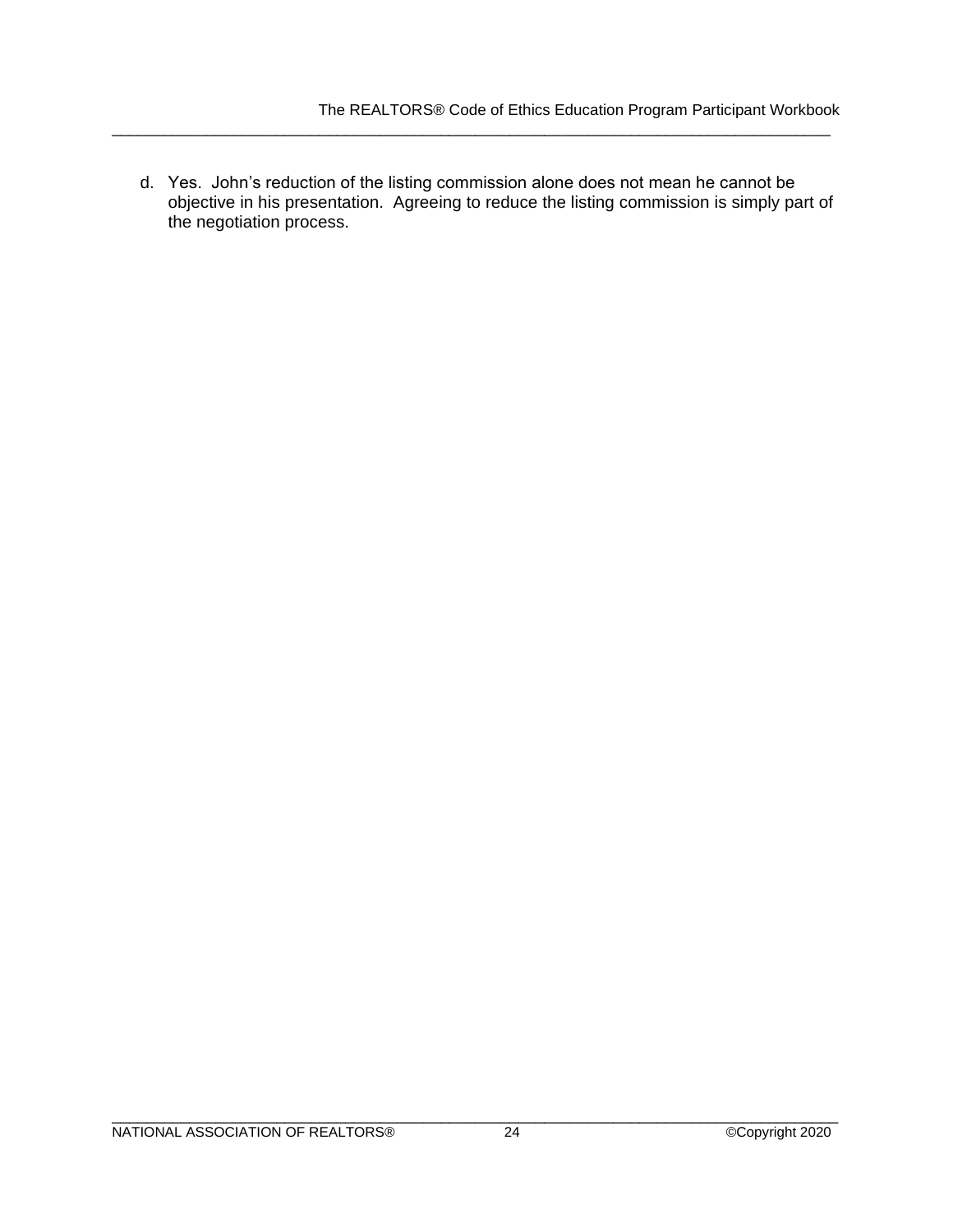d. Yes. John's reduction of the listing commission alone does not mean he cannot be objective in his presentation. Agreeing to reduce the listing commission is simply part of the negotiation process.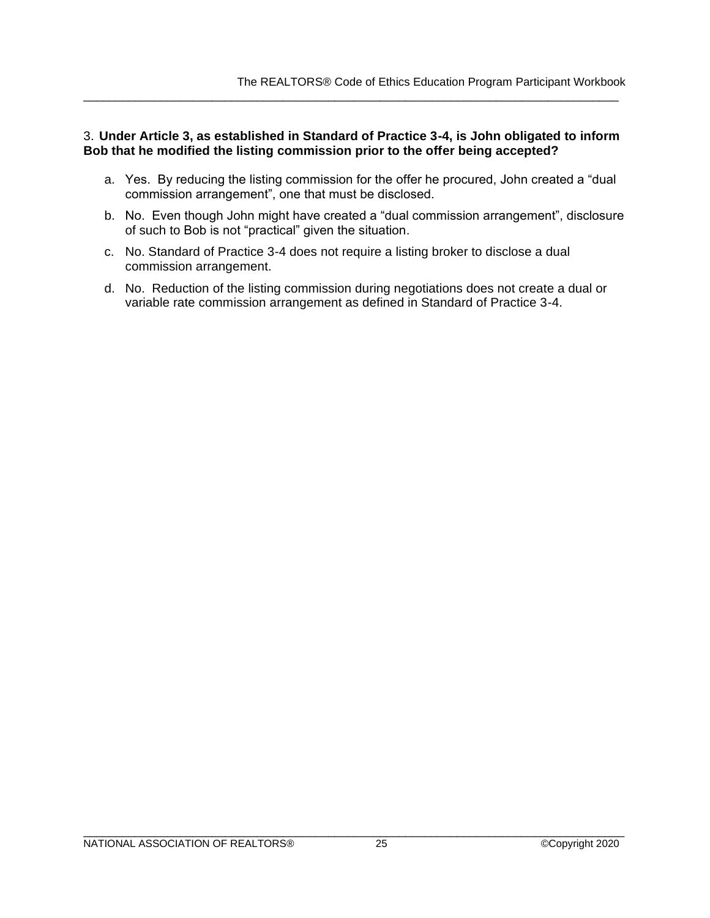3. **Under Article 3, as established in Standard of Practice 3-4, is John obligated to inform Bob that he modified the listing commission prior to the offer being accepted?**

a. Yes. By reducing the listing commission for the offer he procured, John created a "dual commission arrangement", one that must be disclosed.

b. No. Even though John might have created a "dual commission arrangement", disclosure of such to Bob is not "practical" given the situation.

c. No. Standard of Practice 3-4 does not require a listing broker to disclose a dual commission arrangement.

d. No. Reduction of the listing commission during negotiations does not create a dual or variable rate commission arrangement as defined in Standard of Practice 3-4.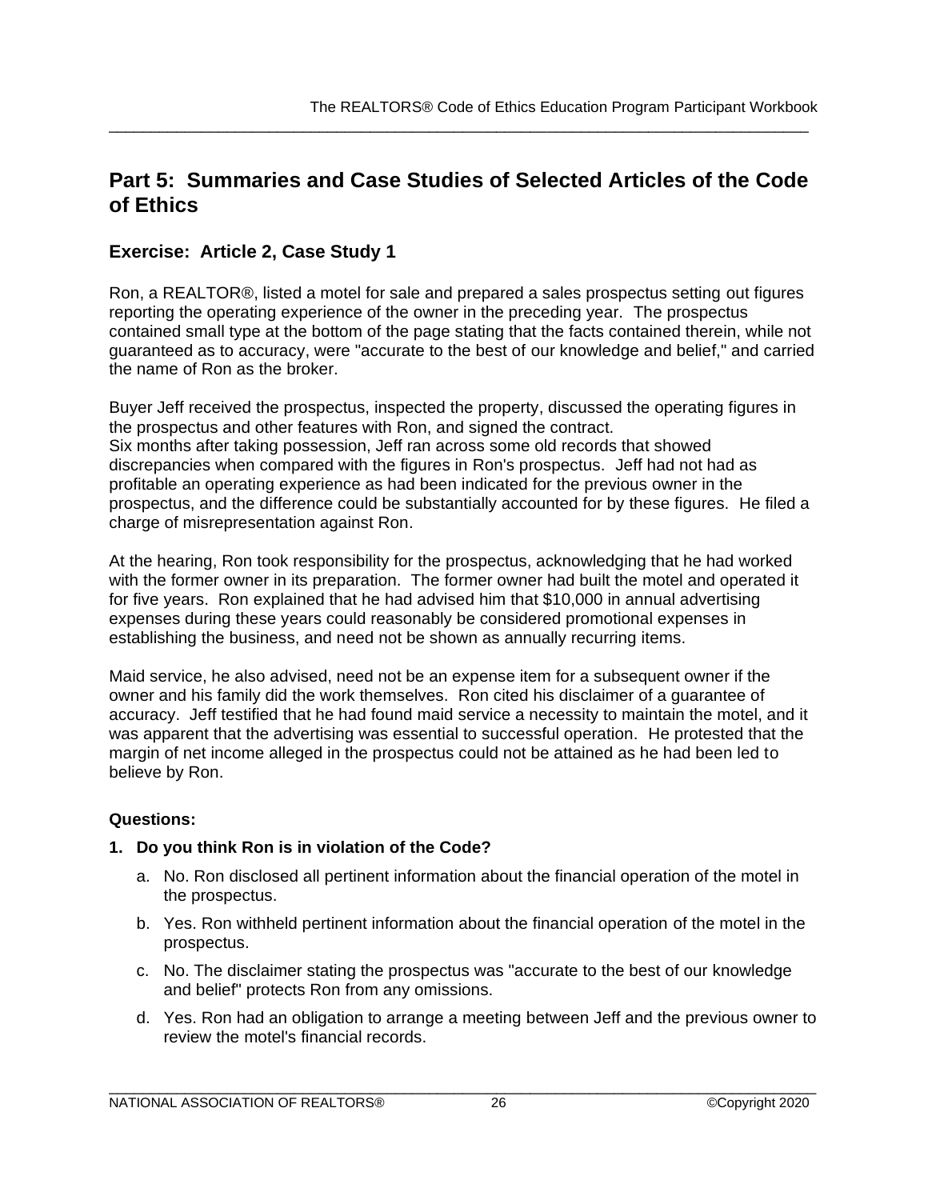## Part 5: Summaries and Case Studies of Selected Articles of the Code of Ethics

### Exercise: Article 2, Case Study 1

Ron, a REALTOR®, listed a motel for sale and prepared a sales prospectus setting out figures reporting the operating experience of the owner in the preceding year. The prospectus contained small type at the bottom of the page stating that the facts contained therein, while not guaranteed as to accuracy, were "accurate to the best of our knowledge and belief," and carried the name of Ron as the broker.

Buyer Jeff received the prospectus, inspected the property, discussed the operating figures in the prospectus and other features with Ron, and signed the contract.
Six months after taking possession, Jeff ran across some old records that showed discrepancies when compared with the figures in Ron's prospectus. Jeff had not had as profitable an operating experience as had been indicated for the previous owner in the prospectus, and the difference could be substantially accounted for by these figures. He filed a charge of misrepresentation against Ron.

At the hearing, Ron took responsibility for the prospectus, acknowledging that he had worked with the former owner in its preparation. The former owner had built the motel and operated it for five years. Ron explained that he had advised him that $10,000 in annual advertising expenses during these years could reasonably be considered promotional expenses in establishing the business, and need not be shown as annually recurring items.

Maid service, he also advised, need not be an expense item for a subsequent owner if the owner and his family did the work themselves. Ron cited his disclaimer of a guarantee of accuracy. Jeff testified that he had found maid service a necessity to maintain the motel, and it was apparent that the advertising was essential to successful operation. He protested that the margin of net income alleged in the prospectus could not be attained as he had been led to believe by Ron.

**Questions:**

1. **Do you think Ron is in violation of the Code?**
   a. No. Ron disclosed all pertinent information about the financial operation of the motel in the prospectus.
   b. Yes. Ron withheld pertinent information about the financial operation of the motel in the prospectus.
   c. No. The disclaimer stating the prospectus was "accurate to the best of our knowledge and belief" protects Ron from any omissions.
   d. Yes. Ron had an obligation to arrange a meeting between Jeff and the previous owner to review the motel's financial records.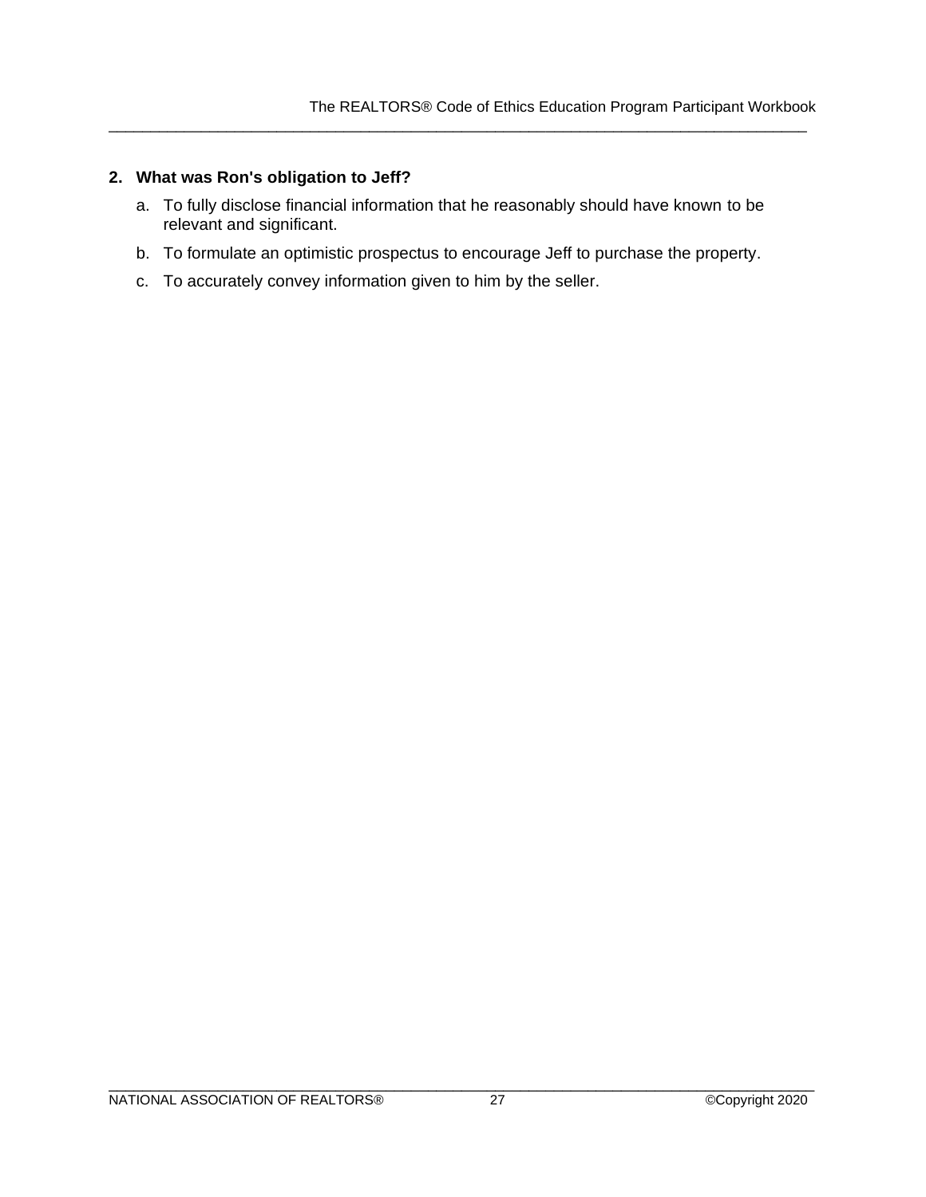**2. What was Ron's obligation to Jeff?**

a. To fully disclose financial information that he reasonably should have known to be relevant and significant.

b. To formulate an optimistic prospectus to encourage Jeff to purchase the property.

c. To accurately convey information given to him by the seller.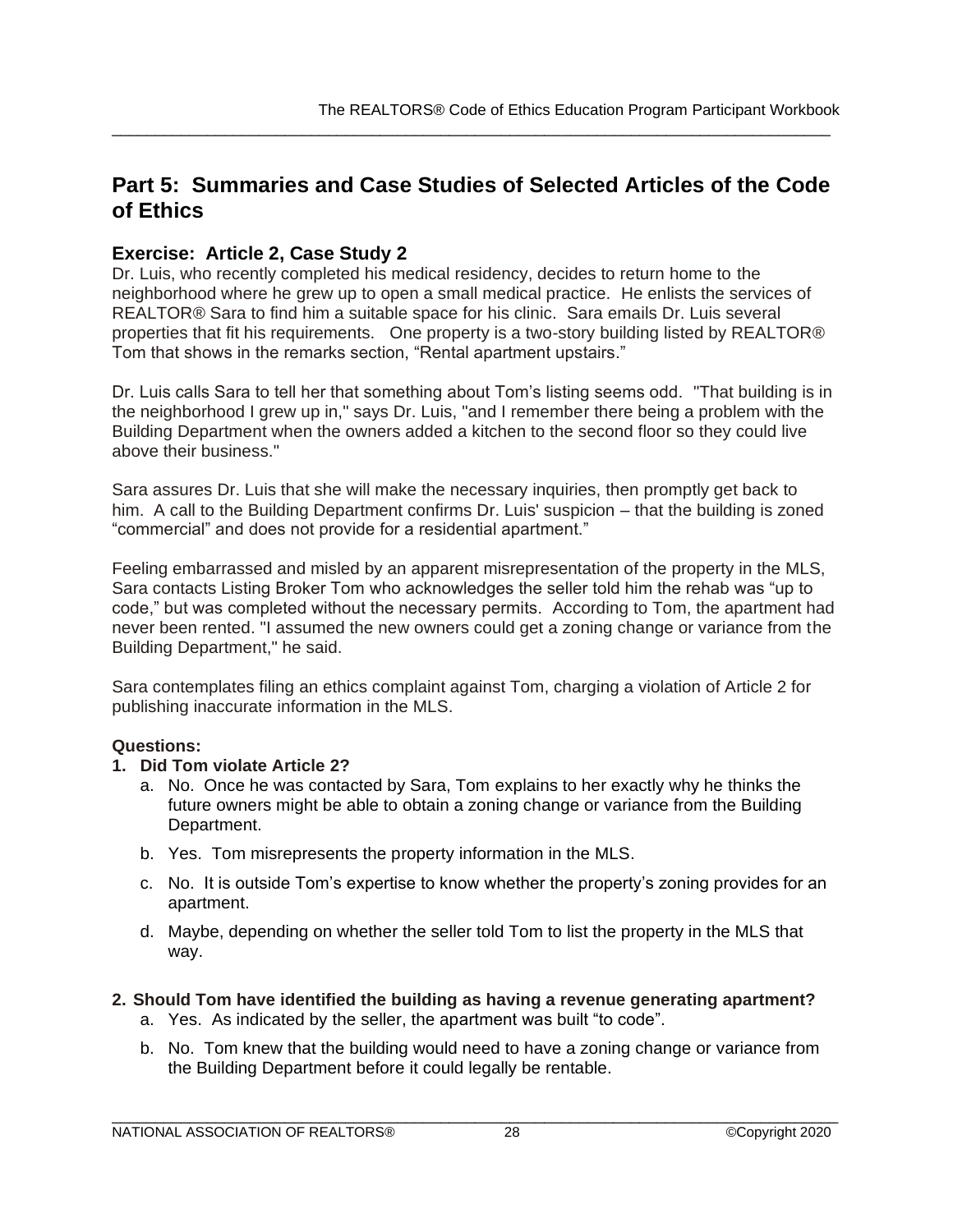## Part 5: Summaries and Case Studies of Selected Articles of the Code of Ethics

### Exercise: Article 2, Case Study 2

Dr. Luis, who recently completed his medical residency, decides to return home to the neighborhood where he grew up to open a small medical practice. He enlists the services of REALTOR® Sara to find him a suitable space for his clinic. Sara emails Dr. Luis several properties that fit his requirements. One property is a two-story building listed by REALTOR® Tom that shows in the remarks section, "Rental apartment upstairs."

Dr. Luis calls Sara to tell her that something about Tom's listing seems odd. "That building is in the neighborhood I grew up in," says Dr. Luis, "and I remember there being a problem with the Building Department when the owners added a kitchen to the second floor so they could live above their business."

Sara assures Dr. Luis that she will make the necessary inquiries, then promptly get back to him. A call to the Building Department confirms Dr. Luis' suspicion – that the building is zoned "commercial" and does not provide for a residential apartment."

Feeling embarrassed and misled by an apparent misrepresentation of the property in the MLS, Sara contacts Listing Broker Tom who acknowledges the seller told him the rehab was "up to code," but was completed without the necessary permits. According to Tom, the apartment had never been rented. "I assumed the new owners could get a zoning change or variance from the Building Department," he said.

Sara contemplates filing an ethics complaint against Tom, charging a violation of Article 2 for publishing inaccurate information in the MLS.

**Questions:**

1. **Did Tom violate Article 2?**
   a. No. Once he was contacted by Sara, Tom explains to her exactly why he thinks the future owners might be able to obtain a zoning change or variance from the Building Department.
   b. Yes. Tom misrepresents the property information in the MLS.
   c. No. It is outside Tom's expertise to know whether the property's zoning provides for an apartment.
   d. Maybe, depending on whether the seller told Tom to list the property in the MLS that way.

2. **Should Tom have identified the building as having a revenue generating apartment?**
   a. Yes. As indicated by the seller, the apartment was built "to code".
   b. No. Tom knew that the building would need to have a zoning change or variance from the Building Department before it could legally be rentable.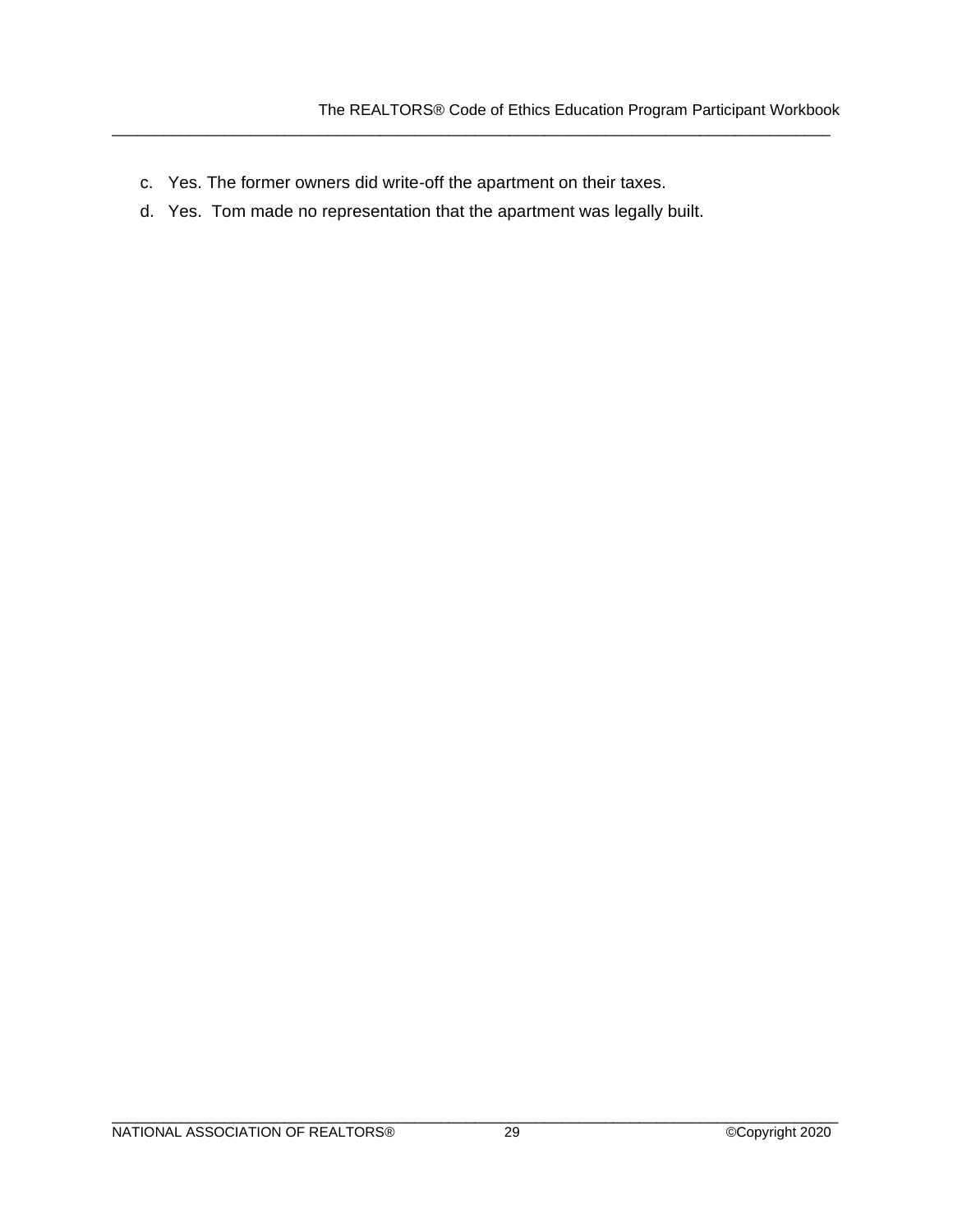c. Yes. The former owners did write-off the apartment on their taxes.

d. Yes. Tom made no representation that the apartment was legally built.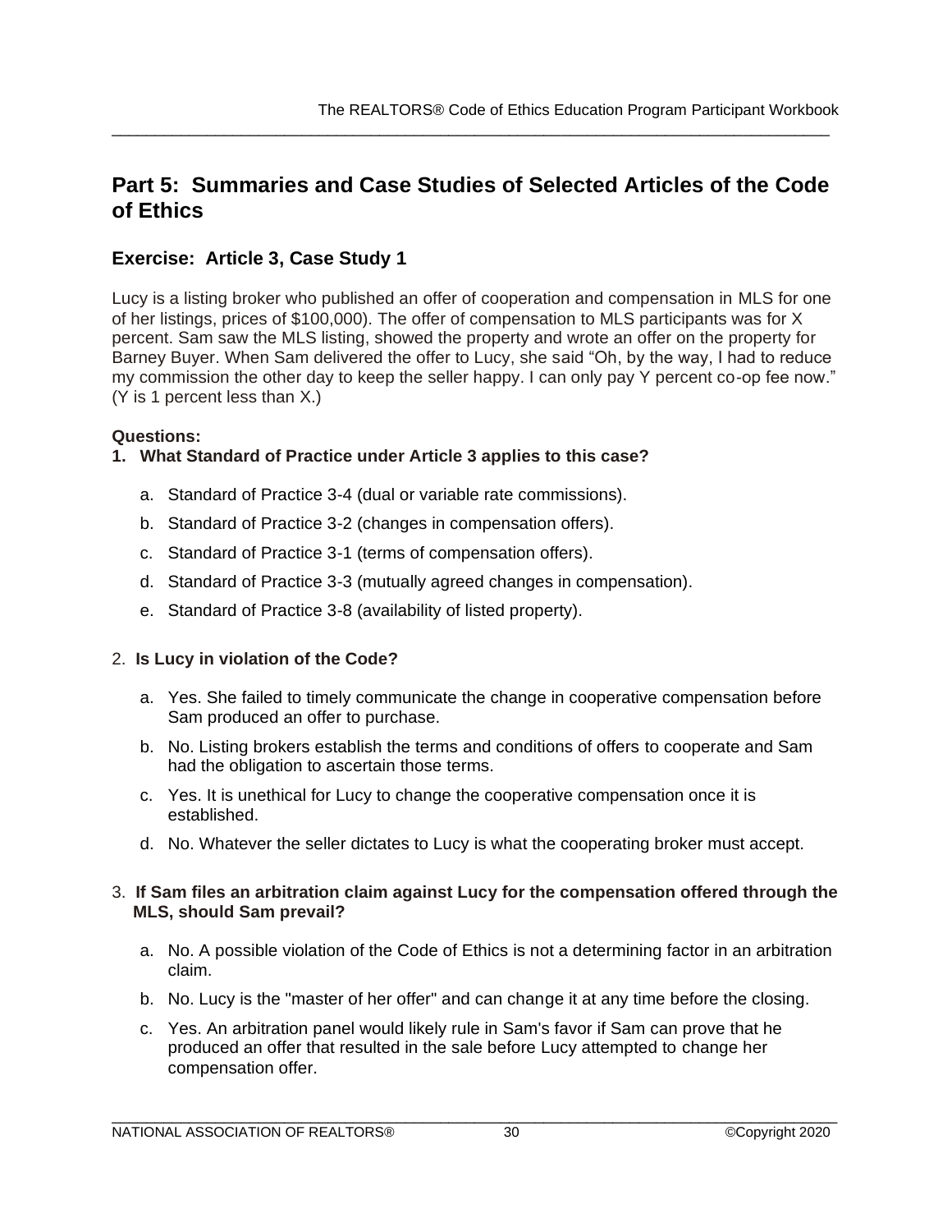## Part 5: Summaries and Case Studies of Selected Articles of the Code of Ethics

### Exercise: Article 3, Case Study 1

Lucy is a listing broker who published an offer of cooperation and compensation in MLS for one of her listings, prices of $100,000). The offer of compensation to MLS participants was for X percent. Sam saw the MLS listing, showed the property and wrote an offer on the property for Barney Buyer. When Sam delivered the offer to Lucy, she said "Oh, by the way, I had to reduce my commission the other day to keep the seller happy. I can only pay Y percent co-op fee now." (Y is 1 percent less than X.)

**Questions:**

1. **What Standard of Practice under Article 3 applies to this case?**

   a. Standard of Practice 3-4 (dual or variable rate commissions).

   b. Standard of Practice 3-2 (changes in compensation offers).

   c. Standard of Practice 3-1 (terms of compensation offers).

   d. Standard of Practice 3-3 (mutually agreed changes in compensation).

   e. Standard of Practice 3-8 (availability of listed property).

2. **Is Lucy in violation of the Code?**

   a. Yes. She failed to timely communicate the change in cooperative compensation before Sam produced an offer to purchase.

   b. No. Listing brokers establish the terms and conditions of offers to cooperate and Sam had the obligation to ascertain those terms.

   c. Yes. It is unethical for Lucy to change the cooperative compensation once it is established.

   d. No. Whatever the seller dictates to Lucy is what the cooperating broker must accept.

3. **If Sam files an arbitration claim against Lucy for the compensation offered through the MLS, should Sam prevail?**

   a. No. A possible violation of the Code of Ethics is not a determining factor in an arbitration claim.

   b. No. Lucy is the "master of her offer" and can change it at any time before the closing.

   c. Yes. An arbitration panel would likely rule in Sam's favor if Sam can prove that he produced an offer that resulted in the sale before Lucy attempted to change her compensation offer.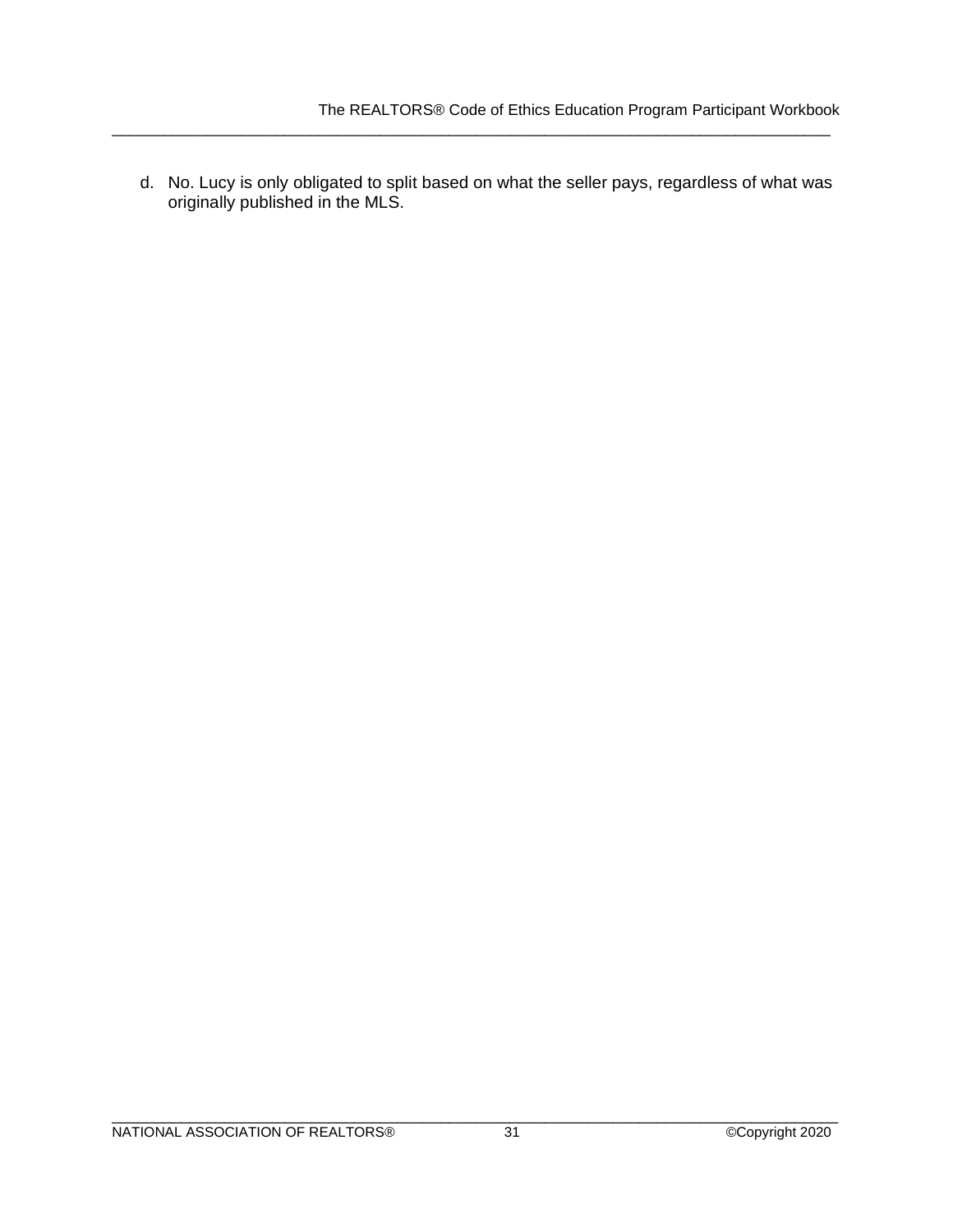d. No. Lucy is only obligated to split based on what the seller pays, regardless of what was originally published in the MLS.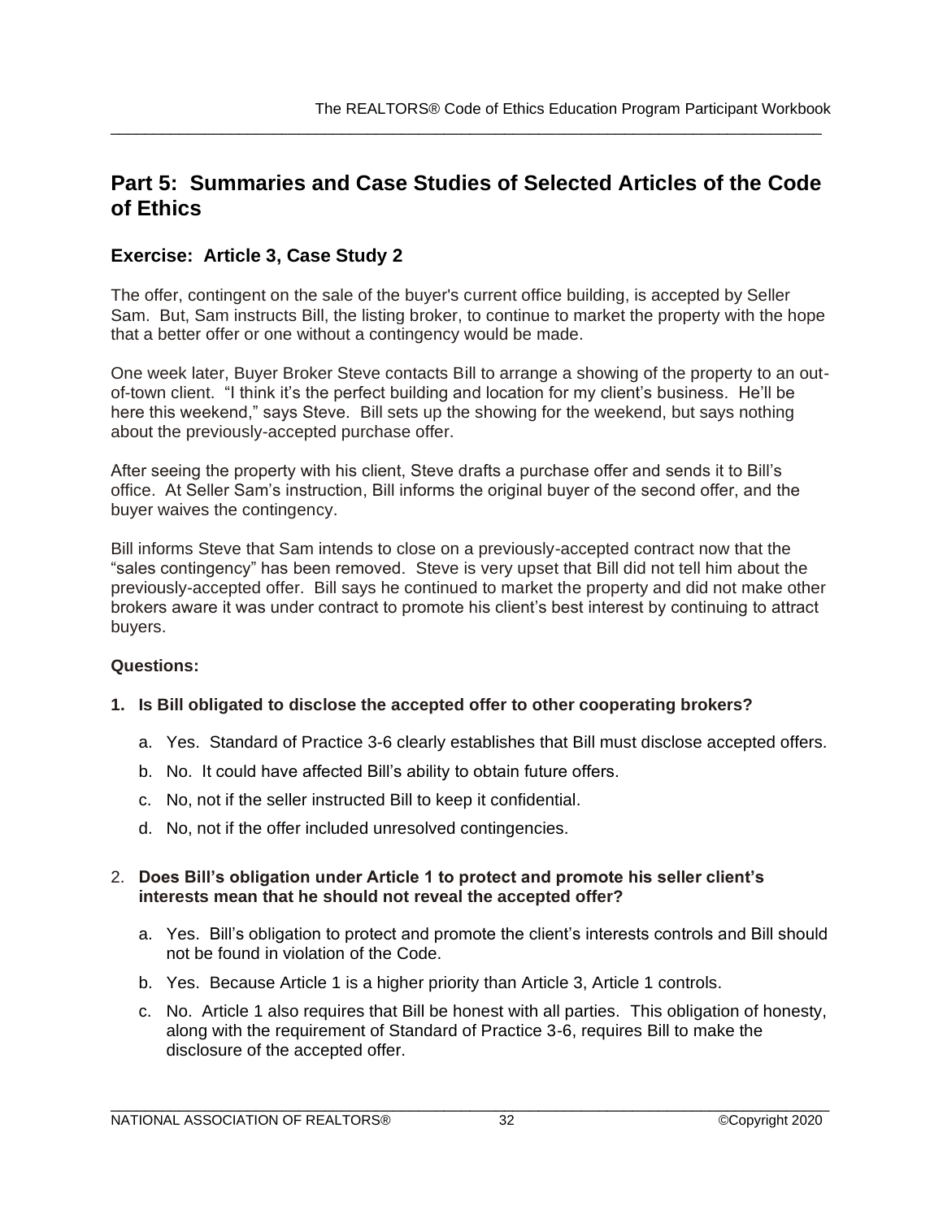## Part 5: Summaries and Case Studies of Selected Articles of the Code of Ethics

### Exercise: Article 3, Case Study 2

The offer, contingent on the sale of the buyer's current office building, is accepted by Seller Sam. But, Sam instructs Bill, the listing broker, to continue to market the property with the hope that a better offer or one without a contingency would be made.

One week later, Buyer Broker Steve contacts Bill to arrange a showing of the property to an out-of-town client. "I think it's the perfect building and location for my client's business. He'll be here this weekend," says Steve. Bill sets up the showing for the weekend, but says nothing about the previously-accepted purchase offer.

After seeing the property with his client, Steve drafts a purchase offer and sends it to Bill's office. At Seller Sam's instruction, Bill informs the original buyer of the second offer, and the buyer waives the contingency.

Bill informs Steve that Sam intends to close on a previously-accepted contract now that the "sales contingency" has been removed. Steve is very upset that Bill did not tell him about the previously-accepted offer. Bill says he continued to market the property and did not make other brokers aware it was under contract to promote his client's best interest by continuing to attract buyers.

**Questions:**

**1. Is Bill obligated to disclose the accepted offer to other cooperating brokers?**

a. Yes. Standard of Practice 3-6 clearly establishes that Bill must disclose accepted offers.

b. No. It could have affected Bill's ability to obtain future offers.

c. No, not if the seller instructed Bill to keep it confidential.

d. No, not if the offer included unresolved contingencies.

2. **Does Bill's obligation under Article 1 to protect and promote his seller client's interests mean that he should not reveal the accepted offer?**

a. Yes. Bill's obligation to protect and promote the client's interests controls and Bill should not be found in violation of the Code.

b. Yes. Because Article 1 is a higher priority than Article 3, Article 1 controls.

c. No. Article 1 also requires that Bill be honest with all parties. This obligation of honesty, along with the requirement of Standard of Practice 3-6, requires Bill to make the disclosure of the accepted offer.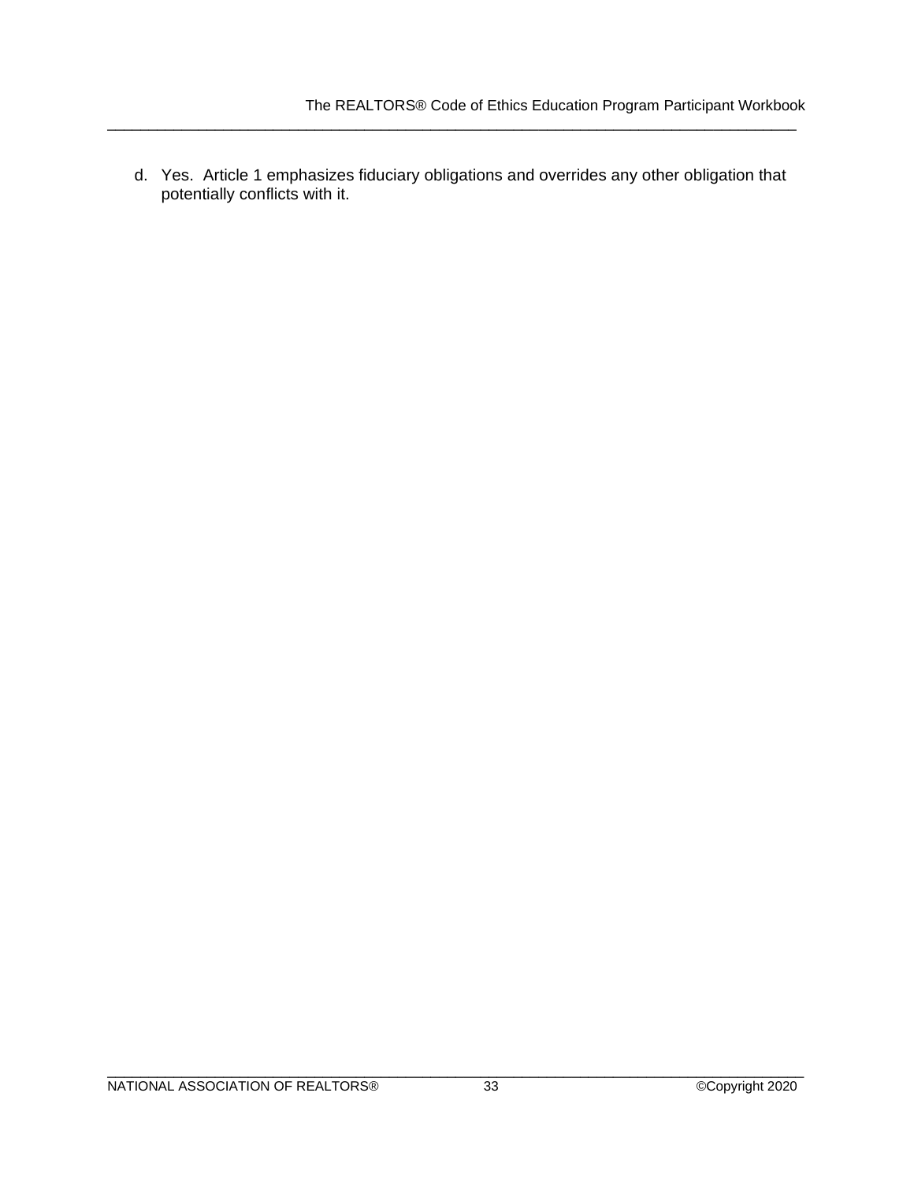d. Yes. Article 1 emphasizes fiduciary obligations and overrides any other obligation that potentially conflicts with it.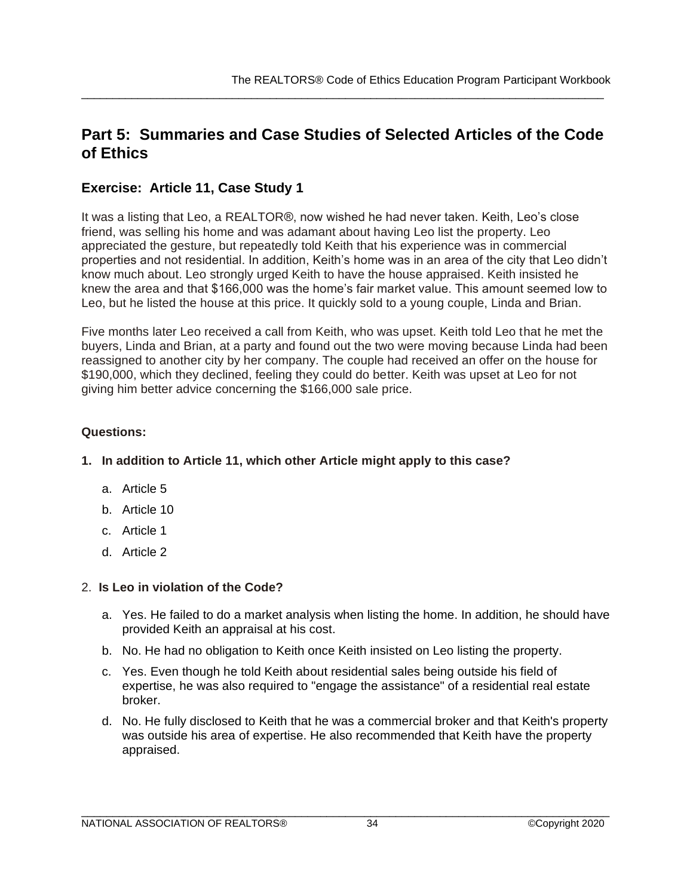## Part 5: Summaries and Case Studies of Selected Articles of the Code of Ethics

### Exercise: Article 11, Case Study 1

It was a listing that Leo, a REALTOR®, now wished he had never taken. Keith, Leo's close friend, was selling his home and was adamant about having Leo list the property. Leo appreciated the gesture, but repeatedly told Keith that his experience was in commercial properties and not residential. In addition, Keith's home was in an area of the city that Leo didn't know much about. Leo strongly urged Keith to have the house appraised. Keith insisted he knew the area and that $166,000 was the home's fair market value. This amount seemed low to Leo, but he listed the house at this price. It quickly sold to a young couple, Linda and Brian.

Five months later Leo received a call from Keith, who was upset. Keith told Leo that he met the buyers, Linda and Brian, at a party and found out the two were moving because Linda had been reassigned to another city by her company. The couple had received an offer on the house for $190,000, which they declined, feeling they could do better. Keith was upset at Leo for not giving him better advice concerning the $166,000 sale price.

**Questions:**

**1. In addition to Article 11, which other Article might apply to this case?**

a. Article 5

b. Article 10

c. Article 1

d. Article 2

2. **Is Leo in violation of the Code?**

a. Yes. He failed to do a market analysis when listing the home. In addition, he should have provided Keith an appraisal at his cost.

b. No. He had no obligation to Keith once Keith insisted on Leo listing the property.

c. Yes. Even though he told Keith about residential sales being outside his field of expertise, he was also required to "engage the assistance" of a residential real estate broker.

d. No. He fully disclosed to Keith that he was a commercial broker and that Keith's property was outside his area of expertise. He also recommended that Keith have the property appraised.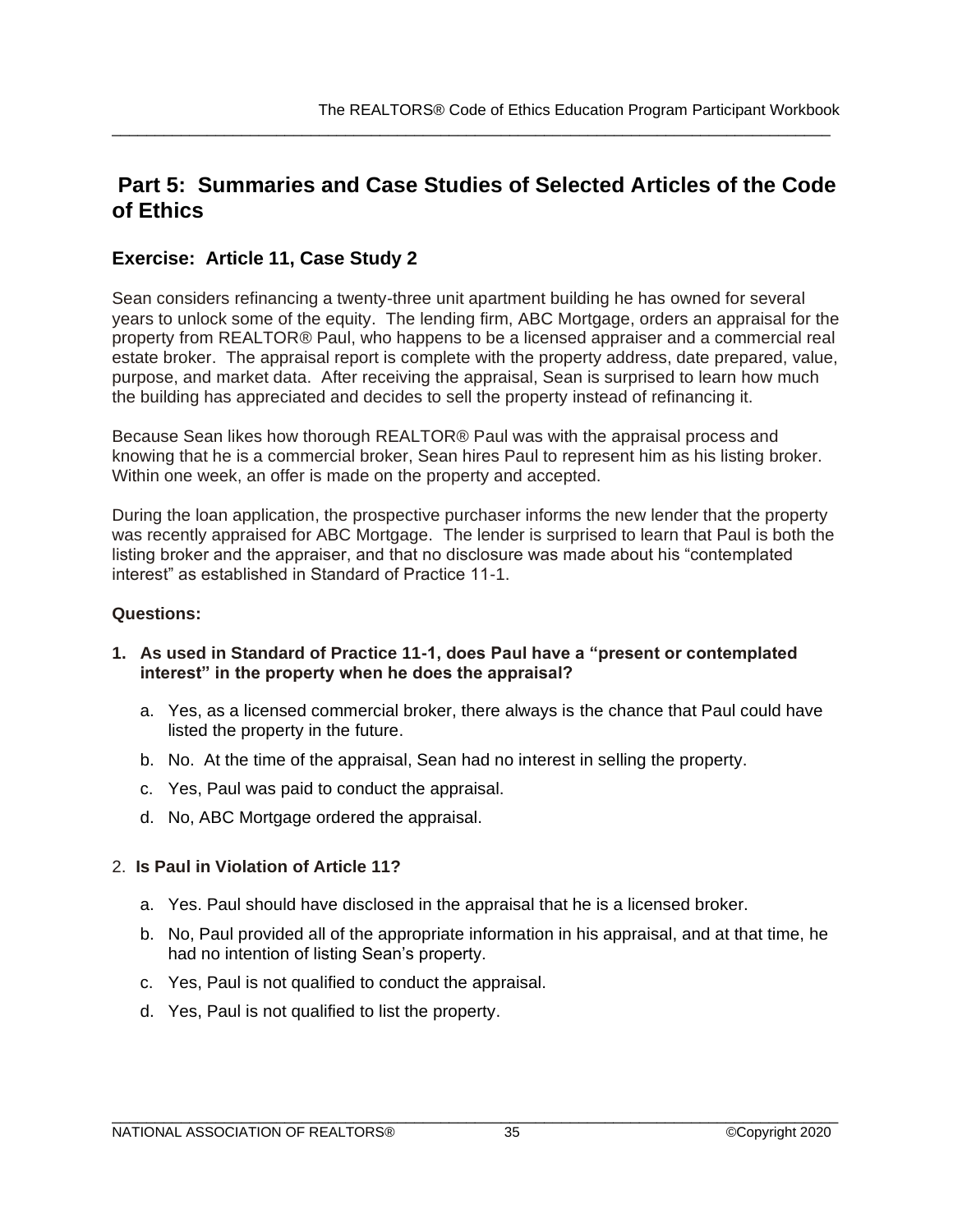# Part 5: Summaries and Case Studies of Selected Articles of the Code of Ethics

## Exercise: Article 11, Case Study 2

Sean considers refinancing a twenty-three unit apartment building he has owned for several years to unlock some of the equity. The lending firm, ABC Mortgage, orders an appraisal for the property from REALTOR® Paul, who happens to be a licensed appraiser and a commercial real estate broker. The appraisal report is complete with the property address, date prepared, value, purpose, and market data. After receiving the appraisal, Sean is surprised to learn how much the building has appreciated and decides to sell the property instead of refinancing it.

Because Sean likes how thorough REALTOR® Paul was with the appraisal process and knowing that he is a commercial broker, Sean hires Paul to represent him as his listing broker. Within one week, an offer is made on the property and accepted.

During the loan application, the prospective purchaser informs the new lender that the property was recently appraised for ABC Mortgage. The lender is surprised to learn that Paul is both the listing broker and the appraiser, and that no disclosure was made about his "contemplated interest" as established in Standard of Practice 11-1.

**Questions:**

1. **As used in Standard of Practice 11-1, does Paul have a "present or contemplated interest" in the property when he does the appraisal?**
   a. Yes, as a licensed commercial broker, there always is the chance that Paul could have listed the property in the future.
   b. No. At the time of the appraisal, Sean had no interest in selling the property.
   c. Yes, Paul was paid to conduct the appraisal.
   d. No, ABC Mortgage ordered the appraisal.

2. **Is Paul in Violation of Article 11?**
   a. Yes. Paul should have disclosed in the appraisal that he is a licensed broker.
   b. No, Paul provided all of the appropriate information in his appraisal, and at that time, he had no intention of listing Sean's property.
   c. Yes, Paul is not qualified to conduct the appraisal.
   d. Yes, Paul is not qualified to list the property.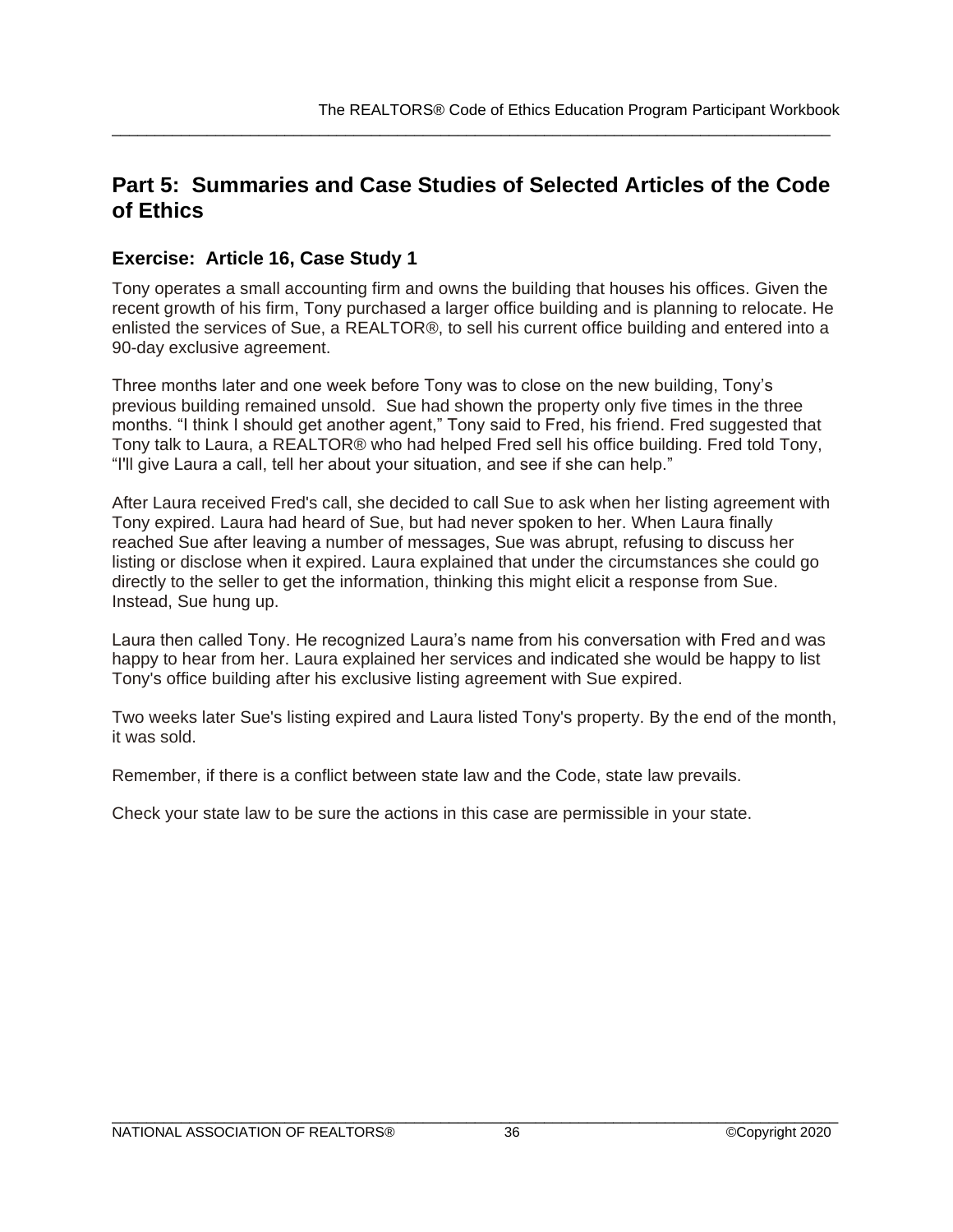## Part 5: Summaries and Case Studies of Selected Articles of the Code of Ethics

### Exercise: Article 16, Case Study 1

Tony operates a small accounting firm and owns the building that houses his offices. Given the recent growth of his firm, Tony purchased a larger office building and is planning to relocate. He enlisted the services of Sue, a REALTOR®, to sell his current office building and entered into a 90-day exclusive agreement.

Three months later and one week before Tony was to close on the new building, Tony's previous building remained unsold. Sue had shown the property only five times in the three months. "I think I should get another agent," Tony said to Fred, his friend. Fred suggested that Tony talk to Laura, a REALTOR® who had helped Fred sell his office building. Fred told Tony, "I'll give Laura a call, tell her about your situation, and see if she can help."

After Laura received Fred's call, she decided to call Sue to ask when her listing agreement with Tony expired. Laura had heard of Sue, but had never spoken to her. When Laura finally reached Sue after leaving a number of messages, Sue was abrupt, refusing to discuss her listing or disclose when it expired. Laura explained that under the circumstances she could go directly to the seller to get the information, thinking this might elicit a response from Sue. Instead, Sue hung up.

Laura then called Tony. He recognized Laura's name from his conversation with Fred and was happy to hear from her. Laura explained her services and indicated she would be happy to list Tony's office building after his exclusive listing agreement with Sue expired.

Two weeks later Sue's listing expired and Laura listed Tony's property. By the end of the month, it was sold.

Remember, if there is a conflict between state law and the Code, state law prevails.

Check your state law to be sure the actions in this case are permissible in your state.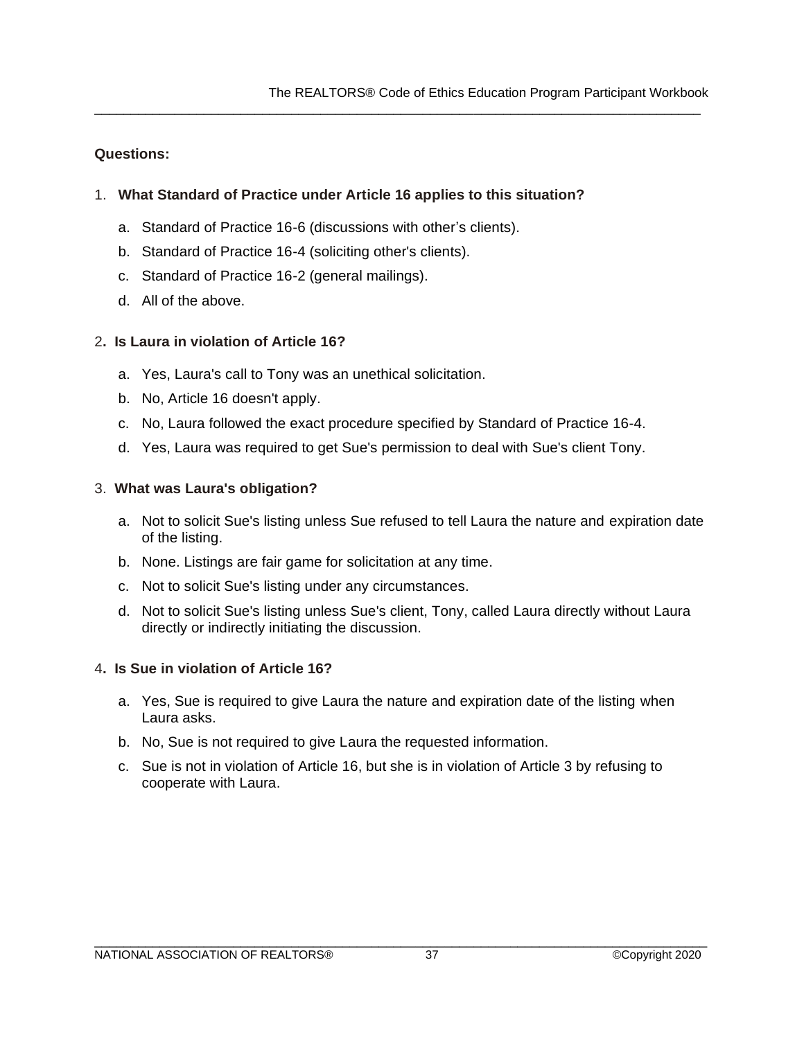**Questions:**

1. **What Standard of Practice under Article 16 applies to this situation?**

   a. Standard of Practice 16-6 (discussions with other's clients).

   b. Standard of Practice 16-4 (soliciting other's clients).

   c. Standard of Practice 16-2 (general mailings).

   d. All of the above.

2. **Is Laura in violation of Article 16?**

   a. Yes, Laura's call to Tony was an unethical solicitation.

   b. No, Article 16 doesn't apply.

   c. No, Laura followed the exact procedure specified by Standard of Practice 16-4.

   d. Yes, Laura was required to get Sue's permission to deal with Sue's client Tony.

3. **What was Laura's obligation?**

   a. Not to solicit Sue's listing unless Sue refused to tell Laura the nature and expiration date of the listing.

   b. None. Listings are fair game for solicitation at any time.

   c. Not to solicit Sue's listing under any circumstances.

   d. Not to solicit Sue's listing unless Sue's client, Tony, called Laura directly without Laura directly or indirectly initiating the discussion.

4. **Is Sue in violation of Article 16?**

   a. Yes, Sue is required to give Laura the nature and expiration date of the listing when Laura asks.

   b. No, Sue is not required to give Laura the requested information.

   c. Sue is not in violation of Article 16, but she is in violation of Article 3 by refusing to cooperate with Laura.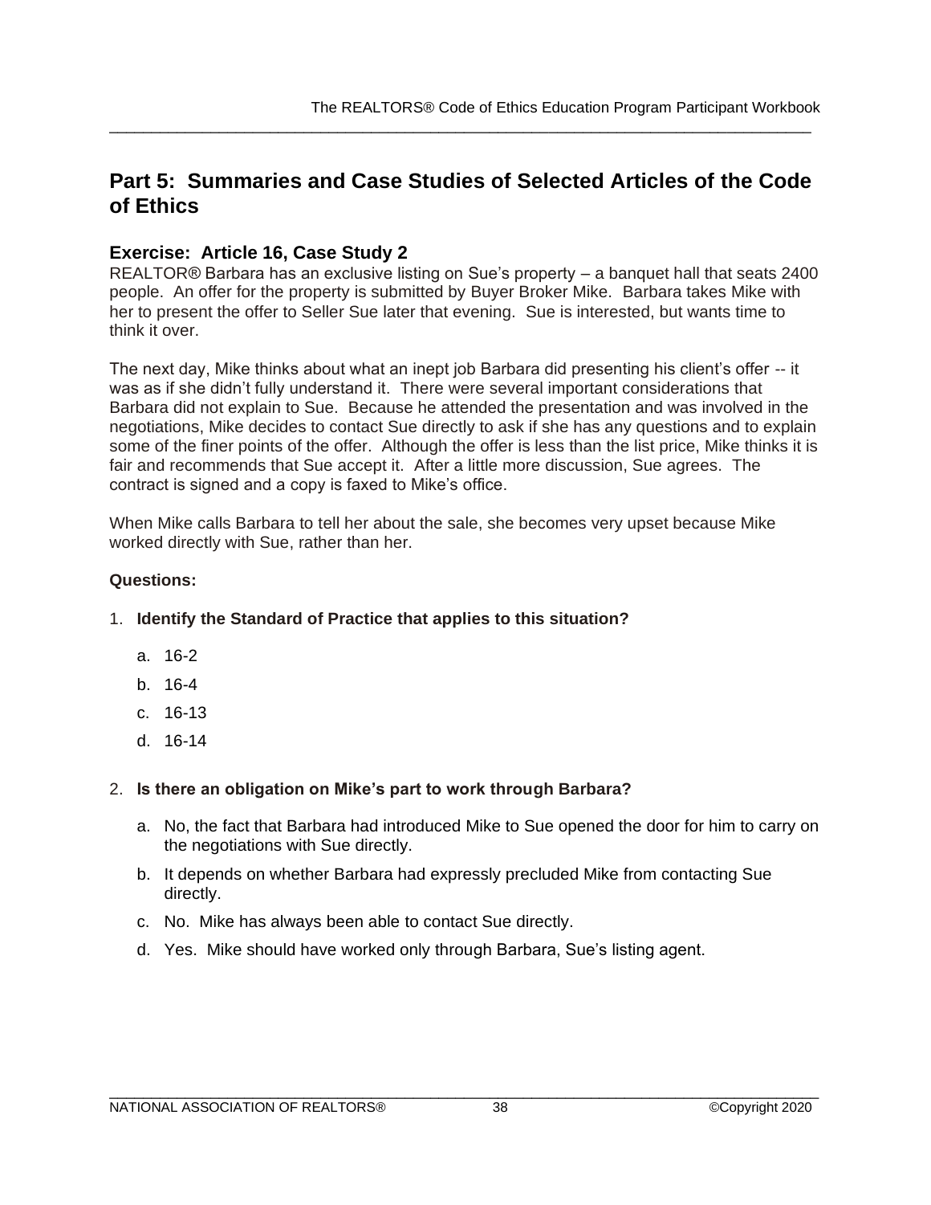## Part 5: Summaries and Case Studies of Selected Articles of the Code of Ethics

### Exercise: Article 16, Case Study 2

REALTOR® Barbara has an exclusive listing on Sue's property – a banquet hall that seats 2400 people. An offer for the property is submitted by Buyer Broker Mike. Barbara takes Mike with her to present the offer to Seller Sue later that evening. Sue is interested, but wants time to think it over.

The next day, Mike thinks about what an inept job Barbara did presenting his client's offer -- it was as if she didn't fully understand it. There were several important considerations that Barbara did not explain to Sue. Because he attended the presentation and was involved in the negotiations, Mike decides to contact Sue directly to ask if she has any questions and to explain some of the finer points of the offer. Although the offer is less than the list price, Mike thinks it is fair and recommends that Sue accept it. After a little more discussion, Sue agrees. The contract is signed and a copy is faxed to Mike's office.

When Mike calls Barbara to tell her about the sale, she becomes very upset because Mike worked directly with Sue, rather than her.

**Questions:**

1. **Identify the Standard of Practice that applies to this situation?**
   a. 16-2
   b. 16-4
   c. 16-13
   d. 16-14

2. **Is there an obligation on Mike's part to work through Barbara?**
   a. No, the fact that Barbara had introduced Mike to Sue opened the door for him to carry on the negotiations with Sue directly.
   b. It depends on whether Barbara had expressly precluded Mike from contacting Sue directly.
   c. No. Mike has always been able to contact Sue directly.
   d. Yes. Mike should have worked only through Barbara, Sue's listing agent.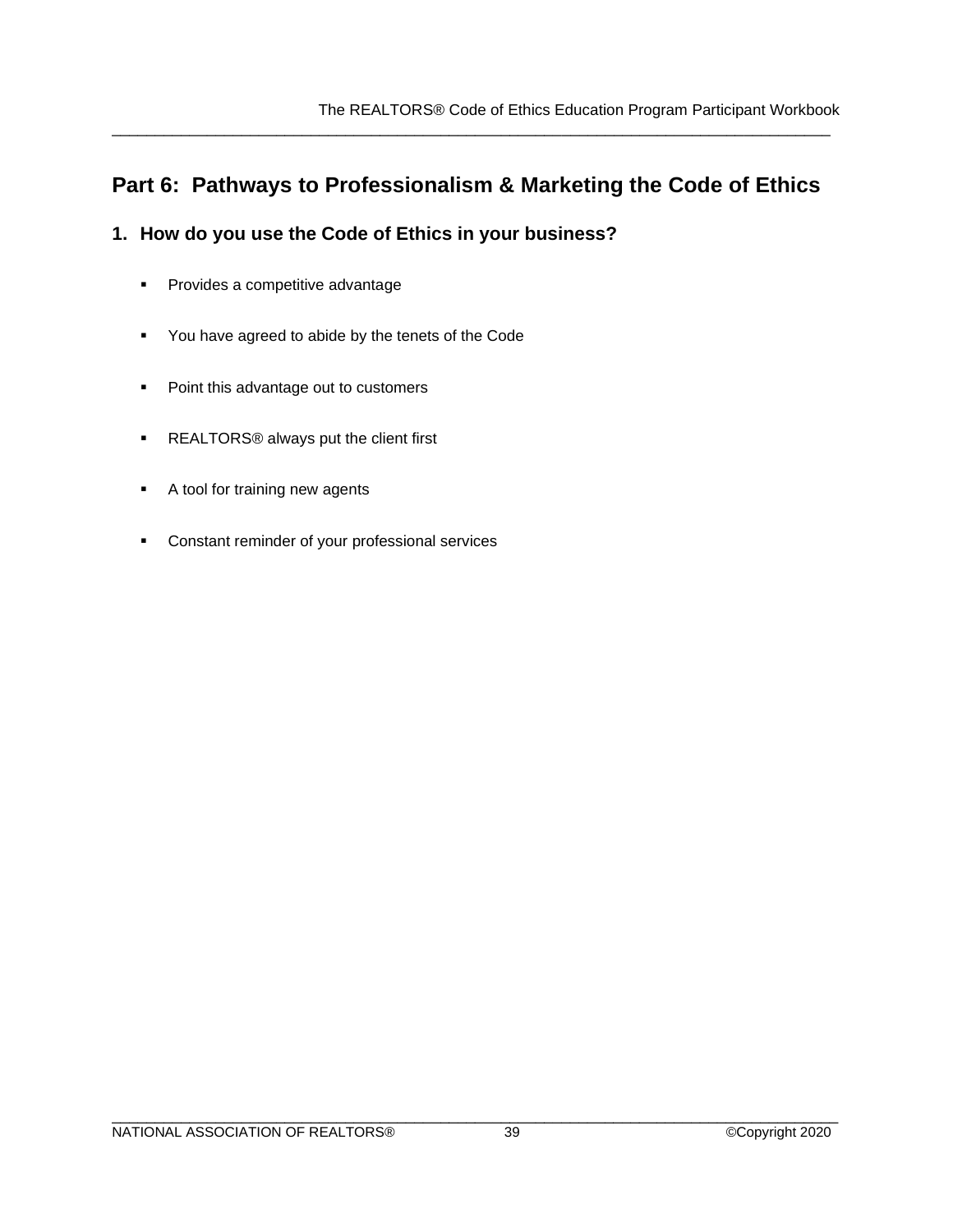## Part 6: Pathways to Professionalism & Marketing the Code of Ethics

### 1. How do you use the Code of Ethics in your business?

- Provides a competitive advantage
- You have agreed to abide by the tenets of the Code
- Point this advantage out to customers
- REALTORS® always put the client first
- A tool for training new agents
- Constant reminder of your professional services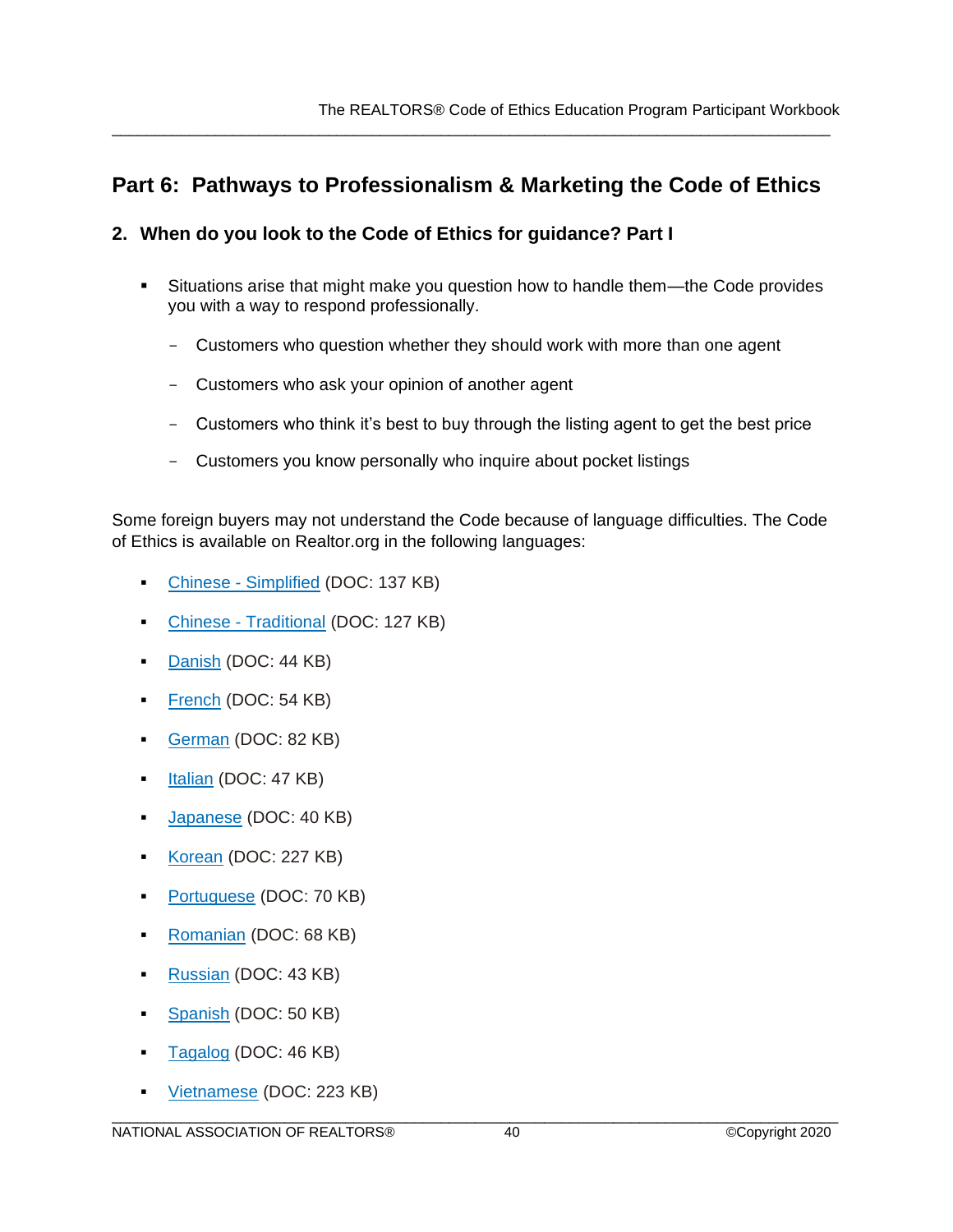## Part 6: Pathways to Professionalism & Marketing the Code of Ethics

### 2. When do you look to the Code of Ethics for guidance? Part I

- Situations arise that might make you question how to handle them—the Code provides you with a way to respond professionally.
  - Customers who question whether they should work with more than one agent
  - Customers who ask your opinion of another agent
  - Customers who think it's best to buy through the listing agent to get the best price
  - Customers you know personally who inquire about pocket listings

Some foreign buyers may not understand the Code because of language difficulties. The Code of Ethics is available on Realtor.org in the following languages:

- Chinese - Simplified (DOC: 137 KB)
- Chinese - Traditional (DOC: 127 KB)
- Danish (DOC: 44 KB)
- French (DOC: 54 KB)
- German (DOC: 82 KB)
- Italian (DOC: 47 KB)
- Japanese (DOC: 40 KB)
- Korean (DOC: 227 KB)
- Portuguese (DOC: 70 KB)
- Romanian (DOC: 68 KB)
- Russian (DOC: 43 KB)
- Spanish (DOC: 50 KB)
- Tagalog (DOC: 46 KB)
- Vietnamese (DOC: 223 KB)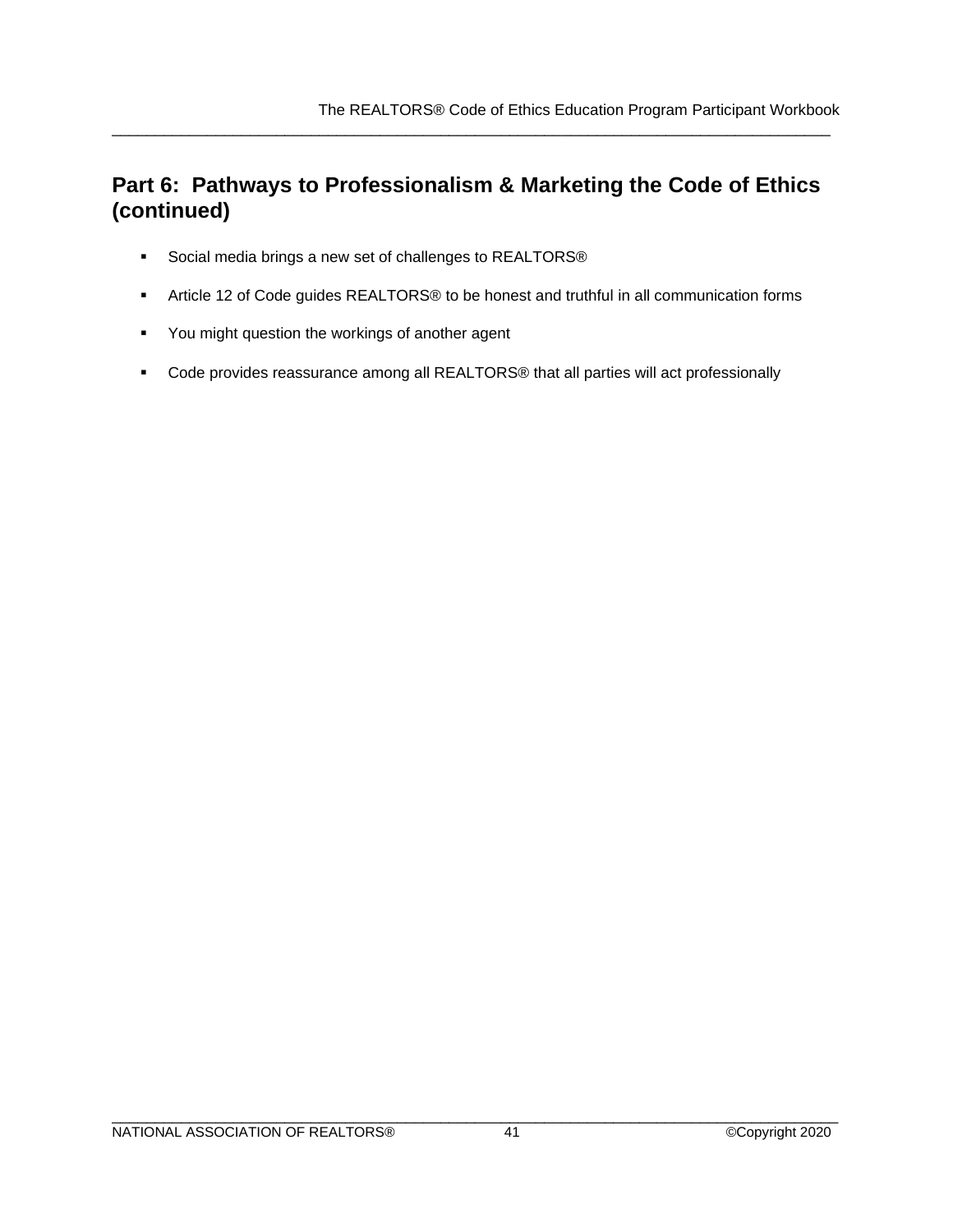## Part 6: Pathways to Professionalism & Marketing the Code of Ethics (continued)

- Social media brings a new set of challenges to REALTORS®
- Article 12 of Code guides REALTORS® to be honest and truthful in all communication forms
- You might question the workings of another agent
- Code provides reassurance among all REALTORS® that all parties will act professionally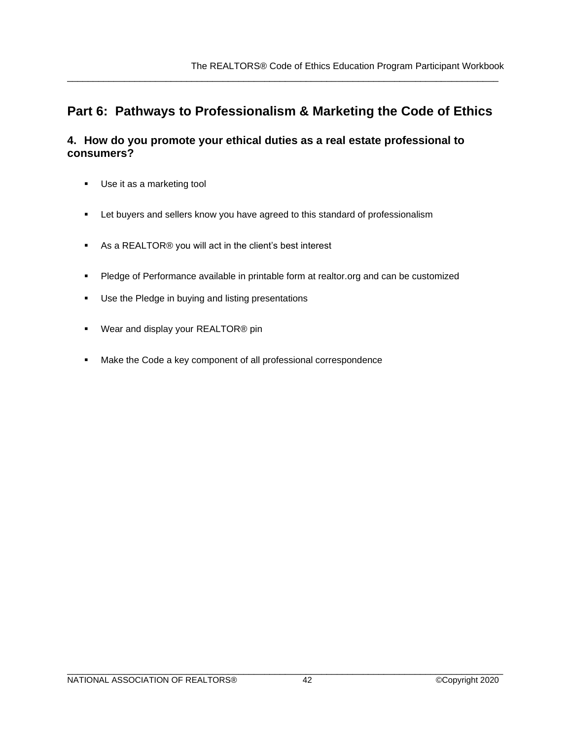## Part 6: Pathways to Professionalism & Marketing the Code of Ethics

### 4. How do you promote your ethical duties as a real estate professional to consumers?

- Use it as a marketing tool
- Let buyers and sellers know you have agreed to this standard of professionalism
- As a REALTOR® you will act in the client's best interest
- Pledge of Performance available in printable form at realtor.org and can be customized
- Use the Pledge in buying and listing presentations
- Wear and display your REALTOR® pin
- Make the Code a key component of all professional correspondence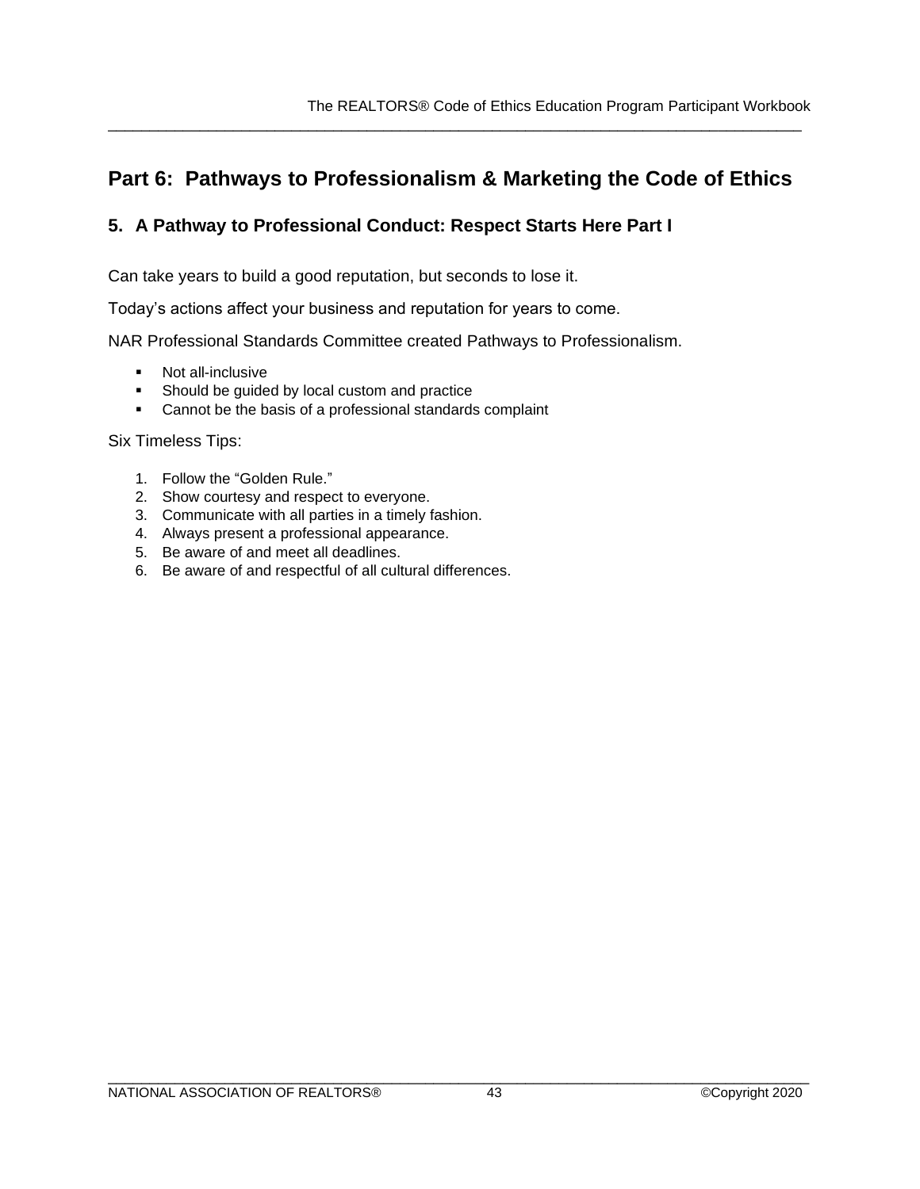## Part 6: Pathways to Professionalism & Marketing the Code of Ethics

### 5. A Pathway to Professional Conduct: Respect Starts Here Part I

Can take years to build a good reputation, but seconds to lose it.

Today's actions affect your business and reputation for years to come.

NAR Professional Standards Committee created Pathways to Professionalism.

- Not all-inclusive
- Should be guided by local custom and practice
- Cannot be the basis of a professional standards complaint

Six Timeless Tips:

1. Follow the "Golden Rule."
2. Show courtesy and respect to everyone.
3. Communicate with all parties in a timely fashion.
4. Always present a professional appearance.
5. Be aware of and meet all deadlines.
6. Be aware of and respectful of all cultural differences.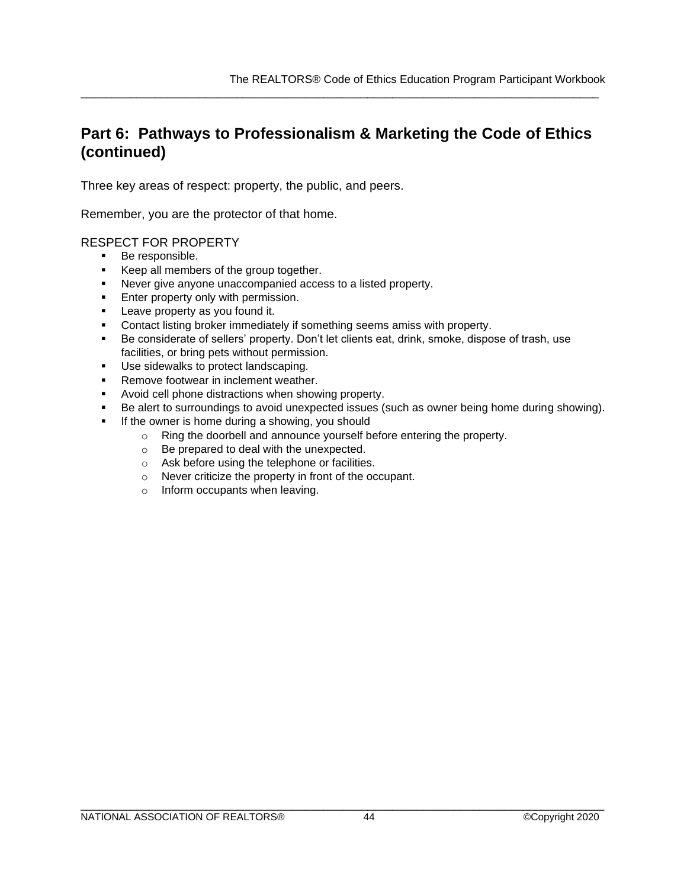## Part 6: Pathways to Professionalism & Marketing the Code of Ethics (continued)

Three key areas of respect: property, the public, and peers.

Remember, you are the protector of that home.

RESPECT FOR PROPERTY

- Be responsible.
- Keep all members of the group together.
- Never give anyone unaccompanied access to a listed property.
- Enter property only with permission.
- Leave property as you found it.
- Contact listing broker immediately if something seems amiss with property.
- Be considerate of sellers' property. Don't let clients eat, drink, smoke, dispose of trash, use facilities, or bring pets without permission.
- Use sidewalks to protect landscaping.
- Remove footwear in inclement weather.
- Avoid cell phone distractions when showing property.
- Be alert to surroundings to avoid unexpected issues (such as owner being home during showing).
- If the owner is home during a showing, you should
  - Ring the doorbell and announce yourself before entering the property.
  - Be prepared to deal with the unexpected.
  - Ask before using the telephone or facilities.
  - Never criticize the property in front of the occupant.
  - Inform occupants when leaving.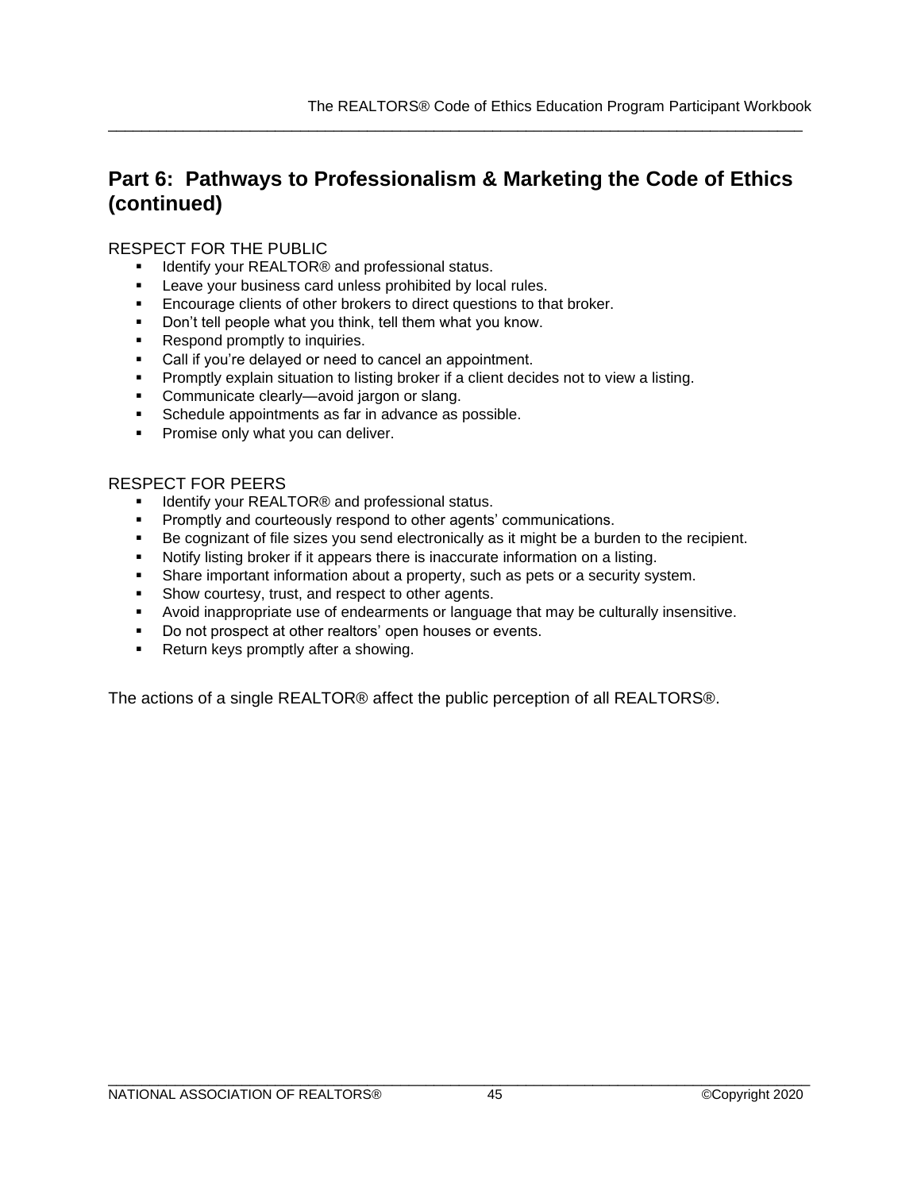## Part 6: Pathways to Professionalism & Marketing the Code of Ethics (continued)

RESPECT FOR THE PUBLIC

- Identify your REALTOR® and professional status.
- Leave your business card unless prohibited by local rules.
- Encourage clients of other brokers to direct questions to that broker.
- Don't tell people what you think, tell them what you know.
- Respond promptly to inquiries.
- Call if you're delayed or need to cancel an appointment.
- Promptly explain situation to listing broker if a client decides not to view a listing.
- Communicate clearly—avoid jargon or slang.
- Schedule appointments as far in advance as possible.
- Promise only what you can deliver.

RESPECT FOR PEERS

- Identify your REALTOR® and professional status.
- Promptly and courteously respond to other agents' communications.
- Be cognizant of file sizes you send electronically as it might be a burden to the recipient.
- Notify listing broker if it appears there is inaccurate information on a listing.
- Share important information about a property, such as pets or a security system.
- Show courtesy, trust, and respect to other agents.
- Avoid inappropriate use of endearments or language that may be culturally insensitive.
- Do not prospect at other realtors' open houses or events.
- Return keys promptly after a showing.

The actions of a single REALTOR® affect the public perception of all REALTORS®.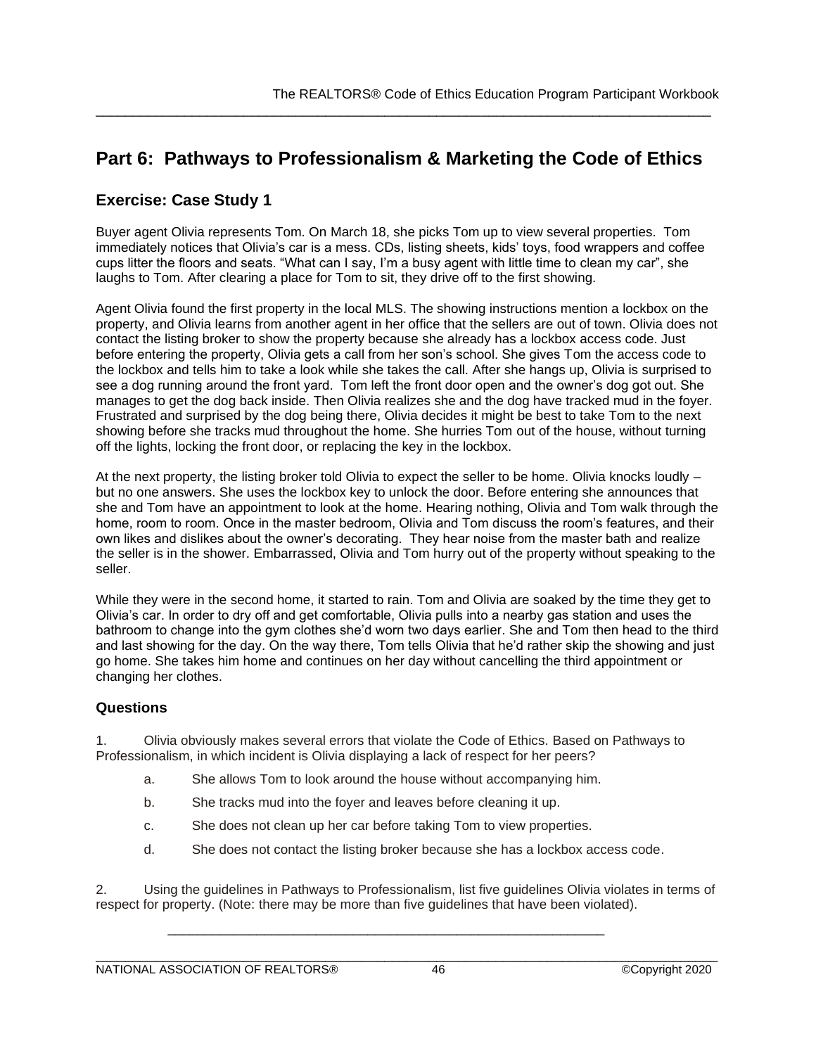# Part 6: Pathways to Professionalism & Marketing the Code of Ethics

## Exercise: Case Study 1

Buyer agent Olivia represents Tom. On March 18, she picks Tom up to view several properties. Tom immediately notices that Olivia's car is a mess. CDs, listing sheets, kids' toys, food wrappers and coffee cups litter the floors and seats. "What can I say, I'm a busy agent with little time to clean my car", she laughs to Tom. After clearing a place for Tom to sit, they drive off to the first showing.

Agent Olivia found the first property in the local MLS. The showing instructions mention a lockbox on the property, and Olivia learns from another agent in her office that the sellers are out of town. Olivia does not contact the listing broker to show the property because she already has a lockbox access code. Just before entering the property, Olivia gets a call from her son's school. She gives Tom the access code to the lockbox and tells him to take a look while she takes the call. After she hangs up, Olivia is surprised to see a dog running around the front yard. Tom left the front door open and the owner's dog got out. She manages to get the dog back inside. Then Olivia realizes she and the dog have tracked mud in the foyer. Frustrated and surprised by the dog being there, Olivia decides it might be best to take Tom to the next showing before she tracks mud throughout the home. She hurries Tom out of the house, without turning off the lights, locking the front door, or replacing the key in the lockbox.

At the next property, the listing broker told Olivia to expect the seller to be home. Olivia knocks loudly – but no one answers. She uses the lockbox key to unlock the door. Before entering she announces that she and Tom have an appointment to look at the home. Hearing nothing, Olivia and Tom walk through the home, room to room. Once in the master bedroom, Olivia and Tom discuss the room's features, and their own likes and dislikes about the owner's decorating. They hear noise from the master bath and realize the seller is in the shower. Embarrassed, Olivia and Tom hurry out of the property without speaking to the seller.

While they were in the second home, it started to rain. Tom and Olivia are soaked by the time they get to Olivia's car. In order to dry off and get comfortable, Olivia pulls into a nearby gas station and uses the bathroom to change into the gym clothes she'd worn two days earlier. She and Tom then head to the third and last showing for the day. On the way there, Tom tells Olivia that he'd rather skip the showing and just go home. She takes him home and continues on her day without cancelling the third appointment or changing her clothes.

### Questions

1. Olivia obviously makes several errors that violate the Code of Ethics. Based on Pathways to Professionalism, in which incident is Olivia displaying a lack of respect for her peers?

   a. She allows Tom to look around the house without accompanying him.

   b. She tracks mud into the foyer and leaves before cleaning it up.

   c. She does not clean up her car before taking Tom to view properties.

   d. She does not contact the listing broker because she has a lockbox access code.

2. Using the guidelines in Pathways to Professionalism, list five guidelines Olivia violates in terms of respect for property. (Note: there may be more than five guidelines that have been violated).

   ____________________________________________________________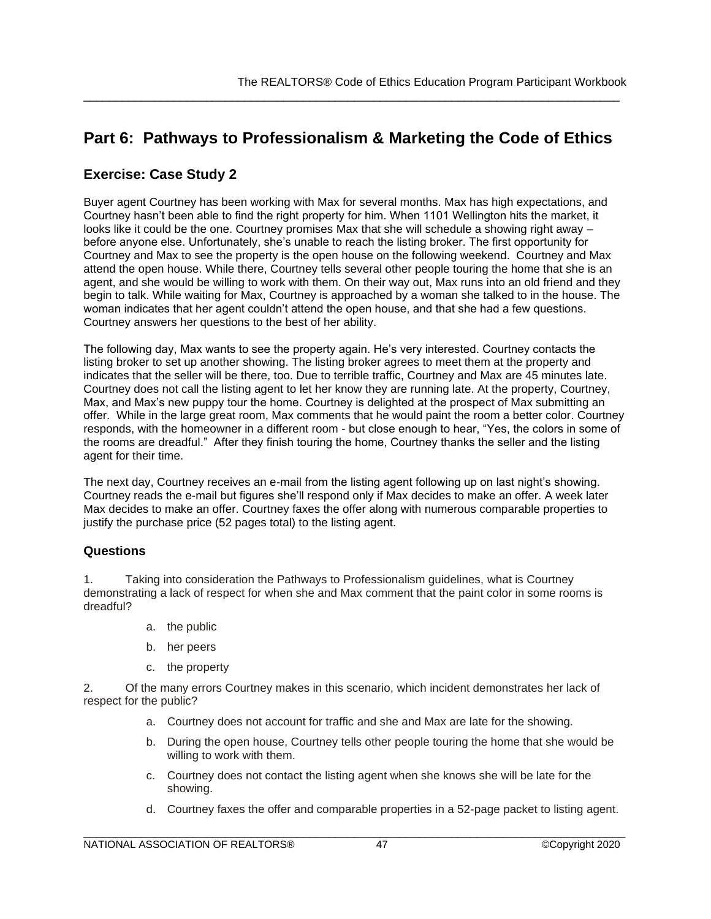# Part 6: Pathways to Professionalism & Marketing the Code of Ethics

## Exercise: Case Study 2

Buyer agent Courtney has been working with Max for several months. Max has high expectations, and Courtney hasn't been able to find the right property for him. When 1101 Wellington hits the market, it looks like it could be the one. Courtney promises Max that she will schedule a showing right away – before anyone else. Unfortunately, she's unable to reach the listing broker. The first opportunity for Courtney and Max to see the property is the open house on the following weekend. Courtney and Max attend the open house. While there, Courtney tells several other people touring the home that she is an agent, and she would be willing to work with them. On their way out, Max runs into an old friend and they begin to talk. While waiting for Max, Courtney is approached by a woman she talked to in the house. The woman indicates that her agent couldn't attend the open house, and that she had a few questions. Courtney answers her questions to the best of her ability.

The following day, Max wants to see the property again. He's very interested. Courtney contacts the listing broker to set up another showing. The listing broker agrees to meet them at the property and indicates that the seller will be there, too. Due to terrible traffic, Courtney and Max are 45 minutes late. Courtney does not call the listing agent to let her know they are running late. At the property, Courtney, Max, and Max's new puppy tour the home. Courtney is delighted at the prospect of Max submitting an offer. While in the large great room, Max comments that he would paint the room a better color. Courtney responds, with the homeowner in a different room - but close enough to hear, "Yes, the colors in some of the rooms are dreadful." After they finish touring the home, Courtney thanks the seller and the listing agent for their time.

The next day, Courtney receives an e-mail from the listing agent following up on last night's showing. Courtney reads the e-mail but figures she'll respond only if Max decides to make an offer. A week later Max decides to make an offer. Courtney faxes the offer along with numerous comparable properties to justify the purchase price (52 pages total) to the listing agent.

### Questions

1. Taking into consideration the Pathways to Professionalism guidelines, what is Courtney demonstrating a lack of respect for when she and Max comment that the paint color in some rooms is dreadful?

   a. the public

   b. her peers

   c. the property

2. Of the many errors Courtney makes in this scenario, which incident demonstrates her lack of respect for the public?

   a. Courtney does not account for traffic and she and Max are late for the showing.

   b. During the open house, Courtney tells other people touring the home that she would be willing to work with them.

   c. Courtney does not contact the listing agent when she knows she will be late for the showing.

   d. Courtney faxes the offer and comparable properties in a 52-page packet to listing agent.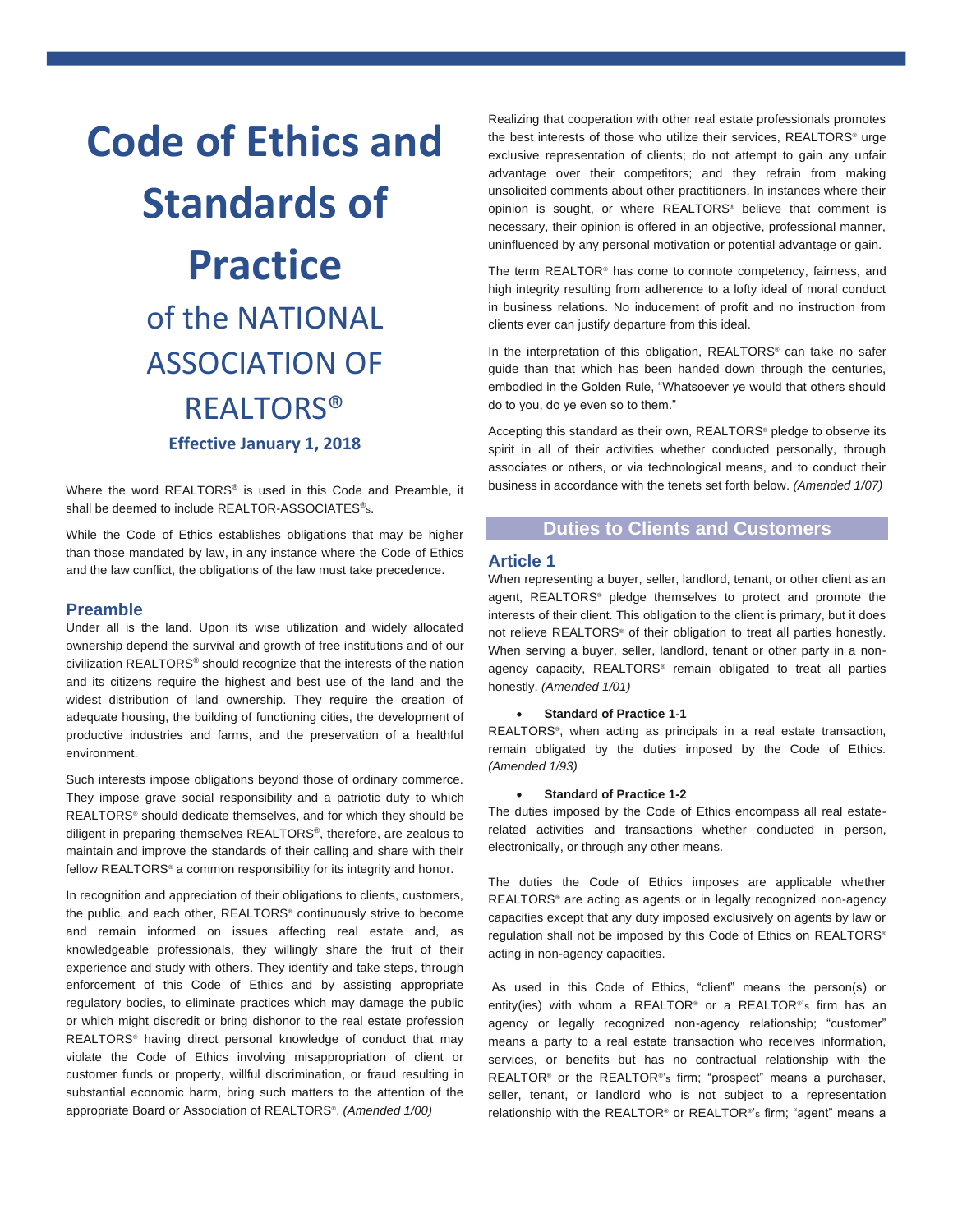# Code of Ethics and Standards of Practice

## of the NATIONAL ASSOCIATION OF REALTORS®

**Effective January 1, 2018**

Where the word REALTORS® is used in this Code and Preamble, it shall be deemed to include REALTOR-ASSOCIATE®s.

While the Code of Ethics establishes obligations that may be higher than those mandated by law, in any instance where the Code of Ethics and the law conflict, the obligations of the law must take precedence.

### Preamble

Under all is the land. Upon its wise utilization and widely allocated ownership depend the survival and growth of free institutions and of our civilization REALTORS® should recognize that the interests of the nation and its citizens require the highest and best use of the land and the widest distribution of land ownership. They require the creation of adequate housing, the building of functioning cities, the development of productive industries and farms, and the preservation of a healthful environment.

Such interests impose obligations beyond those of ordinary commerce. They impose grave social responsibility and a patriotic duty to which REALTORS® should dedicate themselves, and for which they should be diligent in preparing themselves REALTORS®, therefore, are zealous to maintain and improve the standards of their calling and share with their fellow REALTORS® a common responsibility for its integrity and honor.

In recognition and appreciation of their obligations to clients, customers, the public, and each other, REALTORS® continuously strive to become and remain informed on issues affecting real estate and, as knowledgeable professionals, they willingly share the fruit of their experience and study with others. They identify and take steps, through enforcement of this Code of Ethics and by assisting appropriate regulatory bodies, to eliminate practices which may damage the public or which might discredit or bring dishonor to the real estate profession REALTORS® having direct personal knowledge of conduct that may violate the Code of Ethics involving misappropriation of client or customer funds or property, willful discrimination, or fraud resulting in substantial economic harm, bring such matters to the attention of the appropriate Board or Association of REALTORS®. *(Amended 1/00)*

Realizing that cooperation with other real estate professionals promotes the best interests of those who utilize their services, REALTORS® urge exclusive representation of clients; do not attempt to gain any unfair advantage over their competitors; and they refrain from making unsolicited comments about other practitioners. In instances where their opinion is sought, or where REALTORS® believe that comment is necessary, their opinion is offered in an objective, professional manner, uninfluenced by any personal motivation or potential advantage or gain.

The term REALTOR® has come to connote competency, fairness, and high integrity resulting from adherence to a lofty ideal of moral conduct in business relations. No inducement of profit and no instruction from clients ever can justify departure from this ideal.

In the interpretation of this obligation, REALTORS® can take no safer guide than that which has been handed down through the centuries, embodied in the Golden Rule, "Whatsoever ye would that others should do to you, do ye even so to them."

Accepting this standard as their own, REALTORS® pledge to observe its spirit in all of their activities whether conducted personally, through associates or others, or via technological means, and to conduct their business in accordance with the tenets set forth below. *(Amended 1/07)*

## Duties to Clients and Customers

### Article 1

When representing a buyer, seller, landlord, tenant, or other client as an agent, REALTORS® pledge themselves to protect and promote the interests of their client. This obligation to the client is primary, but it does not relieve REALTORS® of their obligation to treat all parties honestly. When serving a buyer, seller, landlord, tenant or other party in a non-agency capacity, REALTORS® remain obligated to treat all parties honestly. *(Amended 1/01)*

- **Standard of Practice 1-1**

REALTORS®, when acting as principals in a real estate transaction, remain obligated by the duties imposed by the Code of Ethics. *(Amended 1/93)*

- **Standard of Practice 1-2**

The duties imposed by the Code of Ethics encompass all real estate-related activities and transactions whether conducted in person, electronically, or through any other means.

The duties the Code of Ethics imposes are applicable whether REALTORS® are acting as agents or in legally recognized non-agency capacities except that any duty imposed exclusively on agents by law or regulation shall not be imposed by this Code of Ethics on REALTORS® acting in non-agency capacities.

As used in this Code of Ethics, "client" means the person(s) or entity(ies) with whom a REALTOR® or a REALTOR®'s firm has an agency or legally recognized non-agency relationship; "customer" means a party to a real estate transaction who receives information, services, or benefits but has no contractual relationship with the REALTOR® or the REALTOR®'s firm; "prospect" means a purchaser, seller, tenant, or landlord who is not subject to a representation relationship with the REALTOR® or REALTOR®'s firm; "agent" means a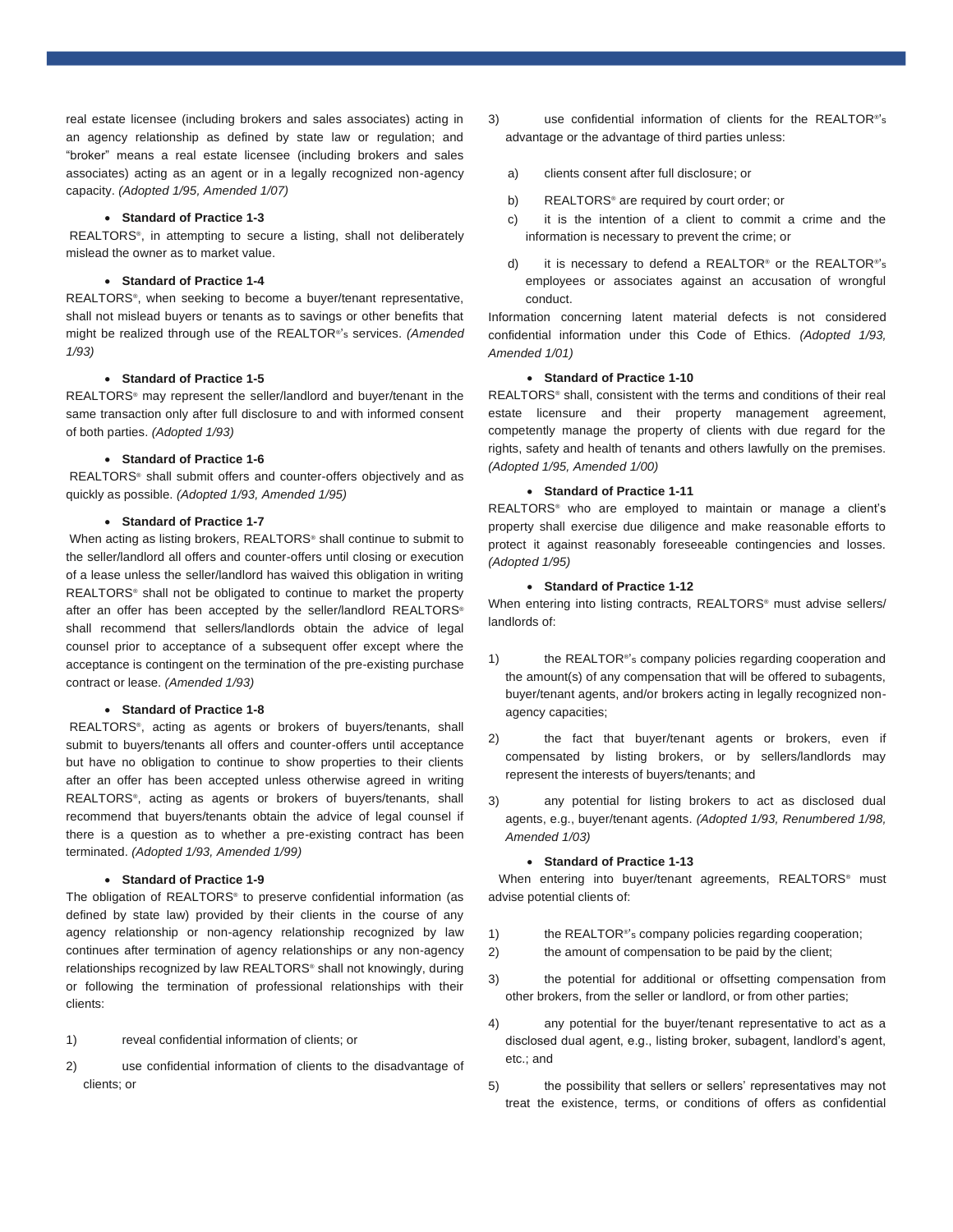real estate licensee (including brokers and sales associates) acting in an agency relationship as defined by state law or regulation; and "broker" means a real estate licensee (including brokers and sales associates) acting as an agent or in a legally recognized non-agency capacity. *(Adopted 1/95, Amended 1/07)*

- **Standard of Practice 1-3**

REALTORS®, in attempting to secure a listing, shall not deliberately mislead the owner as to market value.

- **Standard of Practice 1-4**

REALTORS®, when seeking to become a buyer/tenant representative, shall not mislead buyers or tenants as to savings or other benefits that might be realized through use of the REALTOR®'s services. *(Amended 1/93)*

- **Standard of Practice 1-5**

REALTORS® may represent the seller/landlord and buyer/tenant in the same transaction only after full disclosure to and with informed consent of both parties. *(Adopted 1/93)*

- **Standard of Practice 1-6**

REALTORS® shall submit offers and counter-offers objectively and as quickly as possible. *(Adopted 1/93, Amended 1/95)*

- **Standard of Practice 1-7**

When acting as listing brokers, REALTORS® shall continue to submit to the seller/landlord all offers and counter-offers until closing or execution of a lease unless the seller/landlord has waived this obligation in writing REALTORS® shall not be obligated to continue to market the property after an offer has been accepted by the seller/landlord REALTORS® shall recommend that sellers/landlords obtain the advice of legal counsel prior to acceptance of a subsequent offer except where the acceptance is contingent on the termination of the pre-existing purchase contract or lease. *(Amended 1/93)*

- **Standard of Practice 1-8**

REALTORS®, acting as agents or brokers of buyers/tenants, shall submit to buyers/tenants all offers and counter-offers until acceptance but have no obligation to continue to show properties to their clients after an offer has been accepted unless otherwise agreed in writing REALTORS®, acting as agents or brokers of buyers/tenants, shall recommend that buyers/tenants obtain the advice of legal counsel if there is a question as to whether a pre-existing contract has been terminated. *(Adopted 1/93, Amended 1/99)*

- **Standard of Practice 1-9**

The obligation of REALTORS® to preserve confidential information (as defined by state law) provided by their clients in the course of any agency relationship or non-agency relationship recognized by law continues after termination of agency relationships or any non-agency relationships recognized by law REALTORS® shall not knowingly, during or following the termination of professional relationships with their clients:

1) reveal confidential information of clients; or
2) use confidential information of clients to the disadvantage of clients; or
3) use confidential information of clients for the REALTOR®'s advantage or the advantage of third parties unless:
   a) clients consent after full disclosure; or
   b) REALTORS® are required by court order; or
   c) it is the intention of a client to commit a crime and the information is necessary to prevent the crime; or
   d) it is necessary to defend a REALTOR® or the REALTOR®'s employees or associates against an accusation of wrongful conduct.

Information concerning latent material defects is not considered confidential information under this Code of Ethics. *(Adopted 1/93, Amended 1/01)*

- **Standard of Practice 1-10**

REALTORS® shall, consistent with the terms and conditions of their real estate licensure and their property management agreement, competently manage the property of clients with due regard for the rights, safety and health of tenants and others lawfully on the premises. *(Adopted 1/95, Amended 1/00)*

- **Standard of Practice 1-11**

REALTORS® who are employed to maintain or manage a client's property shall exercise due diligence and make reasonable efforts to protect it against reasonably foreseeable contingencies and losses. *(Adopted 1/95)*

- **Standard of Practice 1-12**

When entering into listing contracts, REALTORS® must advise sellers/ landlords of:

1) the REALTOR®'s company policies regarding cooperation and the amount(s) of any compensation that will be offered to subagents, buyer/tenant agents, and/or brokers acting in legally recognized non-agency capacities;
2) the fact that buyer/tenant agents or brokers, even if compensated by listing brokers, or by sellers/landlords may represent the interests of buyers/tenants; and
3) any potential for listing brokers to act as disclosed dual agents, e.g., buyer/tenant agents. *(Adopted 1/93, Renumbered 1/98, Amended 1/03)*

- **Standard of Practice 1-13**

When entering into buyer/tenant agreements, REALTORS® must advise potential clients of:

1) the REALTOR®'s company policies regarding cooperation;
2) the amount of compensation to be paid by the client;
3) the potential for additional or offsetting compensation from other brokers, from the seller or landlord, or from other parties;
4) any potential for the buyer/tenant representative to act as a disclosed dual agent, e.g., listing broker, subagent, landlord's agent, etc.; and
5) the possibility that sellers or sellers' representatives may not treat the existence, terms, or conditions of offers as confidential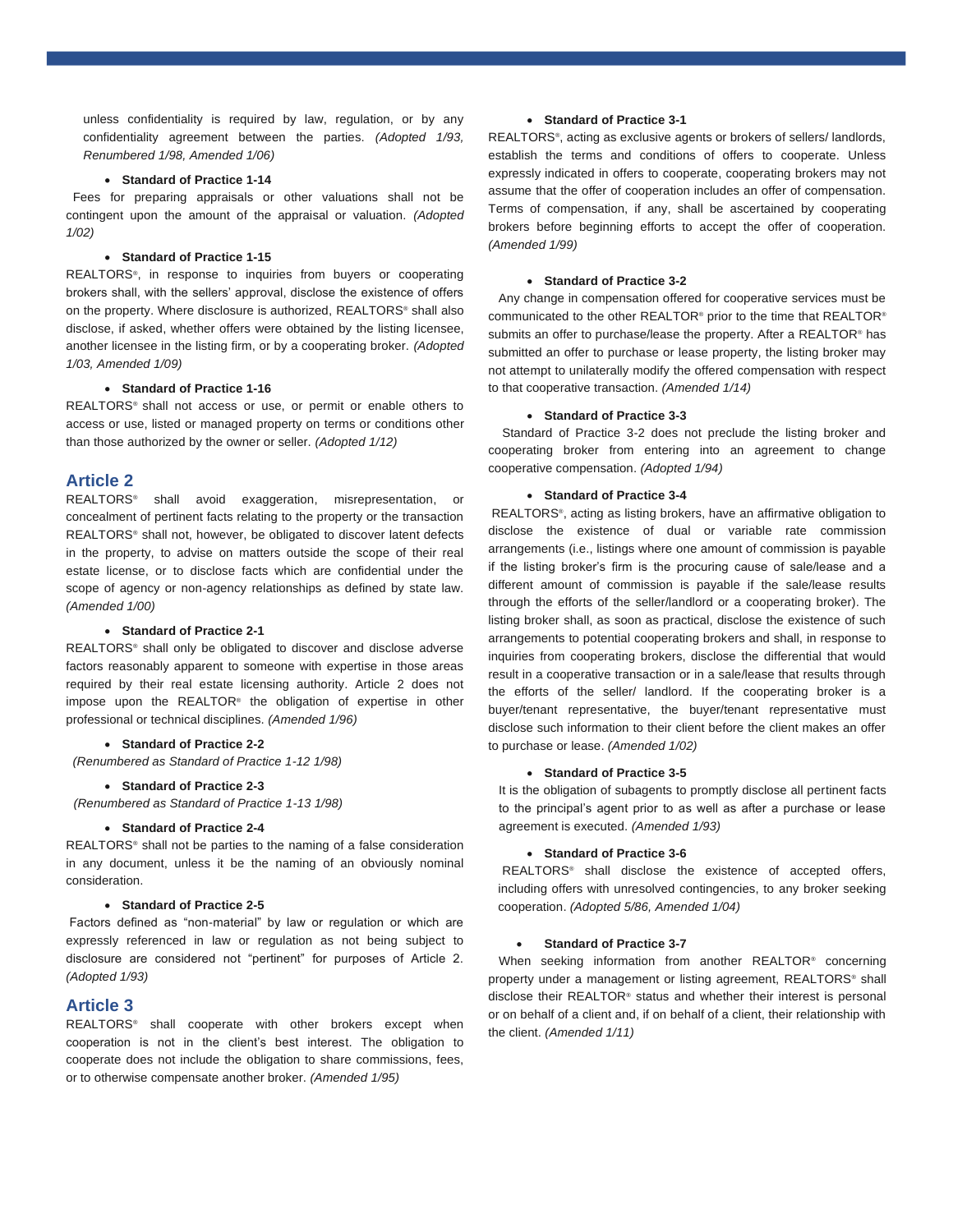unless confidentiality is required by law, regulation, or by any confidentiality agreement between the parties. *(Adopted 1/93, Renumbered 1/98, Amended 1/06)*

- **Standard of Practice 1-14**

Fees for preparing appraisals or other valuations shall not be contingent upon the amount of the appraisal or valuation. *(Adopted 1/02)*

- **Standard of Practice 1-15**

REALTORS®, in response to inquiries from buyers or cooperating brokers shall, with the sellers' approval, disclose the existence of offers on the property. Where disclosure is authorized, REALTORS® shall also disclose, if asked, whether offers were obtained by the listing licensee, another licensee in the listing firm, or by a cooperating broker. *(Adopted 1/03, Amended 1/09)*

- **Standard of Practice 1-16**

REALTORS® shall not access or use, or permit or enable others to access or use, listed or managed property on terms or conditions other than those authorized by the owner or seller. *(Adopted 1/12)*

## Article 2

REALTORS® shall avoid exaggeration, misrepresentation, or concealment of pertinent facts relating to the property or the transaction REALTORS® shall not, however, be obligated to discover latent defects in the property, to advise on matters outside the scope of their real estate license, or to disclose facts which are confidential under the scope of agency or non-agency relationships as defined by state law. *(Amended 1/00)*

- **Standard of Practice 2-1**

REALTORS® shall only be obligated to discover and disclose adverse factors reasonably apparent to someone with expertise in those areas required by their real estate licensing authority. Article 2 does not impose upon the REALTOR® the obligation of expertise in other professional or technical disciplines. *(Amended 1/96)*

- **Standard of Practice 2-2**

*(Renumbered as Standard of Practice 1-12 1/98)*

- **Standard of Practice 2-3**

*(Renumbered as Standard of Practice 1-13 1/98)*

- **Standard of Practice 2-4**

REALTORS® shall not be parties to the naming of a false consideration in any document, unless it be the naming of an obviously nominal consideration.

- **Standard of Practice 2-5**

Factors defined as "non-material" by law or regulation or which are expressly referenced in law or regulation as not being subject to disclosure are considered not "pertinent" for purposes of Article 2. *(Adopted 1/93)*

## Article 3

REALTORS® shall cooperate with other brokers except when cooperation is not in the client's best interest. The obligation to cooperate does not include the obligation to share commissions, fees, or to otherwise compensate another broker. *(Amended 1/95)*

- **Standard of Practice 3-1**

REALTORS®, acting as exclusive agents or brokers of sellers/ landlords, establish the terms and conditions of offers to cooperate. Unless expressly indicated in offers to cooperate, cooperating brokers may not assume that the offer of cooperation includes an offer of compensation. Terms of compensation, if any, shall be ascertained by cooperating brokers before beginning efforts to accept the offer of cooperation. *(Amended 1/99)*

- **Standard of Practice 3-2**

Any change in compensation offered for cooperative services must be communicated to the other REALTOR® prior to the time that REALTOR® submits an offer to purchase/lease the property. After a REALTOR® has submitted an offer to purchase or lease property, the listing broker may not attempt to unilaterally modify the offered compensation with respect to that cooperative transaction. *(Amended 1/14)*

- **Standard of Practice 3-3**

Standard of Practice 3-2 does not preclude the listing broker and cooperating broker from entering into an agreement to change cooperative compensation. *(Adopted 1/94)*

- **Standard of Practice 3-4**

REALTORS®, acting as listing brokers, have an affirmative obligation to disclose the existence of dual or variable rate commission arrangements (i.e., listings where one amount of commission is payable if the listing broker's firm is the procuring cause of sale/lease and a different amount of commission is payable if the sale/lease results through the efforts of the seller/landlord or a cooperating broker). The listing broker shall, as soon as practical, disclose the existence of such arrangements to potential cooperating brokers and shall, in response to inquiries from cooperating brokers, disclose the differential that would result in a cooperative transaction or in a sale/lease that results through the efforts of the seller/ landlord. If the cooperating broker is a buyer/tenant representative, the buyer/tenant representative must disclose such information to their client before the client makes an offer to purchase or lease. *(Amended 1/02)*

- **Standard of Practice 3-5**

It is the obligation of subagents to promptly disclose all pertinent facts to the principal's agent prior to as well as after a purchase or lease agreement is executed. *(Amended 1/93)*

- **Standard of Practice 3-6**

REALTORS® shall disclose the existence of accepted offers, including offers with unresolved contingencies, to any broker seeking cooperation. *(Adopted 5/86, Amended 1/04)*

- **Standard of Practice 3-7**

When seeking information from another REALTOR® concerning property under a management or listing agreement, REALTORS® shall disclose their REALTOR® status and whether their interest is personal or on behalf of a client and, if on behalf of a client, their relationship with the client. *(Amended 1/11)*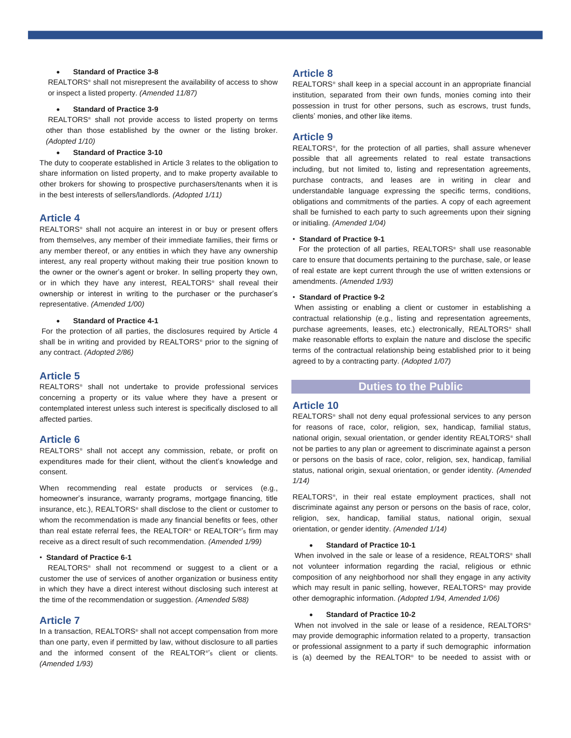- **Standard of Practice 3-8**

REALTORS® shall not misrepresent the availability of access to show or inspect a listed property. *(Amended 11/87)*

- **Standard of Practice 3-9**

REALTORS® shall not provide access to listed property on terms other than those established by the owner or the listing broker. *(Adopted 1/10)*

- **Standard of Practice 3-10**

The duty to cooperate established in Article 3 relates to the obligation to share information on listed property, and to make property available to other brokers for showing to prospective purchasers/tenants when it is in the best interests of sellers/landlords. *(Adopted 1/11)*

## Article 4

REALTORS® shall not acquire an interest in or buy or present offers from themselves, any member of their immediate families, their firms or any member thereof, or any entities in which they have any ownership interest, any real property without making their true position known to the owner or the owner's agent or broker. In selling property they own, or in which they have any interest, REALTORS® shall reveal their ownership or interest in writing to the purchaser or the purchaser's representative. *(Amended 1/00)*

- **Standard of Practice 4-1**

For the protection of all parties, the disclosures required by Article 4 shall be in writing and provided by REALTORS® prior to the signing of any contract. *(Adopted 2/86)*

## Article 5

REALTORS® shall not undertake to provide professional services concerning a property or its value where they have a present or contemplated interest unless such interest is specifically disclosed to all affected parties.

## Article 6

REALTORS® shall not accept any commission, rebate, or profit on expenditures made for their client, without the client's knowledge and consent.

When recommending real estate products or services (e.g., homeowner's insurance, warranty programs, mortgage financing, title insurance, etc.), REALTORS® shall disclose to the client or customer to whom the recommendation is made any financial benefits or fees, other than real estate referral fees, the REALTOR® or REALTOR®'s firm may receive as a direct result of such recommendation. *(Amended 1/99)*

- **Standard of Practice 6-1**

REALTORS® shall not recommend or suggest to a client or a customer the use of services of another organization or business entity in which they have a direct interest without disclosing such interest at the time of the recommendation or suggestion. *(Amended 5/88)*

## Article 7

In a transaction, REALTORS® shall not accept compensation from more than one party, even if permitted by law, without disclosure to all parties and the informed consent of the REALTOR®'s client or clients. *(Amended 1/93)*

## Article 8

REALTORS® shall keep in a special account in an appropriate financial institution, separated from their own funds, monies coming into their possession in trust for other persons, such as escrows, trust funds, clients' monies, and other like items.

## Article 9

REALTORS®, for the protection of all parties, shall assure whenever possible that all agreements related to real estate transactions including, but not limited to, listing and representation agreements, purchase contracts, and leases are in writing in clear and understandable language expressing the specific terms, conditions, obligations and commitments of the parties. A copy of each agreement shall be furnished to each party to such agreements upon their signing or initialing. *(Amended 1/04)*

- **Standard of Practice 9-1**

For the protection of all parties, REALTORS® shall use reasonable care to ensure that documents pertaining to the purchase, sale, or lease of real estate are kept current through the use of written extensions or amendments. *(Amended 1/93)*

- **Standard of Practice 9-2**

When assisting or enabling a client or customer in establishing a contractual relationship (e.g., listing and representation agreements, purchase agreements, leases, etc.) electronically, REALTORS® shall make reasonable efforts to explain the nature and disclose the specific terms of the contractual relationship being established prior to it being agreed to by a contracting party. *(Adopted 1/07)*

# Duties to the Public

## Article 10

REALTORS® shall not deny equal professional services to any person for reasons of race, color, religion, sex, handicap, familial status, national origin, sexual orientation, or gender identity REALTORS® shall not be parties to any plan or agreement to discriminate against a person or persons on the basis of race, color, religion, sex, handicap, familial status, national origin, sexual orientation, or gender identity. *(Amended 1/14)*

REALTORS®, in their real estate employment practices, shall not discriminate against any person or persons on the basis of race, color, religion, sex, handicap, familial status, national origin, sexual orientation, or gender identity. *(Amended 1/14)*

- **Standard of Practice 10-1**

When involved in the sale or lease of a residence, REALTORS® shall not volunteer information regarding the racial, religious or ethnic composition of any neighborhood nor shall they engage in any activity which may result in panic selling, however, REALTORS® may provide other demographic information. *(Adopted 1/94, Amended 1/06)*

- **Standard of Practice 10-2**

When not involved in the sale or lease of a residence, REALTORS® may provide demographic information related to a property, transaction or professional assignment to a party if such demographic information is (a) deemed by the REALTOR® to be needed to assist with or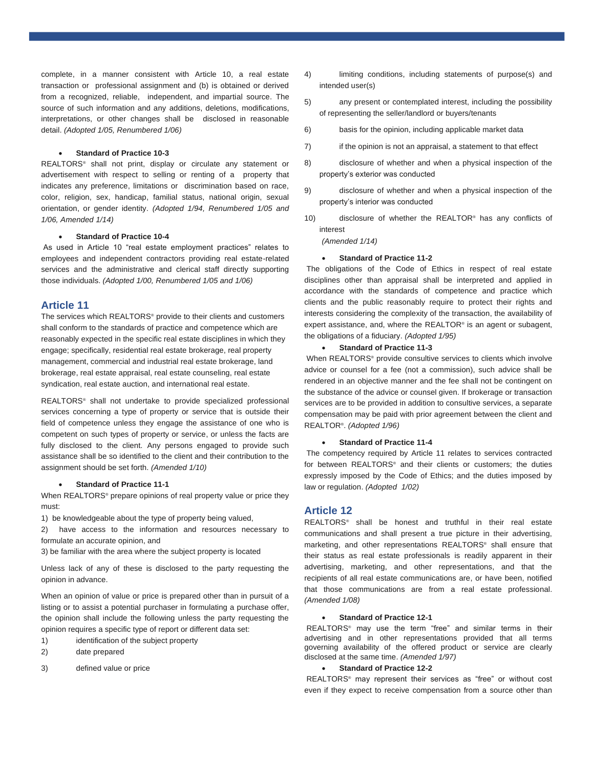complete, in a manner consistent with Article 10, a real estate transaction or professional assignment and (b) is obtained or derived from a recognized, reliable, independent, and impartial source. The source of such information and any additions, deletions, modifications, interpretations, or other changes shall be disclosed in reasonable detail. *(Adopted 1/05, Renumbered 1/06)*

- **Standard of Practice 10-3**

REALTORS® shall not print, display or circulate any statement or advertisement with respect to selling or renting of a property that indicates any preference, limitations or discrimination based on race, color, religion, sex, handicap, familial status, national origin, sexual orientation, or gender identity. *(Adopted 1/94, Renumbered 1/05 and 1/06, Amended 1/14)*

- **Standard of Practice 10-4**

As used in Article 10 "real estate employment practices" relates to employees and independent contractors providing real estate-related services and the administrative and clerical staff directly supporting those individuals. *(Adopted 1/00, Renumbered 1/05 and 1/06)*

## Article 11

The services which REALTORS® provide to their clients and customers shall conform to the standards of practice and competence which are reasonably expected in the specific real estate disciplines in which they engage; specifically, residential real estate brokerage, real property management, commercial and industrial real estate brokerage, land brokerage, real estate appraisal, real estate counseling, real estate syndication, real estate auction, and international real estate.

REALTORS® shall not undertake to provide specialized professional services concerning a type of property or service that is outside their field of competence unless they engage the assistance of one who is competent on such types of property or service, or unless the facts are fully disclosed to the client. Any persons engaged to provide such assistance shall be so identified to the client and their contribution to the assignment should be set forth. *(Amended 1/10)*

- **Standard of Practice 11-1**

When REALTORS® prepare opinions of real property value or price they must:

1) be knowledgeable about the type of property being valued,
2) have access to the information and resources necessary to formulate an accurate opinion, and
3) be familiar with the area where the subject property is located

Unless lack of any of these is disclosed to the party requesting the opinion in advance.

When an opinion of value or price is prepared other than in pursuit of a listing or to assist a potential purchaser in formulating a purchase offer, the opinion shall include the following unless the party requesting the opinion requires a specific type of report or different data set:

1) identification of the subject property
2) date prepared
3) defined value or price
4) limiting conditions, including statements of purpose(s) and intended user(s)
5) any present or contemplated interest, including the possibility of representing the seller/landlord or buyers/tenants
6) basis for the opinion, including applicable market data
7) if the opinion is not an appraisal, a statement to that effect
8) disclosure of whether and when a physical inspection of the property's exterior was conducted
9) disclosure of whether and when a physical inspection of the property's interior was conducted
10) disclosure of whether the REALTOR® has any conflicts of interest

*(Amended 1/14)*

- **Standard of Practice 11-2**

The obligations of the Code of Ethics in respect of real estate disciplines other than appraisal shall be interpreted and applied in accordance with the standards of competence and practice which clients and the public reasonably require to protect their rights and interests considering the complexity of the transaction, the availability of expert assistance, and, where the REALTOR® is an agent or subagent, the obligations of a fiduciary. *(Adopted 1/95)*

- **Standard of Practice 11-3**

When REALTORS® provide consultive services to clients which involve advice or counsel for a fee (not a commission), such advice shall be rendered in an objective manner and the fee shall not be contingent on the substance of the advice or counsel given. If brokerage or transaction services are to be provided in addition to consultive services, a separate compensation may be paid with prior agreement between the client and REALTOR®. *(Adopted 1/96)*

- **Standard of Practice 11-4**

The competency required by Article 11 relates to services contracted for between REALTORS® and their clients or customers; the duties expressly imposed by the Code of Ethics; and the duties imposed by law or regulation. *(Adopted 1/02)*

## Article 12

REALTORS® shall be honest and truthful in their real estate communications and shall present a true picture in their advertising, marketing, and other representations REALTORS® shall ensure that their status as real estate professionals is readily apparent in their advertising, marketing, and other representations, and that the recipients of all real estate communications are, or have been, notified that those communications are from a real estate professional. *(Amended 1/08)*

- **Standard of Practice 12-1**

REALTORS® may use the term "free" and similar terms in their advertising and in other representations provided that all terms governing availability of the offered product or service are clearly disclosed at the same time. *(Amended 1/97)*

- **Standard of Practice 12-2**

REALTORS® may represent their services as "free" or without cost even if they expect to receive compensation from a source other than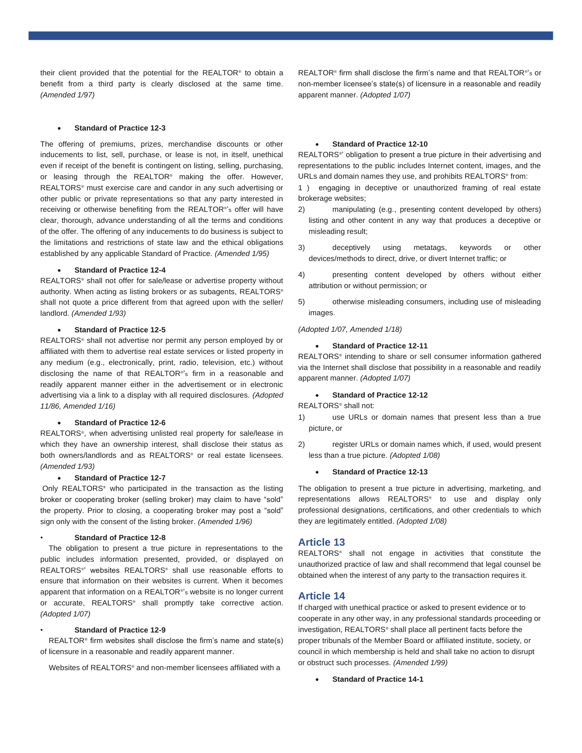their client provided that the potential for the REALTOR® to obtain a benefit from a third party is clearly disclosed at the same time. *(Amended 1/97)*

- **Standard of Practice 12-3**

The offering of premiums, prizes, merchandise discounts or other inducements to list, sell, purchase, or lease is not, in itself, unethical even if receipt of the benefit is contingent on listing, selling, purchasing, or leasing through the REALTOR® making the offer. However, REALTORS® must exercise care and candor in any such advertising or other public or private representations so that any party interested in receiving or otherwise benefiting from the REALTOR®'s offer will have clear, thorough, advance understanding of all the terms and conditions of the offer. The offering of any inducements to do business is subject to the limitations and restrictions of state law and the ethical obligations established by any applicable Standard of Practice. *(Amended 1/95)*

- **Standard of Practice 12-4**

REALTORS® shall not offer for sale/lease or advertise property without authority. When acting as listing brokers or as subagents, REALTORS® shall not quote a price different from that agreed upon with the seller/ landlord. *(Amended 1/93)*

- **Standard of Practice 12-5**

REALTORS® shall not advertise nor permit any person employed by or affiliated with them to advertise real estate services or listed property in any medium (e.g., electronically, print, radio, television, etc.) without disclosing the name of that REALTOR®'s firm in a reasonable and readily apparent manner either in the advertisement or in electronic advertising via a link to a display with all required disclosures. *(Adopted 11/86, Amended 1/16)*

- **Standard of Practice 12-6**

REALTORS®, when advertising unlisted real property for sale/lease in which they have an ownership interest, shall disclose their status as both owners/landlords and as REALTORS® or real estate licensees. *(Amended 1/93)*

- **Standard of Practice 12-7**

Only REALTORS® who participated in the transaction as the listing broker or cooperating broker (selling broker) may claim to have "sold" the property. Prior to closing, a cooperating broker may post a "sold" sign only with the consent of the listing broker. *(Amended 1/96)*

- **Standard of Practice 12-8**

The obligation to present a true picture in representations to the public includes information presented, provided, or displayed on REALTORS®' websites REALTORS® shall use reasonable efforts to ensure that information on their websites is current. When it becomes apparent that information on a REALTOR®'s website is no longer current or accurate, REALTORS® shall promptly take corrective action. *(Adopted 1/07)*

- **Standard of Practice 12-9**

REALTOR® firm websites shall disclose the firm's name and state(s) of licensure in a reasonable and readily apparent manner.

Websites of REALTORS® and non-member licensees affiliated with a REALTOR® firm shall disclose the firm's name and that REALTOR®'s or non-member licensee's state(s) of licensure in a reasonable and readily apparent manner. *(Adopted 1/07)*

- **Standard of Practice 12-10**

REALTORS®' obligation to present a true picture in their advertising and representations to the public includes Internet content, images, and the URLs and domain names they use, and prohibits REALTORS® from:

1) engaging in deceptive or unauthorized framing of real estate brokerage websites;
2) manipulating (e.g., presenting content developed by others) listing and other content in any way that produces a deceptive or misleading result;
3) deceptively using metatags, keywords or other devices/methods to direct, drive, or divert Internet traffic; or
4) presenting content developed by others without either attribution or without permission; or
5) otherwise misleading consumers, including use of misleading images.

*(Adopted 1/07, Amended 1/18)*

- **Standard of Practice 12-11**

REALTORS® intending to share or sell consumer information gathered via the Internet shall disclose that possibility in a reasonable and readily apparent manner. *(Adopted 1/07)*

- **Standard of Practice 12-12**

REALTORS® shall not:

1) use URLs or domain names that present less than a true picture, or
2) register URLs or domain names which, if used, would present less than a true picture. *(Adopted 1/08)*

- **Standard of Practice 12-13**

The obligation to present a true picture in advertising, marketing, and representations allows REALTORS® to use and display only professional designations, certifications, and other credentials to which they are legitimately entitled. *(Adopted 1/08)*

## Article 13

REALTORS® shall not engage in activities that constitute the unauthorized practice of law and shall recommend that legal counsel be obtained when the interest of any party to the transaction requires it.

## Article 14

If charged with unethical practice or asked to present evidence or to cooperate in any other way, in any professional standards proceeding or investigation, REALTORS® shall place all pertinent facts before the proper tribunals of the Member Board or affiliated institute, society, or council in which membership is held and shall take no action to disrupt or obstruct such processes. *(Amended 1/99)*

- **Standard of Practice 14-1**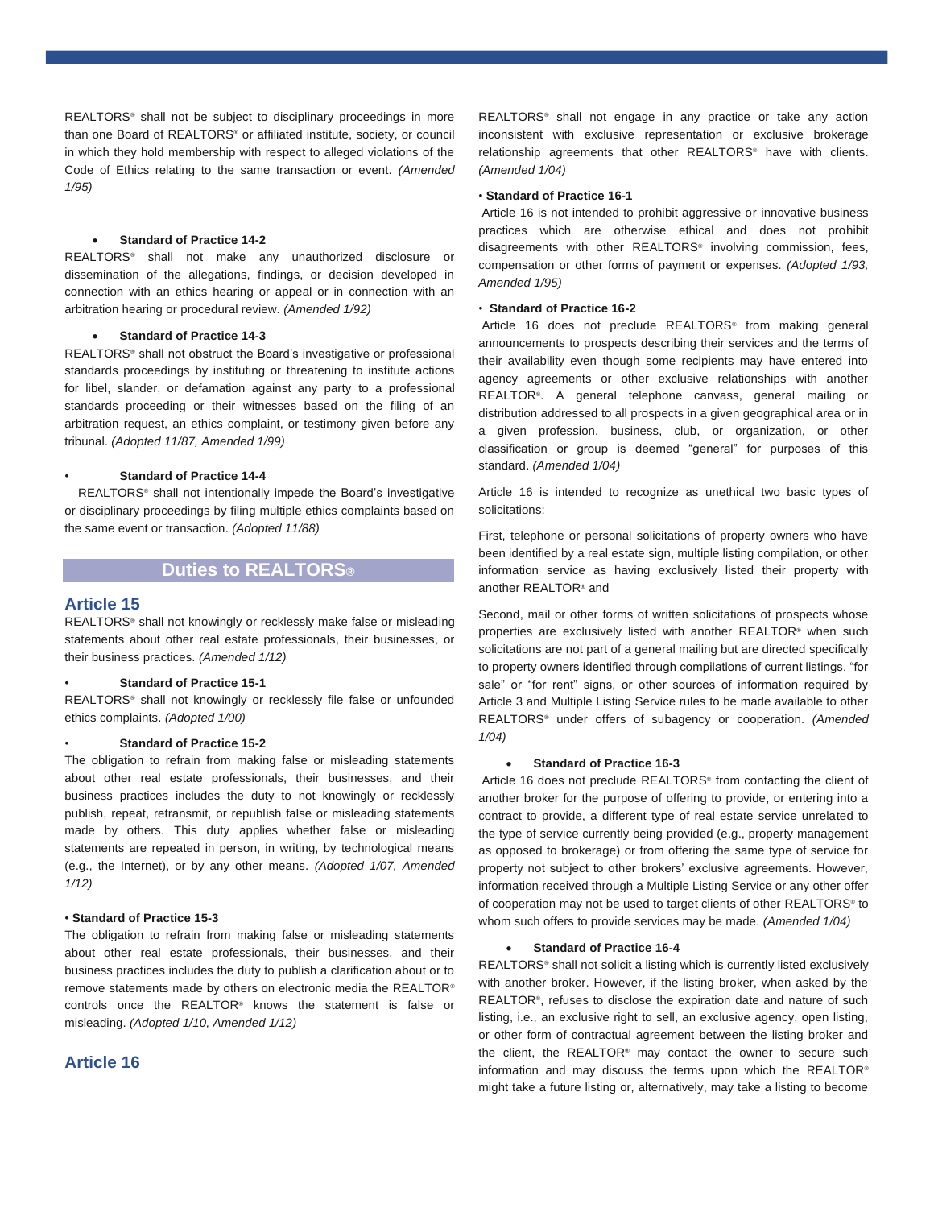REALTORS® shall not be subject to disciplinary proceedings in more than one Board of REALTORS® or affiliated institute, society, or council in which they hold membership with respect to alleged violations of the Code of Ethics relating to the same transaction or event. *(Amended 1/95)*

- **Standard of Practice 14-2**

REALTORS® shall not make any unauthorized disclosure or dissemination of the allegations, findings, or decision developed in connection with an ethics hearing or appeal or in connection with an arbitration hearing or procedural review. *(Amended 1/92)*

- **Standard of Practice 14-3**

REALTORS® shall not obstruct the Board's investigative or professional standards proceedings by instituting or threatening to institute actions for libel, slander, or defamation against any party to a professional standards proceeding or their witnesses based on the filing of an arbitration request, an ethics complaint, or testimony given before any tribunal. *(Adopted 11/87, Amended 1/99)*

- **Standard of Practice 14-4**

REALTORS® shall not intentionally impede the Board's investigative or disciplinary proceedings by filing multiple ethics complaints based on the same event or transaction. *(Adopted 11/88)*

## Duties to REALTORS®

### Article 15

REALTORS® shall not knowingly or recklessly make false or misleading statements about other real estate professionals, their businesses, or their business practices. *(Amended 1/12)*

- **Standard of Practice 15-1**

REALTORS® shall not knowingly or recklessly file false or unfounded ethics complaints. *(Adopted 1/00)*

- **Standard of Practice 15-2**

The obligation to refrain from making false or misleading statements about other real estate professionals, their businesses, and their business practices includes the duty to not knowingly or recklessly publish, repeat, retransmit, or republish false or misleading statements made by others. This duty applies whether false or misleading statements are repeated in person, in writing, by technological means (e.g., the Internet), or by any other means. *(Adopted 1/07, Amended 1/12)*

- **Standard of Practice 15-3**

The obligation to refrain from making false or misleading statements about other real estate professionals, their businesses, and their business practices includes the duty to publish a clarification about or to remove statements made by others on electronic media the REALTOR® controls once the REALTOR® knows the statement is false or misleading. *(Adopted 1/10, Amended 1/12)*

### Article 16

REALTORS® shall not engage in any practice or take any action inconsistent with exclusive representation or exclusive brokerage relationship agreements that other REALTORS® have with clients. *(Amended 1/04)*

- **Standard of Practice 16-1**

Article 16 is not intended to prohibit aggressive or innovative business practices which are otherwise ethical and does not prohibit disagreements with other REALTORS® involving commission, fees, compensation or other forms of payment or expenses. *(Adopted 1/93, Amended 1/95)*

- **Standard of Practice 16-2**

Article 16 does not preclude REALTORS® from making general announcements to prospects describing their services and the terms of their availability even though some recipients may have entered into agency agreements or other exclusive relationships with another REALTOR®. A general telephone canvass, general mailing or distribution addressed to all prospects in a given geographical area or in a given profession, business, club, or organization, or other classification or group is deemed "general" for purposes of this standard. *(Amended 1/04)*

Article 16 is intended to recognize as unethical two basic types of solicitations:

First, telephone or personal solicitations of property owners who have been identified by a real estate sign, multiple listing compilation, or other information service as having exclusively listed their property with another REALTOR® and

Second, mail or other forms of written solicitations of prospects whose properties are exclusively listed with another REALTOR® when such solicitations are not part of a general mailing but are directed specifically to property owners identified through compilations of current listings, "for sale" or "for rent" signs, or other sources of information required by Article 3 and Multiple Listing Service rules to be made available to other REALTORS® under offers of subagency or cooperation. *(Amended 1/04)*

- **Standard of Practice 16-3**

Article 16 does not preclude REALTORS® from contacting the client of another broker for the purpose of offering to provide, or entering into a contract to provide, a different type of real estate service unrelated to the type of service currently being provided (e.g., property management as opposed to brokerage) or from offering the same type of service for property not subject to other brokers' exclusive agreements. However, information received through a Multiple Listing Service or any other offer of cooperation may not be used to target clients of other REALTORS® to whom such offers to provide services may be made. *(Amended 1/04)*

- **Standard of Practice 16-4**

REALTORS® shall not solicit a listing which is currently listed exclusively with another broker. However, if the listing broker, when asked by the REALTOR®, refuses to disclose the expiration date and nature of such listing, i.e., an exclusive right to sell, an exclusive agency, open listing, or other form of contractual agreement between the listing broker and the client, the REALTOR® may contact the owner to secure such information and may discuss the terms upon which the REALTOR® might take a future listing or, alternatively, may take a listing to become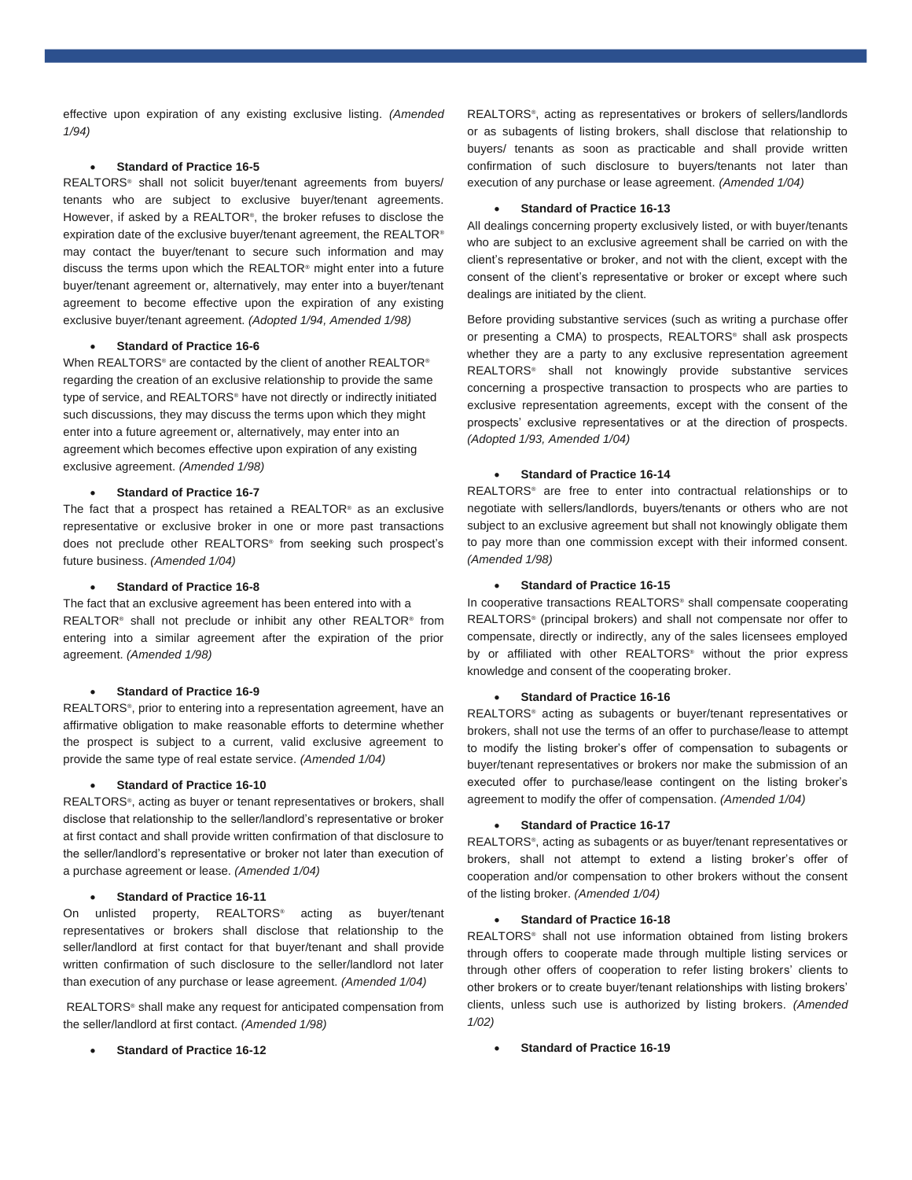effective upon expiration of any existing exclusive listing. *(Amended 1/94)*

- **Standard of Practice 16-5**

REALTORS® shall not solicit buyer/tenant agreements from buyers/ tenants who are subject to exclusive buyer/tenant agreements. However, if asked by a REALTOR®, the broker refuses to disclose the expiration date of the exclusive buyer/tenant agreement, the REALTOR® may contact the buyer/tenant to secure such information and may discuss the terms upon which the REALTOR® might enter into a future buyer/tenant agreement or, alternatively, may enter into a buyer/tenant agreement to become effective upon the expiration of any existing exclusive buyer/tenant agreement. *(Adopted 1/94, Amended 1/98)*

- **Standard of Practice 16-6**

When REALTORS® are contacted by the client of another REALTOR® regarding the creation of an exclusive relationship to provide the same type of service, and REALTORS® have not directly or indirectly initiated such discussions, they may discuss the terms upon which they might enter into a future agreement or, alternatively, may enter into an agreement which becomes effective upon expiration of any existing exclusive agreement. *(Amended 1/98)*

- **Standard of Practice 16-7**

The fact that a prospect has retained a REALTOR® as an exclusive representative or exclusive broker in one or more past transactions does not preclude other REALTORS® from seeking such prospect's future business. *(Amended 1/04)*

- **Standard of Practice 16-8**

The fact that an exclusive agreement has been entered into with a REALTOR® shall not preclude or inhibit any other REALTOR® from entering into a similar agreement after the expiration of the prior agreement. *(Amended 1/98)*

- **Standard of Practice 16-9**

REALTORS®, prior to entering into a representation agreement, have an affirmative obligation to make reasonable efforts to determine whether the prospect is subject to a current, valid exclusive agreement to provide the same type of real estate service. *(Amended 1/04)*

- **Standard of Practice 16-10**

REALTORS®, acting as buyer or tenant representatives or brokers, shall disclose that relationship to the seller/landlord's representative or broker at first contact and shall provide written confirmation of that disclosure to the seller/landlord's representative or broker not later than execution of a purchase agreement or lease. *(Amended 1/04)*

- **Standard of Practice 16-11**

On unlisted property, REALTORS® acting as buyer/tenant representatives or brokers shall disclose that relationship to the seller/landlord at first contact for that buyer/tenant and shall provide written confirmation of such disclosure to the seller/landlord not later than execution of any purchase or lease agreement. *(Amended 1/04)*

REALTORS® shall make any request for anticipated compensation from the seller/landlord at first contact. *(Amended 1/98)*

- **Standard of Practice 16-12**

REALTORS®, acting as representatives or brokers of sellers/landlords or as subagents of listing brokers, shall disclose that relationship to buyers/ tenants as soon as practicable and shall provide written confirmation of such disclosure to buyers/tenants not later than execution of any purchase or lease agreement. *(Amended 1/04)*

- **Standard of Practice 16-13**

All dealings concerning property exclusively listed, or with buyer/tenants who are subject to an exclusive agreement shall be carried on with the client's representative or broker, and not with the client, except with the consent of the client's representative or broker or except where such dealings are initiated by the client.

Before providing substantive services (such as writing a purchase offer or presenting a CMA) to prospects, REALTORS® shall ask prospects whether they are a party to any exclusive representation agreement REALTORS® shall not knowingly provide substantive services concerning a prospective transaction to prospects who are parties to exclusive representation agreements, except with the consent of the prospects' exclusive representatives or at the direction of prospects. *(Adopted 1/93, Amended 1/04)*

- **Standard of Practice 16-14**

REALTORS® are free to enter into contractual relationships or to negotiate with sellers/landlords, buyers/tenants or others who are not subject to an exclusive agreement but shall not knowingly obligate them to pay more than one commission except with their informed consent. *(Amended 1/98)*

- **Standard of Practice 16-15**

In cooperative transactions REALTORS® shall compensate cooperating REALTORS® (principal brokers) and shall not compensate nor offer to compensate, directly or indirectly, any of the sales licensees employed by or affiliated with other REALTORS® without the prior express knowledge and consent of the cooperating broker.

- **Standard of Practice 16-16**

REALTORS® acting as subagents or buyer/tenant representatives or brokers, shall not use the terms of an offer to purchase/lease to attempt to modify the listing broker's offer of compensation to subagents or buyer/tenant representatives or brokers nor make the submission of an executed offer to purchase/lease contingent on the listing broker's agreement to modify the offer of compensation. *(Amended 1/04)*

- **Standard of Practice 16-17**

REALTORS®, acting as subagents or as buyer/tenant representatives or brokers, shall not attempt to extend a listing broker's offer of cooperation and/or compensation to other brokers without the consent of the listing broker. *(Amended 1/04)*

- **Standard of Practice 16-18**

REALTORS® shall not use information obtained from listing brokers through offers to cooperate made through multiple listing services or through other offers of cooperation to refer listing brokers' clients to other brokers or to create buyer/tenant relationships with listing brokers' clients, unless such use is authorized by listing brokers. *(Amended 1/02)*

- **Standard of Practice 16-19**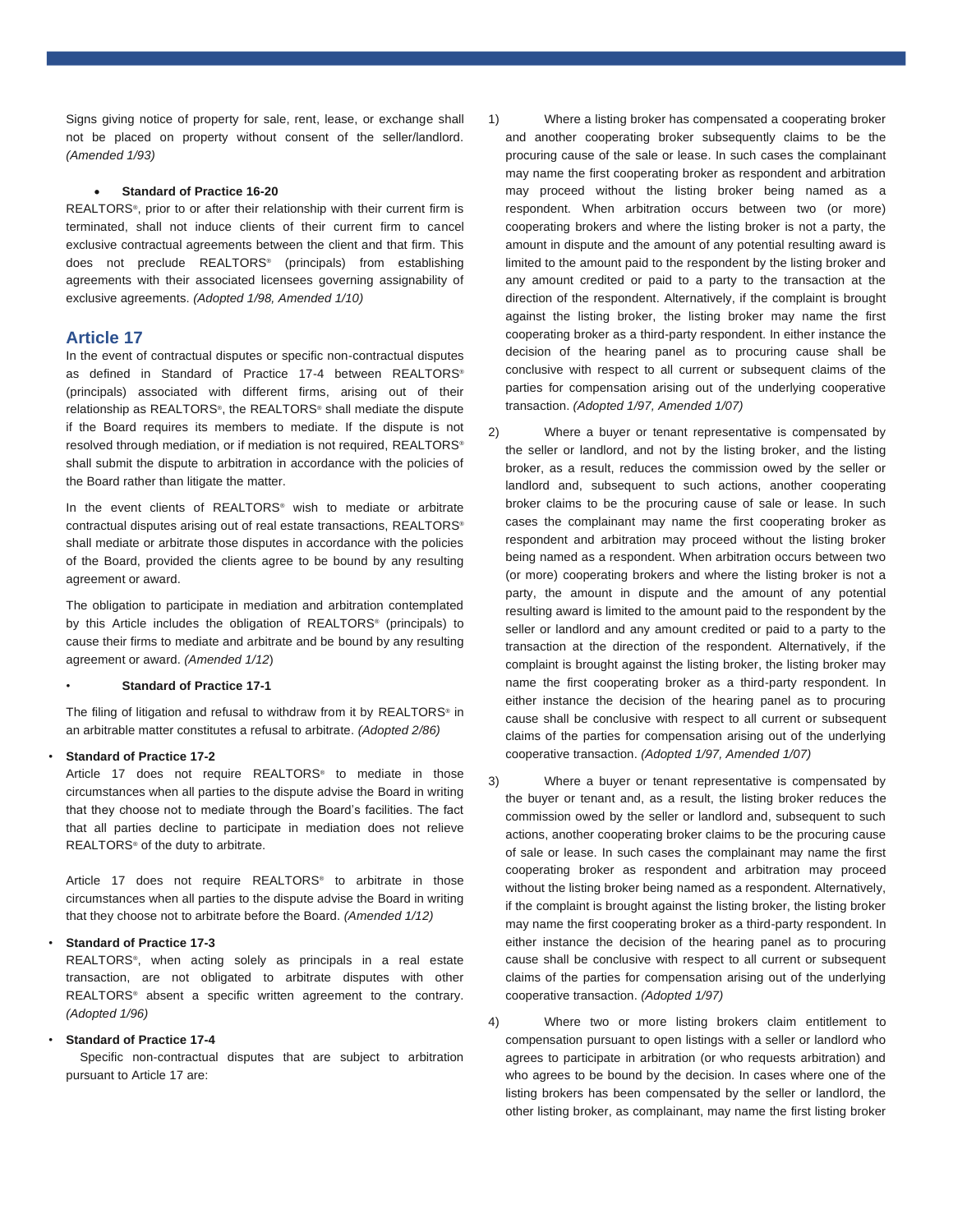Signs giving notice of property for sale, rent, lease, or exchange shall not be placed on property without consent of the seller/landlord. *(Amended 1/93)*

- **Standard of Practice 16-20**

REALTORS®, prior to or after their relationship with their current firm is terminated, shall not induce clients of their current firm to cancel exclusive contractual agreements between the client and that firm. This does not preclude REALTORS® (principals) from establishing agreements with their associated licensees governing assignability of exclusive agreements. *(Adopted 1/98, Amended 1/10)*

## Article 17

In the event of contractual disputes or specific non-contractual disputes as defined in Standard of Practice 17-4 between REALTORS® (principals) associated with different firms, arising out of their relationship as REALTORS®, the REALTORS® shall mediate the dispute if the Board requires its members to mediate. If the dispute is not resolved through mediation, or if mediation is not required, REALTORS® shall submit the dispute to arbitration in accordance with the policies of the Board rather than litigate the matter.

In the event clients of REALTORS® wish to mediate or arbitrate contractual disputes arising out of real estate transactions, REALTORS® shall mediate or arbitrate those disputes in accordance with the policies of the Board, provided the clients agree to be bound by any resulting agreement or award.

The obligation to participate in mediation and arbitration contemplated by this Article includes the obligation of REALTORS® (principals) to cause their firms to mediate and arbitrate and be bound by any resulting agreement or award. *(Amended 1/12)*

- **Standard of Practice 17-1**

The filing of litigation and refusal to withdraw from it by REALTORS® in an arbitrable matter constitutes a refusal to arbitrate. *(Adopted 2/86)*

- **Standard of Practice 17-2**

Article 17 does not require REALTORS® to mediate in those circumstances when all parties to the dispute advise the Board in writing that they choose not to mediate through the Board's facilities. The fact that all parties decline to participate in mediation does not relieve REALTORS® of the duty to arbitrate.

Article 17 does not require REALTORS® to arbitrate in those circumstances when all parties to the dispute advise the Board in writing that they choose not to arbitrate before the Board. *(Amended 1/12)*

- **Standard of Practice 17-3**

REALTORS®, when acting solely as principals in a real estate transaction, are not obligated to arbitrate disputes with other REALTORS® absent a specific written agreement to the contrary. *(Adopted 1/96)*

- **Standard of Practice 17-4**

Specific non-contractual disputes that are subject to arbitration pursuant to Article 17 are:

1) Where a listing broker has compensated a cooperating broker and another cooperating broker subsequently claims to be the procuring cause of the sale or lease. In such cases the complainant may name the first cooperating broker as respondent and arbitration may proceed without the listing broker being named as a respondent. When arbitration occurs between two (or more) cooperating brokers and where the listing broker is not a party, the amount in dispute and the amount of any potential resulting award is limited to the amount paid to the respondent by the listing broker and any amount credited or paid to a party to the transaction at the direction of the respondent. Alternatively, if the complaint is brought against the listing broker, the listing broker may name the first cooperating broker as a third-party respondent. In either instance the decision of the hearing panel as to procuring cause shall be conclusive with respect to all current or subsequent claims of the parties for compensation arising out of the underlying cooperative transaction. *(Adopted 1/97, Amended 1/07)*

2) Where a buyer or tenant representative is compensated by the seller or landlord, and not by the listing broker, and the listing broker, as a result, reduces the commission owed by the seller or landlord and, subsequent to such actions, another cooperating broker claims to be the procuring cause of sale or lease. In such cases the complainant may name the first cooperating broker as respondent and arbitration may proceed without the listing broker being named as a respondent. When arbitration occurs between two (or more) cooperating brokers and where the listing broker is not a party, the amount in dispute and the amount of any potential resulting award is limited to the amount paid to the respondent by the seller or landlord and any amount credited or paid to a party to the transaction at the direction of the respondent. Alternatively, if the complaint is brought against the listing broker, the listing broker may name the first cooperating broker as a third-party respondent. In either instance the decision of the hearing panel as to procuring cause shall be conclusive with respect to all current or subsequent claims of the parties for compensation arising out of the underlying cooperative transaction. *(Adopted 1/97, Amended 1/07)*

3) Where a buyer or tenant representative is compensated by the buyer or tenant and, as a result, the listing broker reduces the commission owed by the seller or landlord and, subsequent to such actions, another cooperating broker claims to be the procuring cause of sale or lease. In such cases the complainant may name the first cooperating broker as respondent and arbitration may proceed without the listing broker being named as a respondent. Alternatively, if the complaint is brought against the listing broker, the listing broker may name the first cooperating broker as a third-party respondent. In either instance the decision of the hearing panel as to procuring cause shall be conclusive with respect to all current or subsequent claims of the parties for compensation arising out of the underlying cooperative transaction. *(Adopted 1/97)*

4) Where two or more listing brokers claim entitlement to compensation pursuant to open listings with a seller or landlord who agrees to participate in arbitration (or who requests arbitration) and who agrees to be bound by the decision. In cases where one of the listing brokers has been compensated by the seller or landlord, the other listing broker, as complainant, may name the first listing broker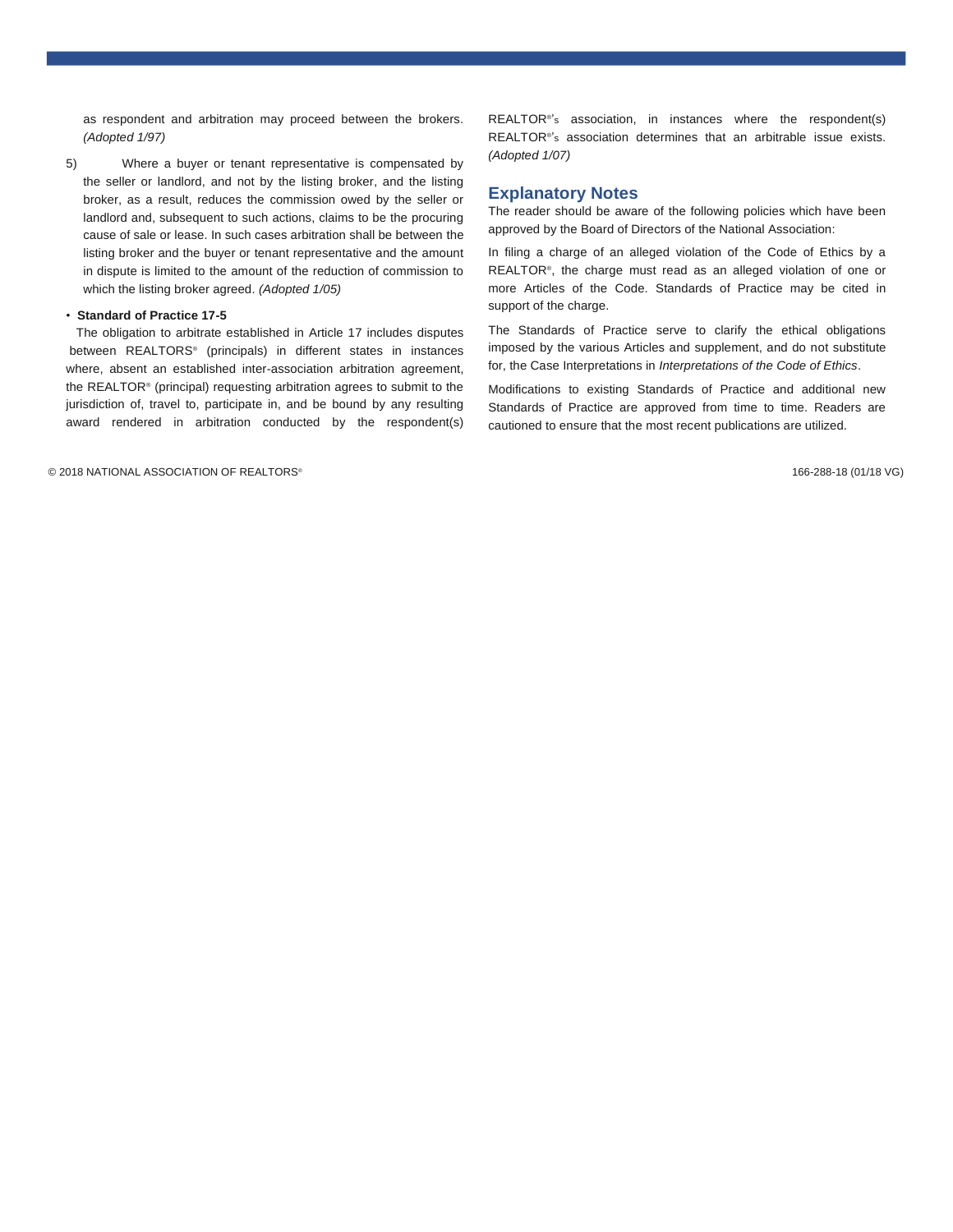as respondent and arbitration may proceed between the brokers. *(Adopted 1/97)*

5) Where a buyer or tenant representative is compensated by the seller or landlord, and not by the listing broker, and the listing broker, as a result, reduces the commission owed by the seller or landlord and, subsequent to such actions, claims to be the procuring cause of sale or lease. In such cases arbitration shall be between the listing broker and the buyer or tenant representative and the amount in dispute is limited to the amount of the reduction of commission to which the listing broker agreed. *(Adopted 1/05)*

- **Standard of Practice 17-5**

The obligation to arbitrate established in Article 17 includes disputes between REALTORS® (principals) in different states in instances where, absent an established inter-association arbitration agreement, the REALTOR® (principal) requesting arbitration agrees to submit to the jurisdiction of, travel to, participate in, and be bound by any resulting award rendered in arbitration conducted by the respondent(s) REALTOR®'s association, in instances where the respondent(s) REALTOR®'s association determines that an arbitrable issue exists. *(Adopted 1/07)*

## Explanatory Notes

The reader should be aware of the following policies which have been approved by the Board of Directors of the National Association:

In filing a charge of an alleged violation of the Code of Ethics by a REALTOR®, the charge must read as an alleged violation of one or more Articles of the Code. Standards of Practice may be cited in support of the charge.

The Standards of Practice serve to clarify the ethical obligations imposed by the various Articles and supplement, and do not substitute for, the Case Interpretations in *Interpretations of the Code of Ethics*.

Modifications to existing Standards of Practice and additional new Standards of Practice are approved from time to time. Readers are cautioned to ensure that the most recent publications are utilized.

© 2018 NATIONAL ASSOCIATION OF REALTORS® 166-288-18 (01/18 VG)